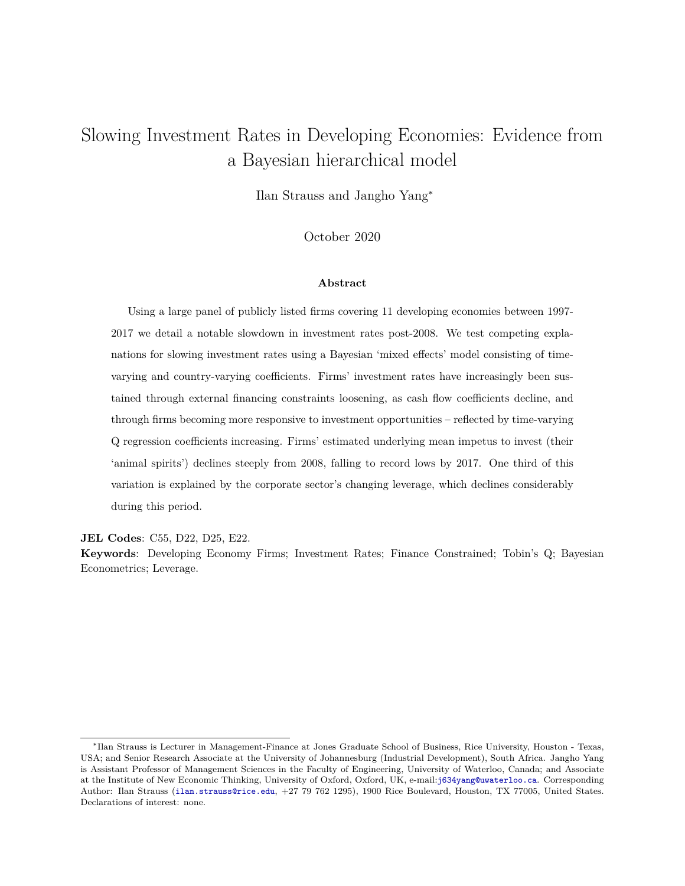# Slowing Investment Rates in Developing Economies: Evidence from a Bayesian hierarchical model

Ilan Strauss and Jangho Yang*

October 2020

### Abstract

Using a large panel of publicly listed firms covering 11 developing economies between 1997-2017 we detail a notable slowdown in investment rates post-2008. We test competing explanations for slowing investment rates using a Bayesian 'mixed effects' model consisting of time-varying and country-varying coefficients. Firms' investment rates have increasingly been sustained through external financing constraints loosening, as cash flow coefficients decline, and through firms becoming more responsive to investment opportunities – reflected by time-varying Q regression coefficients increasing. Firms' estimated underlying mean impetus to invest (their 'animal spirits') declines steeply from 2008, falling to record lows by 2017. One third of this variation is explained by the corporate sector's changing leverage, which declines considerably during this period.

**JEL Codes**: C55, D22, D25, E22.

**Keywords**: Developing Economy Firms; Investment Rates; Finance Constrained; Tobin's Q; Bayesian Econometrics; Leverage.

---

*Ilan Strauss is Lecturer in Management-Finance at Jones Graduate School of Business, Rice University, Houston - Texas, USA; and Senior Research Associate at the University of Johannesburg (Industrial Development), South Africa. Jangho Yang is Assistant Professor of Management Sciences in the Faculty of Engineering, University of Waterloo, Canada; and Associate at the Institute of New Economic Thinking, University of Oxford, Oxford, UK, e-mail:j634yang@uwaterloo.ca. Corresponding Author: Ilan Strauss (ilan.strauss@rice.edu, +27 79 762 1295), 1900 Rice Boulevard, Houston, TX 77005, United States. Declarations of interest: none.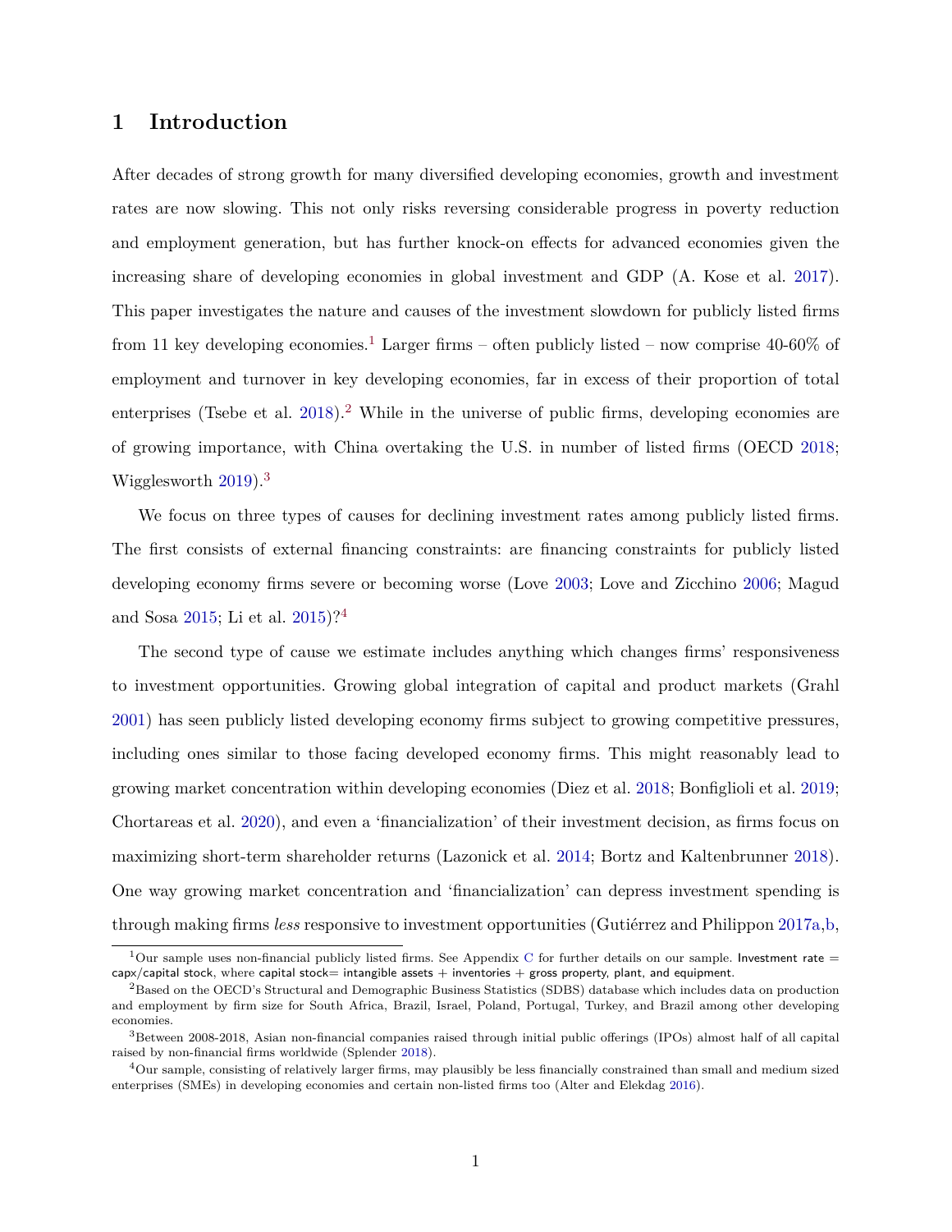# 1 Introduction

After decades of strong growth for many diversified developing economies, growth and investment rates are now slowing. This not only risks reversing considerable progress in poverty reduction and employment generation, but has further knock-on effects for advanced economies given the increasing share of developing economies in global investment and GDP (A. Kose et al. 2017). This paper investigates the nature and causes of the investment slowdown for publicly listed firms from 11 key developing economies.[1] Larger firms – often publicly listed – now comprise 40-60% of employment and turnover in key developing economies, far in excess of their proportion of total enterprises (Tsebe et al. 2018).[2] While in the universe of public firms, developing economies are of growing importance, with China overtaking the U.S. in number of listed firms (OECD 2018; Wigglesworth 2019).[3]

We focus on three types of causes for declining investment rates among publicly listed firms. The first consists of external financing constraints: are financing constraints for publicly listed developing economy firms severe or becoming worse (Love 2003; Love and Zicchino 2006; Magud and Sosa 2015; Li et al. 2015)?[4]

The second type of cause we estimate includes anything which changes firms' responsiveness to investment opportunities. Growing global integration of capital and product markets (Grahl 2001) has seen publicly listed developing economy firms subject to growing competitive pressures, including ones similar to those facing developed economy firms. This might reasonably lead to growing market concentration within developing economies (Diez et al. 2018; Bonfiglioli et al. 2019; Chortareas et al. 2020), and even a 'financialization' of their investment decision, as firms focus on maximizing short-term shareholder returns (Lazonick et al. 2014; Bortz and Kaltenbrunner 2018). One way growing market concentration and 'financialization' can depress investment spending is through making firms *less* responsive to investment opportunities (Gutiérrez and Philippon 2017a,b,

[1] Our sample uses non-financial publicly listed firms. See Appendix C for further details on our sample. Investment rate = capx/capital stock, where capital stock= intangible assets + inventories + gross property, plant, and equipment.

[2] Based on the OECD's Structural and Demographic Business Statistics (SDBS) database which includes data on production and employment by firm size for South Africa, Brazil, Israel, Poland, Portugal, Turkey, and Brazil among other developing economies.

[3] Between 2008-2018, Asian non-financial companies raised through initial public offerings (IPOs) almost half of all capital raised by non-financial firms worldwide (Splender 2018).

[4] Our sample, consisting of relatively larger firms, may plausibly be less financially constrained than small and medium sized enterprises (SMEs) in developing economies and certain non-listed firms too (Alter and Elekdag 2016).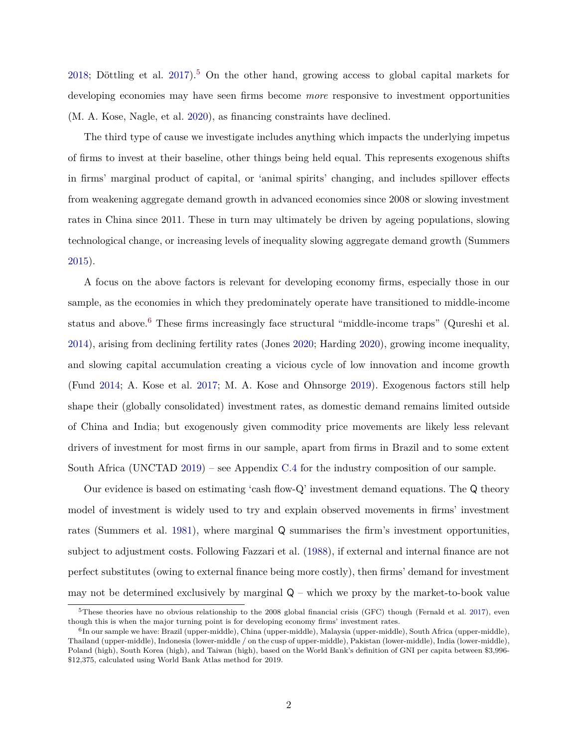2018; Döttling et al. 2017).[5] On the other hand, growing access to global capital markets for developing economies may have seen firms become *more* responsive to investment opportunities (M. A. Kose, Nagle, et al. 2020), as financing constraints have declined.

The third type of cause we investigate includes anything which impacts the underlying impetus of firms to invest at their baseline, other things being held equal. This represents exogenous shifts in firms' marginal product of capital, or 'animal spirits' changing, and includes spillover effects from weakening aggregate demand growth in advanced economies since 2008 or slowing investment rates in China since 2011. These in turn may ultimately be driven by ageing populations, slowing technological change, or increasing levels of inequality slowing aggregate demand growth (Summers 2015).

A focus on the above factors is relevant for developing economy firms, especially those in our sample, as the economies in which they predominately operate have transitioned to middle-income status and above.[6] These firms increasingly face structural "middle-income traps" (Qureshi et al. 2014), arising from declining fertility rates (Jones 2020; Harding 2020), growing income inequality, and slowing capital accumulation creating a vicious cycle of low innovation and income growth (Fund 2014; A. Kose et al. 2017; M. A. Kose and Ohnsorge 2019). Exogenous factors still help shape their (globally consolidated) investment rates, as domestic demand remains limited outside of China and India; but exogenously given commodity price movements are likely less relevant drivers of investment for most firms in our sample, apart from firms in Brazil and to some extent South Africa (UNCTAD 2019) – see Appendix C.4 for the industry composition of our sample.

Our evidence is based on estimating 'cash flow-Q' investment demand equations. The Q theory model of investment is widely used to try and explain observed movements in firms' investment rates (Summers et al. 1981), where marginal Q summarises the firm's investment opportunities, subject to adjustment costs. Following Fazzari et al. (1988), if external and internal finance are not perfect substitutes (owing to external finance being more costly), then firms' demand for investment may not be determined exclusively by marginal Q – which we proxy by the market-to-book value

---

[5] These theories have no obvious relationship to the 2008 global financial crisis (GFC) though (Fernald et al. 2017), even though this is when the major turning point is for developing economy firms' investment rates.

[6] In our sample we have: Brazil (upper-middle), China (upper-middle), Malaysia (upper-middle), South Africa (upper-middle), Thailand (upper-middle), Indonesia (lower-middle / on the cusp of upper-middle), Pakistan (lower-middle), India (lower-middle), Poland (high), South Korea (high), and Taiwan (high), based on the World Bank's definition of GNI per capita between \$3,996-\$12,375, calculated using World Bank Atlas method for 2019.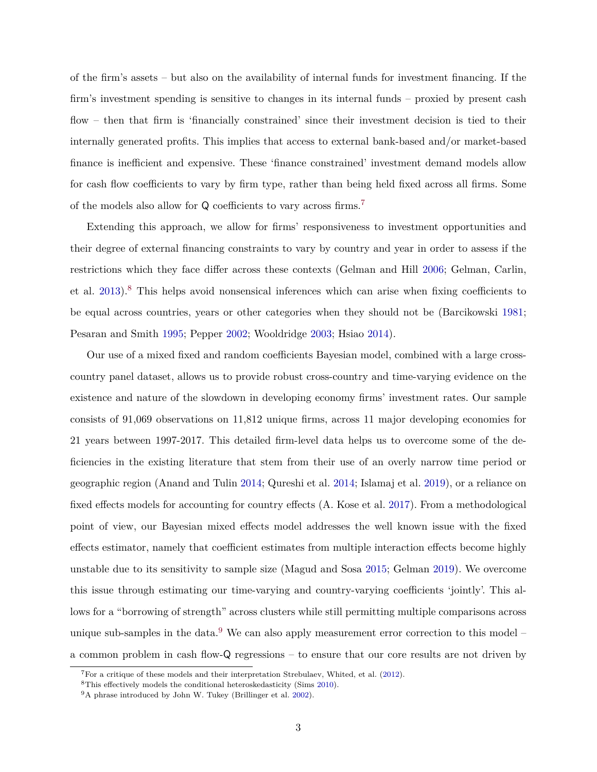of the firm's assets – but also on the availability of internal funds for investment financing. If the firm's investment spending is sensitive to changes in its internal funds – proxied by present cash flow – then that firm is 'financially constrained' since their investment decision is tied to their internally generated profits. This implies that access to external bank-based and/or market-based finance is inefficient and expensive. These 'finance constrained' investment demand models allow for cash flow coefficients to vary by firm type, rather than being held fixed across all firms. Some of the models also allow for Q coefficients to vary across firms.[7]

Extending this approach, we allow for firms' responsiveness to investment opportunities and their degree of external financing constraints to vary by country and year in order to assess if the restrictions which they face differ across these contexts (Gelman and Hill 2006; Gelman, Carlin, et al. 2013).[8] This helps avoid nonsensical inferences which can arise when fixing coefficients to be equal across countries, years or other categories when they should not be (Barcikowski 1981; Pesaran and Smith 1995; Pepper 2002; Wooldridge 2003; Hsiao 2014).

Our use of a mixed fixed and random coefficients Bayesian model, combined with a large cross-country panel dataset, allows us to provide robust cross-country and time-varying evidence on the existence and nature of the slowdown in developing economy firms' investment rates. Our sample consists of 91,069 observations on 11,812 unique firms, across 11 major developing economies for 21 years between 1997-2017. This detailed firm-level data helps us to overcome some of the deficiencies in the existing literature that stem from their use of an overly narrow time period or geographic region (Anand and Tulin 2014; Qureshi et al. 2014; Islamaj et al. 2019), or a reliance on fixed effects models for accounting for country effects (A. Kose et al. 2017). From a methodological point of view, our Bayesian mixed effects model addresses the well known issue with the fixed effects estimator, namely that coefficient estimates from multiple interaction effects become highly unstable due to its sensitivity to sample size (Magud and Sosa 2015; Gelman 2019). We overcome this issue through estimating our time-varying and country-varying coefficients 'jointly'. This allows for a "borrowing of strength" across clusters while still permitting multiple comparisons across unique sub-samples in the data.[9] We can also apply measurement error correction to this model – a common problem in cash flow-Q regressions – to ensure that our core results are not driven by

[7] For a critique of these models and their interpretation Strebulaev, Whited, et al. (2012).

[8] This effectively models the conditional heteroskedasticity (Sims 2010).

[9] A phrase introduced by John W. Tukey (Brillinger et al. 2002).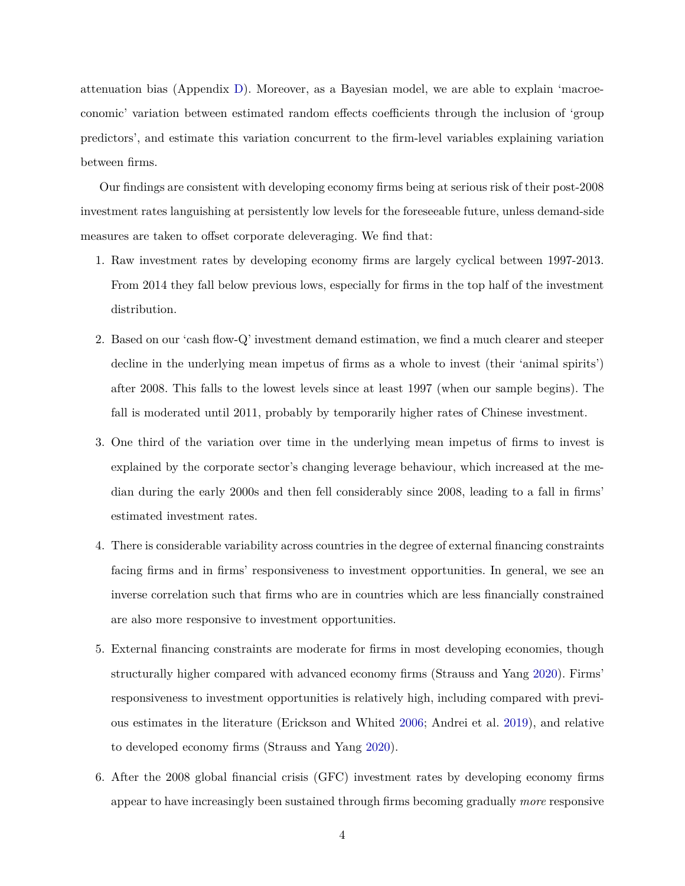attenuation bias (Appendix D). Moreover, as a Bayesian model, we are able to explain 'macroeconomic' variation between estimated random effects coefficients through the inclusion of 'group predictors', and estimate this variation concurrent to the firm-level variables explaining variation between firms.

Our findings are consistent with developing economy firms being at serious risk of their post-2008 investment rates languishing at persistently low levels for the foreseeable future, unless demand-side measures are taken to offset corporate deleveraging. We find that:

1. Raw investment rates by developing economy firms are largely cyclical between 1997-2013. From 2014 they fall below previous lows, especially for firms in the top half of the investment distribution.

2. Based on our 'cash flow-Q' investment demand estimation, we find a much clearer and steeper decline in the underlying mean impetus of firms as a whole to invest (their 'animal spirits') after 2008. This falls to the lowest levels since at least 1997 (when our sample begins). The fall is moderated until 2011, probably by temporarily higher rates of Chinese investment.

3. One third of the variation over time in the underlying mean impetus of firms to invest is explained by the corporate sector's changing leverage behaviour, which increased at the median during the early 2000s and then fell considerably since 2008, leading to a fall in firms' estimated investment rates.

4. There is considerable variability across countries in the degree of external financing constraints facing firms and in firms' responsiveness to investment opportunities. In general, we see an inverse correlation such that firms who are in countries which are less financially constrained are also more responsive to investment opportunities.

5. External financing constraints are moderate for firms in most developing economies, though structurally higher compared with advanced economy firms (Strauss and Yang 2020). Firms' responsiveness to investment opportunities is relatively high, including compared with previous estimates in the literature (Erickson and Whited 2006; Andrei et al. 2019), and relative to developed economy firms (Strauss and Yang 2020).

6. After the 2008 global financial crisis (GFC) investment rates by developing economy firms appear to have increasingly been sustained through firms becoming gradually *more* responsive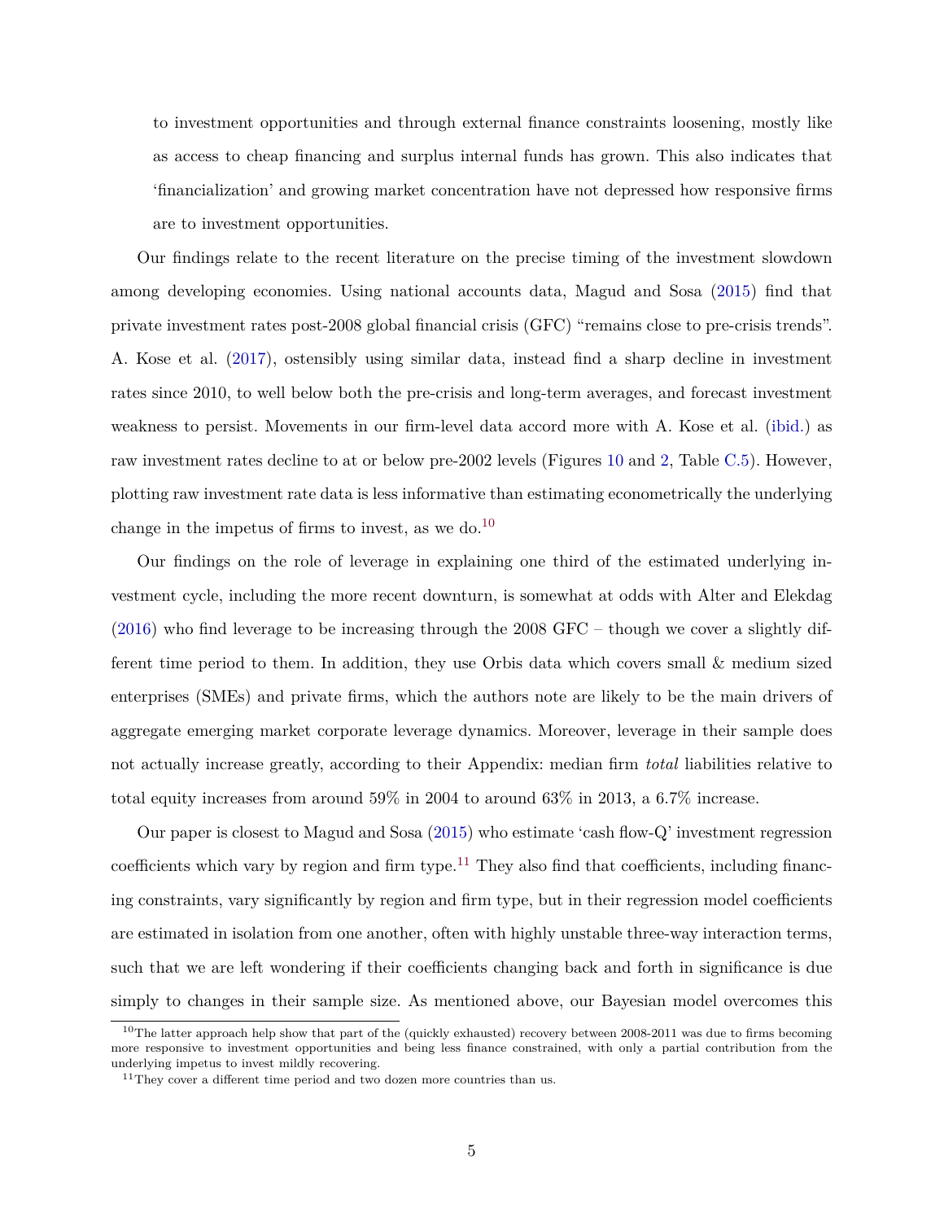to investment opportunities and through external finance constraints loosening, mostly like as access to cheap financing and surplus internal funds has grown. This also indicates that 'financialization' and growing market concentration have not depressed how responsive firms are to investment opportunities.

Our findings relate to the recent literature on the precise timing of the investment slowdown among developing economies. Using national accounts data, Magud and Sosa (2015) find that private investment rates post-2008 global financial crisis (GFC) "remains close to pre-crisis trends". A. Kose et al. (2017), ostensibly using similar data, instead find a sharp decline in investment rates since 2010, to well below both the pre-crisis and long-term averages, and forecast investment weakness to persist. Movements in our firm-level data accord more with A. Kose et al. (ibid.) as raw investment rates decline to at or below pre-2002 levels (Figures 10 and 2, Table C.5). However, plotting raw investment rate data is less informative than estimating econometrically the underlying change in the impetus of firms to invest, as we do.[10]

Our findings on the role of leverage in explaining one third of the estimated underlying investment cycle, including the more recent downturn, is somewhat at odds with Alter and Elekdag (2016) who find leverage to be increasing through the 2008 GFC – though we cover a slightly different time period to them. In addition, they use Orbis data which covers small & medium sized enterprises (SMEs) and private firms, which the authors note are likely to be the main drivers of aggregate emerging market corporate leverage dynamics. Moreover, leverage in their sample does not actually increase greatly, according to their Appendix: median firm *total* liabilities relative to total equity increases from around 59% in 2004 to around 63% in 2013, a 6.7% increase.

Our paper is closest to Magud and Sosa (2015) who estimate 'cash flow-Q' investment regression coefficients which vary by region and firm type.[11] They also find that coefficients, including financing constraints, vary significantly by region and firm type, but in their regression model coefficients are estimated in isolation from one another, often with highly unstable three-way interaction terms, such that we are left wondering if their coefficients changing back and forth in significance is due simply to changes in their sample size. As mentioned above, our Bayesian model overcomes this

[10] The latter approach help show that part of the (quickly exhausted) recovery between 2008-2011 was due to firms becoming more responsive to investment opportunities and being less finance constrained, with only a partial contribution from the underlying impetus to invest mildly recovering.

[11] They cover a different time period and two dozen more countries than us.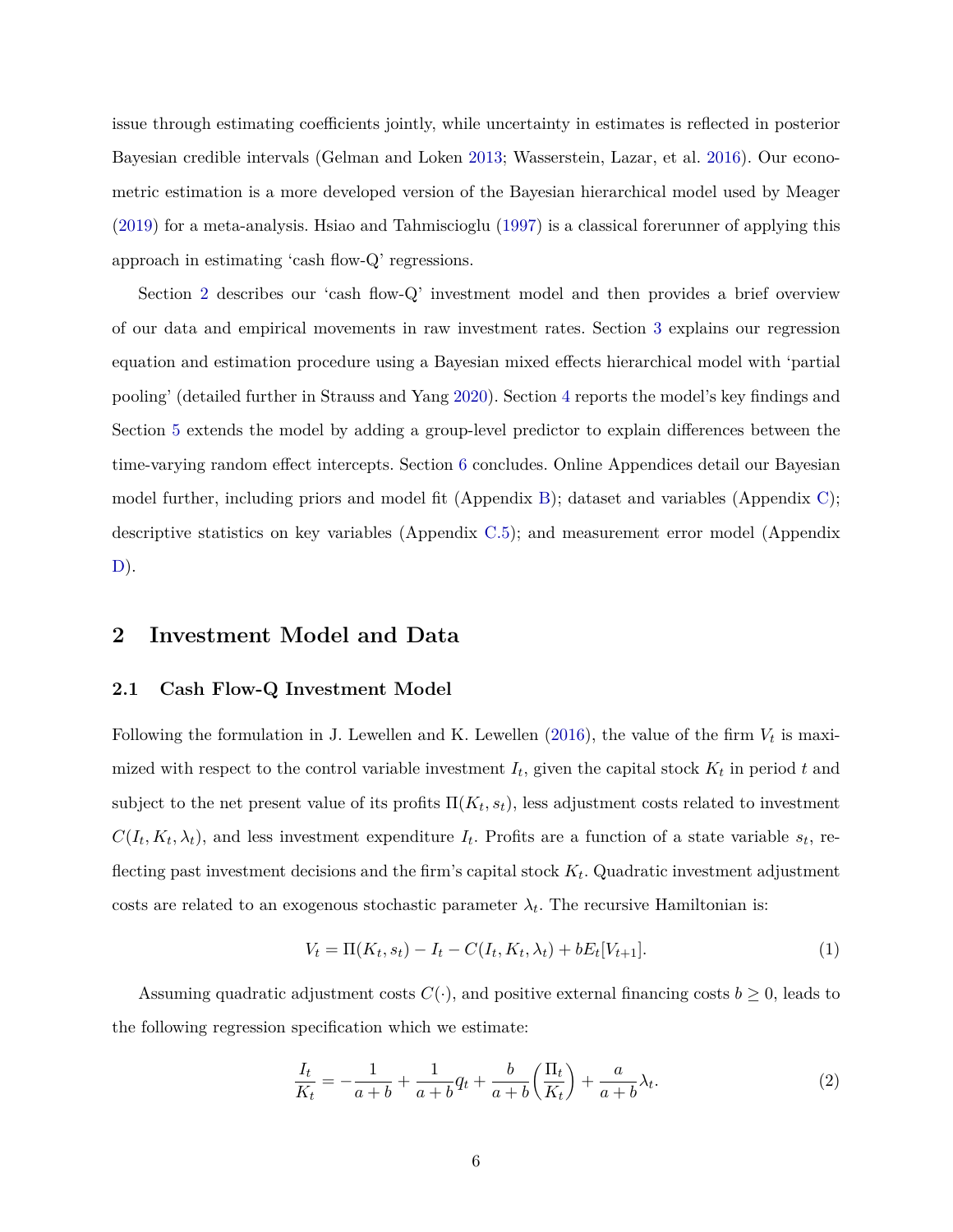issue through estimating coefficients jointly, while uncertainty in estimates is reflected in posterior Bayesian credible intervals (Gelman and Loken 2013; Wasserstein, Lazar, et al. 2016). Our econometric estimation is a more developed version of the Bayesian hierarchical model used by Meager (2019) for a meta-analysis. Hsiao and Tahmiscioglu (1997) is a classical forerunner of applying this approach in estimating 'cash flow-Q' regressions.

Section 2 describes our 'cash flow-Q' investment model and then provides a brief overview of our data and empirical movements in raw investment rates. Section 3 explains our regression equation and estimation procedure using a Bayesian mixed effects hierarchical model with 'partial pooling' (detailed further in Strauss and Yang 2020). Section 4 reports the model's key findings and Section 5 extends the model by adding a group-level predictor to explain differences between the time-varying random effect intercepts. Section 6 concludes. Online Appendices detail our Bayesian model further, including priors and model fit (Appendix B); dataset and variables (Appendix C); descriptive statistics on key variables (Appendix C.5); and measurement error model (Appendix D).

## 2 Investment Model and Data

### 2.1 Cash Flow-Q Investment Model

Following the formulation in J. Lewellen and K. Lewellen (2016), the value of the firm $V_t$ is maximized with respect to the control variable investment $I_t$, given the capital stock $K_t$ in period $t$ and subject to the net present value of its profits $\Pi(K_t, s_t)$, less adjustment costs related to investment $C(I_t, K_t, \lambda_t)$, and less investment expenditure $I_t$. Profits are a function of a state variable $s_t$, reflecting past investment decisions and the firm's capital stock $K_t$. Quadratic investment adjustment costs are related to an exogenous stochastic parameter $\lambda_t$. The recursive Hamiltonian is:

$$V_t = \Pi(K_t, s_t) - I_t - C(I_t, K_t, \lambda_t) + bE_t[V_{t+1}]. \tag{1}$$

Assuming quadratic adjustment costs $C(\cdot)$, and positive external financing costs $b \geq 0$, leads to the following regression specification which we estimate:

$$\frac{I_t}{K_t} = -\frac{1}{a+b} + \frac{1}{a+b}q_t + \frac{b}{a+b}\left(\frac{\Pi_t}{K_t}\right) + \frac{a}{a+b}\lambda_t. \tag{2}$$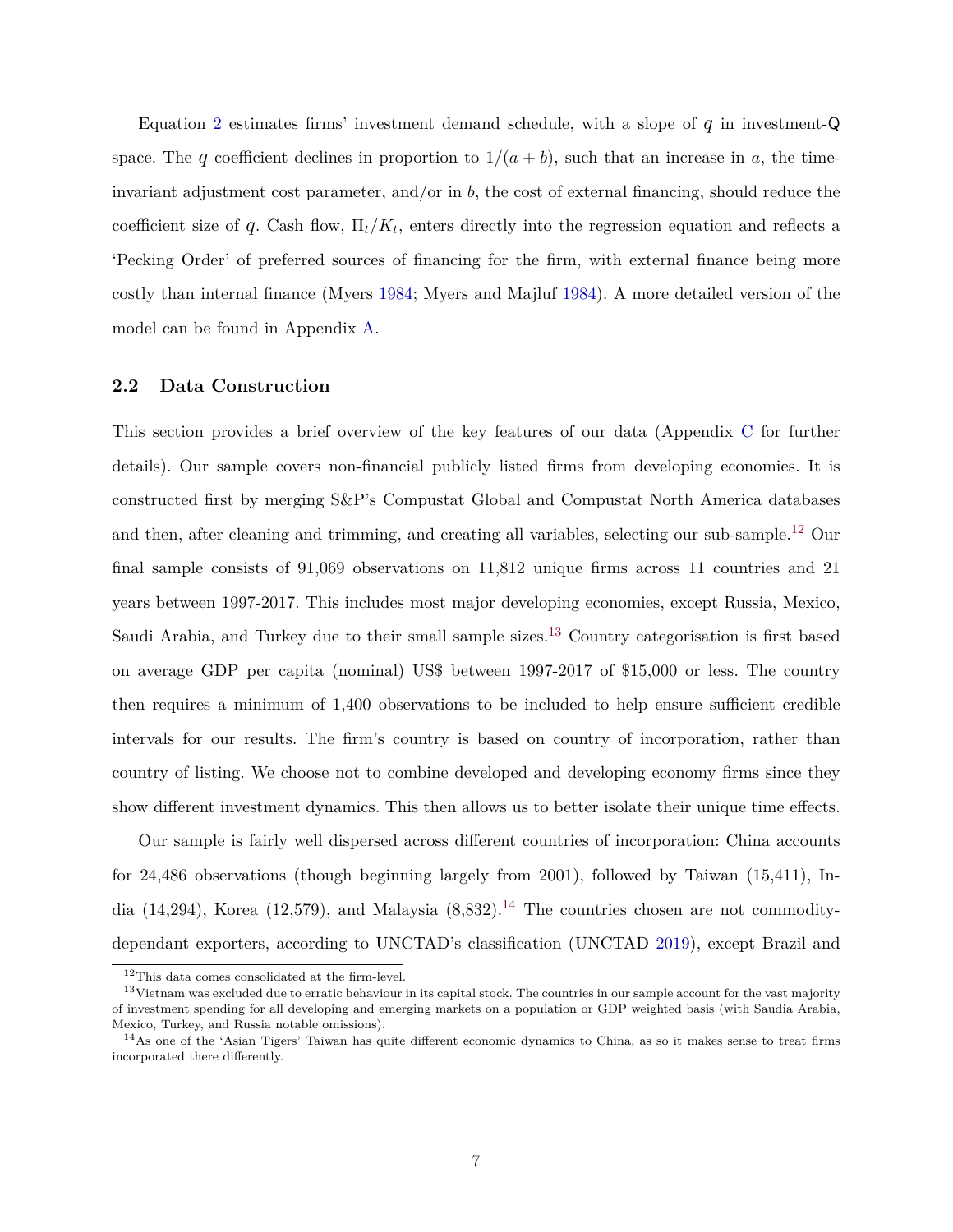Equation 2 estimates firms' investment demand schedule, with a slope of $q$ in investment-Q space. The $q$ coefficient declines in proportion to $1/(a+b)$, such that an increase in $a$, the time-invariant adjustment cost parameter, and/or in $b$, the cost of external financing, should reduce the coefficient size of $q$. Cash flow, $\Pi_t/K_t$, enters directly into the regression equation and reflects a 'Pecking Order' of preferred sources of financing for the firm, with external finance being more costly than internal finance (Myers 1984; Myers and Majluf 1984). A more detailed version of the model can be found in Appendix A.

### 2.2 Data Construction

This section provides a brief overview of the key features of our data (Appendix C for further details). Our sample covers non-financial publicly listed firms from developing economies. It is constructed first by merging S&P's Compustat Global and Compustat North America databases and then, after cleaning and trimming, and creating all variables, selecting our sub-sample.[12] Our final sample consists of 91,069 observations on 11,812 unique firms across 11 countries and 21 years between 1997-2017. This includes most major developing economies, except Russia, Mexico, Saudi Arabia, and Turkey due to their small sample sizes.[13] Country categorisation is first based on average GDP per capita (nominal) US$ between 1997-2017 of $15,000 or less. The country then requires a minimum of 1,400 observations to be included to help ensure sufficient credible intervals for our results. The firm's country is based on country of incorporation, rather than country of listing. We choose not to combine developed and developing economy firms since they show different investment dynamics. This then allows us to better isolate their unique time effects.

Our sample is fairly well dispersed across different countries of incorporation: China accounts for 24,486 observations (though beginning largely from 2001), followed by Taiwan (15,411), India (14,294), Korea (12,579), and Malaysia (8,832).[14] The countries chosen are not commodity-dependant exporters, according to UNCTAD's classification (UNCTAD 2019), except Brazil and

[12] This data comes consolidated at the firm-level.

[13] Vietnam was excluded due to erratic behaviour in its capital stock. The countries in our sample account for the vast majority of investment spending for all developing and emerging markets on a population or GDP weighted basis (with Saudia Arabia, Mexico, Turkey, and Russia notable omissions).

[14] As one of the 'Asian Tigers' Taiwan has quite different economic dynamics to China, as so it makes sense to treat firms incorporated there differently.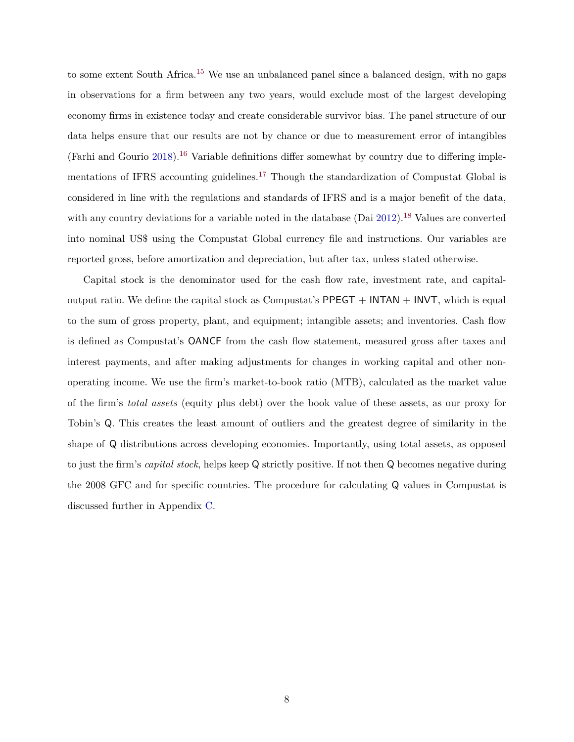to some extent South Africa.[15] We use an unbalanced panel since a balanced design, with no gaps in observations for a firm between any two years, would exclude most of the largest developing economy firms in existence today and create considerable survivor bias. The panel structure of our data helps ensure that our results are not by chance or due to measurement error of intangibles (Farhi and Gourio 2018).[16] Variable definitions differ somewhat by country due to differing implementations of IFRS accounting guidelines.[17] Though the standardization of Compustat Global is considered in line with the regulations and standards of IFRS and is a major benefit of the data, with any country deviations for a variable noted in the database (Dai 2012).[18] Values are converted into nominal US$ using the Compustat Global currency file and instructions. Our variables are reported gross, before amortization and depreciation, but after tax, unless stated otherwise.

Capital stock is the denominator used for the cash flow rate, investment rate, and capital-output ratio. We define the capital stock as Compustat's PPEGT + INTAN + INVT, which is equal to the sum of gross property, plant, and equipment; intangible assets; and inventories. Cash flow is defined as Compustat's OANCF from the cash flow statement, measured gross after taxes and interest payments, and after making adjustments for changes in working capital and other non-operating income. We use the firm's market-to-book ratio (MTB), calculated as the market value of the firm's *total assets* (equity plus debt) over the book value of these assets, as our proxy for Tobin's Q. This creates the least amount of outliers and the greatest degree of similarity in the shape of Q distributions across developing economies. Importantly, using total assets, as opposed to just the firm's *capital stock*, helps keep Q strictly positive. If not then Q becomes negative during the 2008 GFC and for specific countries. The procedure for calculating Q values in Compustat is discussed further in Appendix C.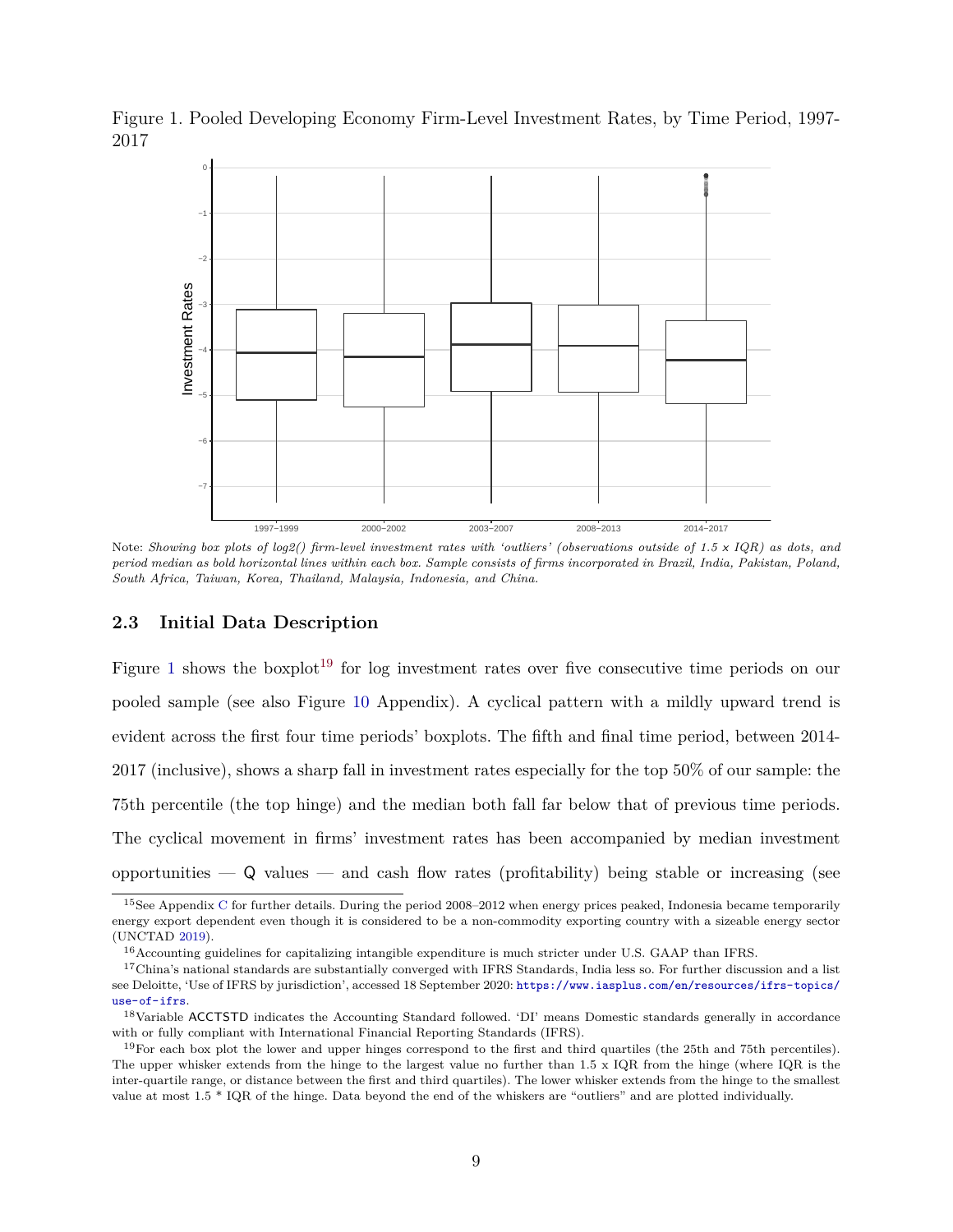Figure 1. Pooled Developing Economy Firm-Level Investment Rates, by Time Period, 1997-2017

Note: *Showing box plots of log2() firm-level investment rates with 'outliers' (observations outside of 1.5 x IQR) as dots, and period median as bold horizontal lines within each box. Sample consists of firms incorporated in Brazil, India, Pakistan, Poland, South Africa, Taiwan, Korea, Thailand, Malaysia, Indonesia, and China.*

## 2.3 Initial Data Description

Figure 1 shows the boxplot[19] for log investment rates over five consecutive time periods on our pooled sample (see also Figure 10 Appendix). A cyclical pattern with a mildly upward trend is evident across the first four time periods' boxplots. The fifth and final time period, between 2014-2017 (inclusive), shows a sharp fall in investment rates especially for the top 50% of our sample: the 75th percentile (the top hinge) and the median both fall far below that of previous time periods. The cyclical movement in firms' investment rates has been accompanied by median investment opportunities — Q values — and cash flow rates (profitability) being stable or increasing (see

---

[15] See Appendix C for further details. During the period 2008–2012 when energy prices peaked, Indonesia became temporarily energy export dependent even though it is considered to be a non-commodity exporting country with a sizeable energy sector (UNCTAD 2019).

[16] Accounting guidelines for capitalizing intangible expenditure is much stricter under U.S. GAAP than IFRS.

[17] China's national standards are substantially converged with IFRS Standards, India less so. For further discussion and a list see Deloitte, 'Use of IFRS by jurisdiction', accessed 18 September 2020: https://www.iasplus.com/en/resources/ifrs-topics/use-of-ifrs.

[18] Variable ACCTSTD indicates the Accounting Standard followed. 'DI' means Domestic standards generally in accordance with or fully compliant with International Financial Reporting Standards (IFRS).

[19] For each box plot the lower and upper hinges correspond to the first and third quartiles (the 25th and 75th percentiles). The upper whisker extends from the hinge to the largest value no further than 1.5 x IQR from the hinge (where IQR is the inter-quartile range, or distance between the first and third quartiles). The lower whisker extends from the hinge to the smallest value at most 1.5 * IQR of the hinge. Data beyond the end of the whiskers are "outliers" and are plotted individually.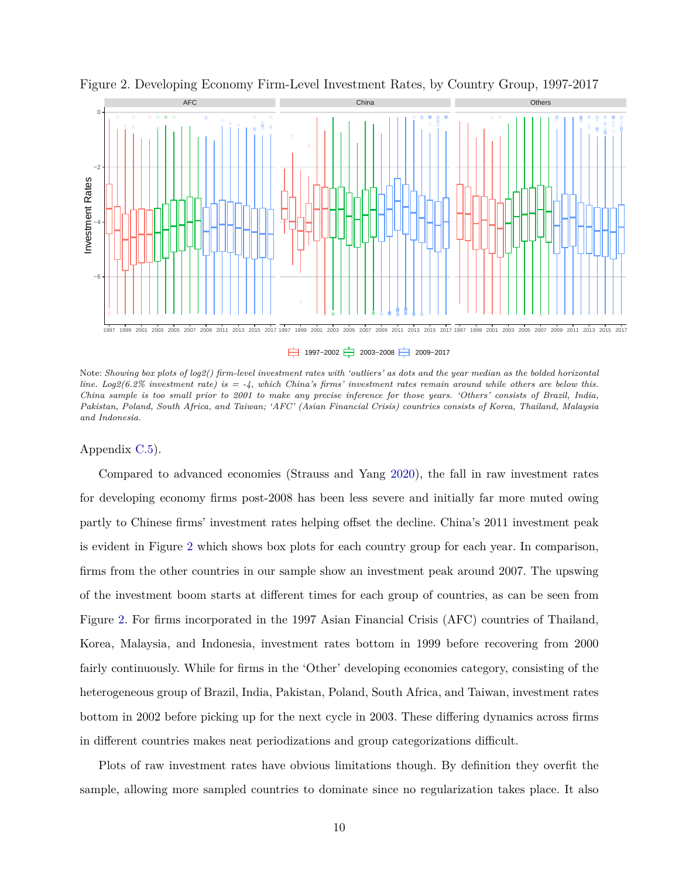Figure 2. Developing Economy Firm-Level Investment Rates, by Country Group, 1997-2017

Note: *Showing box plots of log2() firm-level investment rates with 'outliers' as dots and the year median as the bolded horizontal line. Log2(6.2% investment rate) is = -4, which China's firms' investment rates remain around while others are below this. China sample is too small prior to 2001 to make any precise inference for those years. 'Others' consists of Brazil, India, Pakistan, Poland, South Africa, and Taiwan; 'AFC' (Asian Financial Crisis) countries consists of Korea, Thailand, Malaysia and Indonesia.*

Appendix C.5).

Compared to advanced economies (Strauss and Yang 2020), the fall in raw investment rates for developing economy firms post-2008 has been less severe and initially far more muted owing partly to Chinese firms' investment rates helping offset the decline. China's 2011 investment peak is evident in Figure 2 which shows box plots for each country group for each year. In comparison, firms from the other countries in our sample show an investment peak around 2007. The upswing of the investment boom starts at different times for each group of countries, as can be seen from Figure 2. For firms incorporated in the 1997 Asian Financial Crisis (AFC) countries of Thailand, Korea, Malaysia, and Indonesia, investment rates bottom in 1999 before recovering from 2000 fairly continuously. While for firms in the 'Other' developing economies category, consisting of the heterogeneous group of Brazil, India, Pakistan, Poland, South Africa, and Taiwan, investment rates bottom in 2002 before picking up for the next cycle in 2003. These differing dynamics across firms in different countries makes neat periodizations and group categorizations difficult.

Plots of raw investment rates have obvious limitations though. By definition they overfit the sample, allowing more sampled countries to dominate since no regularization takes place. It also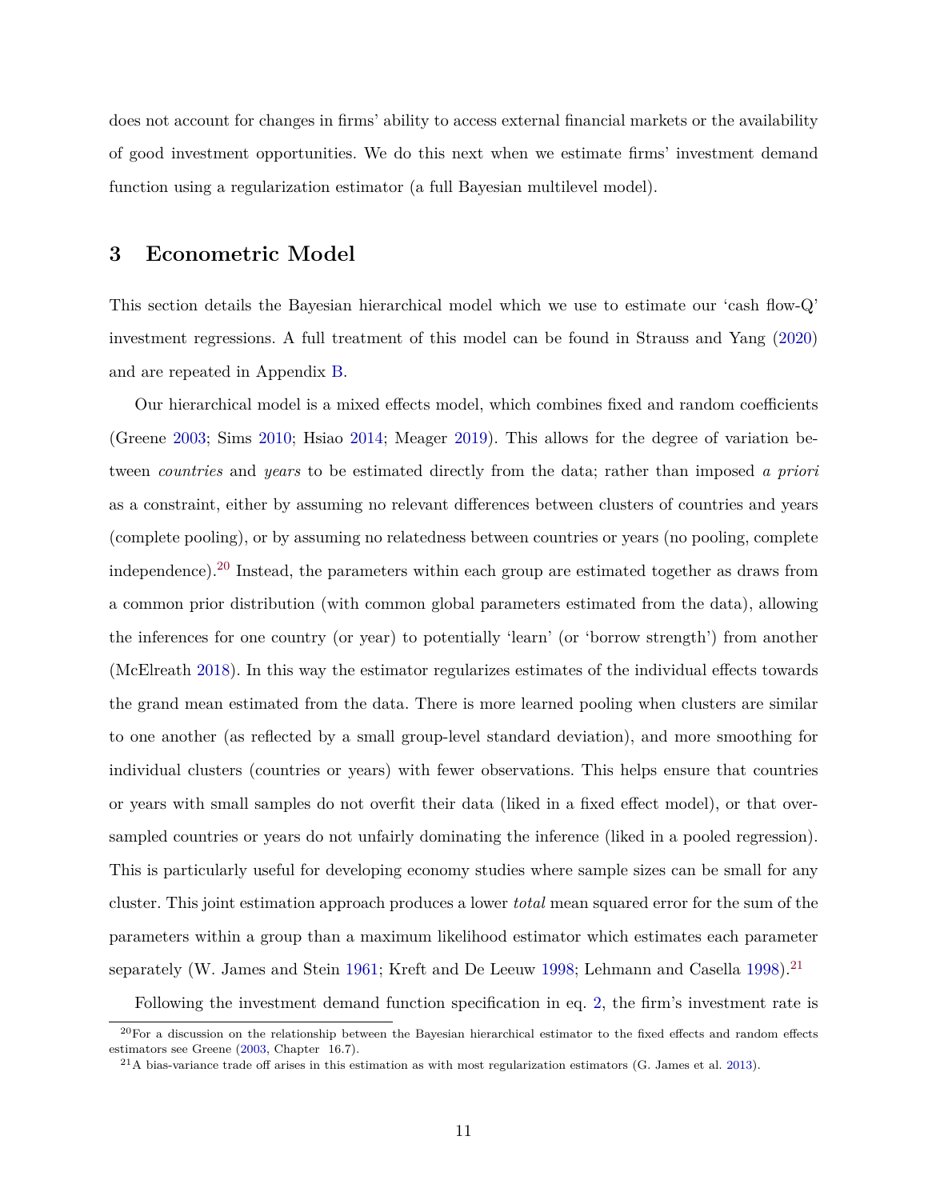does not account for changes in firms' ability to access external financial markets or the availability of good investment opportunities. We do this next when we estimate firms' investment demand function using a regularization estimator (a full Bayesian multilevel model).

## 3 Econometric Model

This section details the Bayesian hierarchical model which we use to estimate our 'cash flow-Q' investment regressions. A full treatment of this model can be found in Strauss and Yang (2020) and are repeated in Appendix B.

Our hierarchical model is a mixed effects model, which combines fixed and random coefficients (Greene 2003; Sims 2010; Hsiao 2014; Meager 2019). This allows for the degree of variation between *countries* and *years* to be estimated directly from the data; rather than imposed *a priori* as a constraint, either by assuming no relevant differences between clusters of countries and years (complete pooling), or by assuming no relatedness between countries or years (no pooling, complete independence).[20] Instead, the parameters within each group are estimated together as draws from a common prior distribution (with common global parameters estimated from the data), allowing the inferences for one country (or year) to potentially 'learn' (or 'borrow strength') from another (McElreath 2018). In this way the estimator regularizes estimates of the individual effects towards the grand mean estimated from the data. There is more learned pooling when clusters are similar to one another (as reflected by a small group-level standard deviation), and more smoothing for individual clusters (countries or years) with fewer observations. This helps ensure that countries or years with small samples do not overfit their data (liked in a fixed effect model), or that over-sampled countries or years do not unfairly dominating the inference (liked in a pooled regression). This is particularly useful for developing economy studies where sample sizes can be small for any cluster. This joint estimation approach produces a lower *total* mean squared error for the sum of the parameters within a group than a maximum likelihood estimator which estimates each parameter separately (W. James and Stein 1961; Kreft and De Leeuw 1998; Lehmann and Casella 1998).[21]

Following the investment demand function specification in eq. 2, the firm's investment rate is

[20] For a discussion on the relationship between the Bayesian hierarchical estimator to the fixed effects and random effects estimators see Greene (2003, Chapter 16.7).

[21] A bias-variance trade off arises in this estimation as with most regularization estimators (G. James et al. 2013).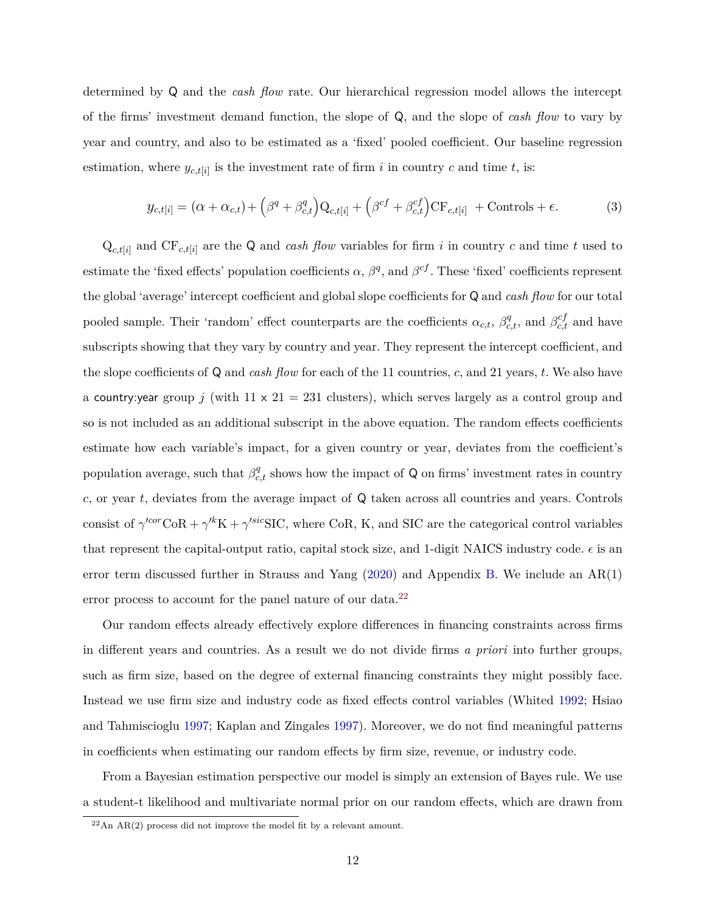determined by Q and the *cash flow* rate. Our hierarchical regression model allows the intercept of the firms' investment demand function, the slope of Q, and the slope of *cash flow* to vary by year and country, and also to be estimated as a 'fixed' pooled coefficient. Our baseline regression estimation, where $y_{c,t[i]}$ is the investment rate of firm $i$ in country $c$ and time $t$, is:

$$y_{c,t[i]} = (\alpha + \alpha_{c,t}) + \left(\beta^{q} + \beta^{q}_{c,t}\right)\mathrm{Q}_{c,t[i]} + \left(\beta^{cf} + \beta^{cf}_{c,t}\right)\mathrm{CF}_{c,t[i]} \ + \mathrm{Controls} + \epsilon. \tag{3}$$

$\mathrm{Q}_{c,t[i]}$ and $\mathrm{CF}_{c,t[i]}$ are the Q and *cash flow* variables for firm $i$ in country $c$ and time $t$ used to estimate the 'fixed effects' population coefficients $\alpha$, $\beta^{q}$, and $\beta^{cf}$. These 'fixed' coefficients represent the global 'average' intercept coefficient and global slope coefficients for Q and *cash flow* for our total pooled sample. Their 'random' effect counterparts are the coefficients $\alpha_{c,t}$, $\beta^{q}_{c,t}$, and $\beta^{cf}_{c,t}$ and have subscripts showing that they vary by country and year. They represent the intercept coefficient, and the slope coefficients of Q and *cash flow* for each of the 11 countries, $c$, and 21 years, $t$. We also have a country:year group $j$ (with 11 x 21 = 231 clusters), which serves largely as a control group and so is not included as an additional subscript in the above equation. The random effects coefficients estimate how each variable's impact, for a given country or year, deviates from the coefficient's population average, such that $\beta^{q}_{c,t}$ shows how the impact of Q on firms' investment rates in country $c$, or year $t$, deviates from the average impact of Q taken across all countries and years. Controls consist of $\gamma'^{cor}\mathrm{CoR} + \gamma'^{k}\mathrm{K} + \gamma'^{sic}\mathrm{SIC}$, where CoR, K, and SIC are the categorical control variables that represent the capital-output ratio, capital stock size, and 1-digit NAICS industry code. $\epsilon$ is an error term discussed further in Strauss and Yang (2020) and Appendix B. We include an AR(1) error process to account for the panel nature of our data.[22]

Our random effects already effectively explore differences in financing constraints across firms in different years and countries. As a result we do not divide firms *a priori* into further groups, such as firm size, based on the degree of external financing constraints they might possibly face. Instead we use firm size and industry code as fixed effects control variables (Whited 1992; Hsiao and Tahmiscioglu 1997; Kaplan and Zingales 1997). Moreover, we do not find meaningful patterns in coefficients when estimating our random effects by firm size, revenue, or industry code.

From a Bayesian estimation perspective our model is simply an extension of Bayes rule. We use a student-t likelihood and multivariate normal prior on our random effects, which are drawn from

[22] An AR(2) process did not improve the model fit by a relevant amount.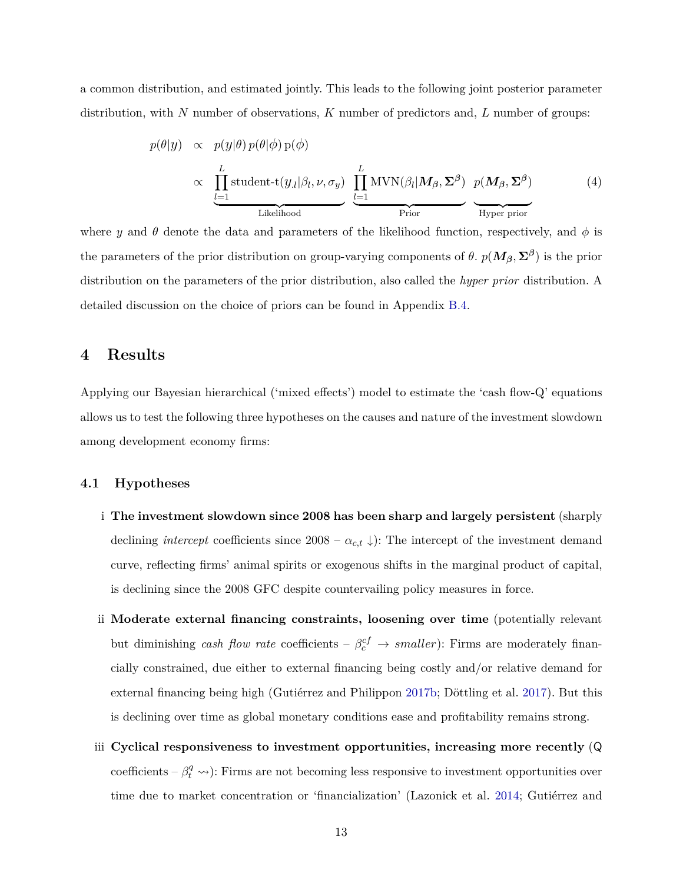a common distribution, and estimated jointly. This leads to the following joint posterior parameter distribution, with $N$ number of observations, $K$ number of predictors and, $L$ number of groups:

$$
\begin{aligned}
p(\theta|y) &\propto p(y|\theta)\, p(\theta|\phi)\, \mathrm{p}(\phi) \\
&\propto \underbrace{\prod_{l=1}^{L} \text{student-t}(y_{.l}|\beta_l, \nu, \sigma_y)}_{\text{Likelihood}} \; \underbrace{\prod_{l=1}^{L} \text{MVN}(\beta_l|\boldsymbol{M_\beta}, \boldsymbol{\Sigma^\beta})}_{\text{Prior}} \; \underbrace{p(\boldsymbol{M_\beta}, \boldsymbol{\Sigma^\beta})}_{\text{Hyper prior}}
\end{aligned} \tag{4}
$$

where $y$ and $\theta$ denote the data and parameters of the likelihood function, respectively, and $\phi$ is the parameters of the prior distribution on group-varying components of $\theta$. $p(\boldsymbol{M_\beta}, \boldsymbol{\Sigma^\beta})$ is the prior distribution on the parameters of the prior distribution, also called the *hyper prior* distribution. A detailed discussion on the choice of priors can be found in Appendix B.4.

## 4 Results

Applying our Bayesian hierarchical ('mixed effects') model to estimate the 'cash flow-Q' equations allows us to test the following three hypotheses on the causes and nature of the investment slowdown among development economy firms:

### 4.1 Hypotheses

i **The investment slowdown since 2008 has been sharp and largely persistent** (sharply declining *intercept* coefficients since 2008 – $\alpha_{c,t} \downarrow$): The intercept of the investment demand curve, reflecting firms' animal spirits or exogenous shifts in the marginal product of capital, is declining since the 2008 GFC despite countervailing policy measures in force.

ii **Moderate external financing constraints, loosening over time** (potentially relevant but diminishing *cash flow rate* coefficients – $\beta_c^{cf} \rightarrow$ *smaller*): Firms are moderately financially constrained, due either to external financing being costly and/or relative demand for external financing being high (Gutiérrez and Philippon 2017b; Döttling et al. 2017). But this is declining over time as global monetary conditions ease and profitability remains strong.

iii **Cyclical responsiveness to investment opportunities, increasing more recently** (Q coefficients – $\beta_t^q \rightsquigarrow$): Firms are not becoming less responsive to investment opportunities over time due to market concentration or 'financialization' (Lazonick et al. 2014; Gutiérrez and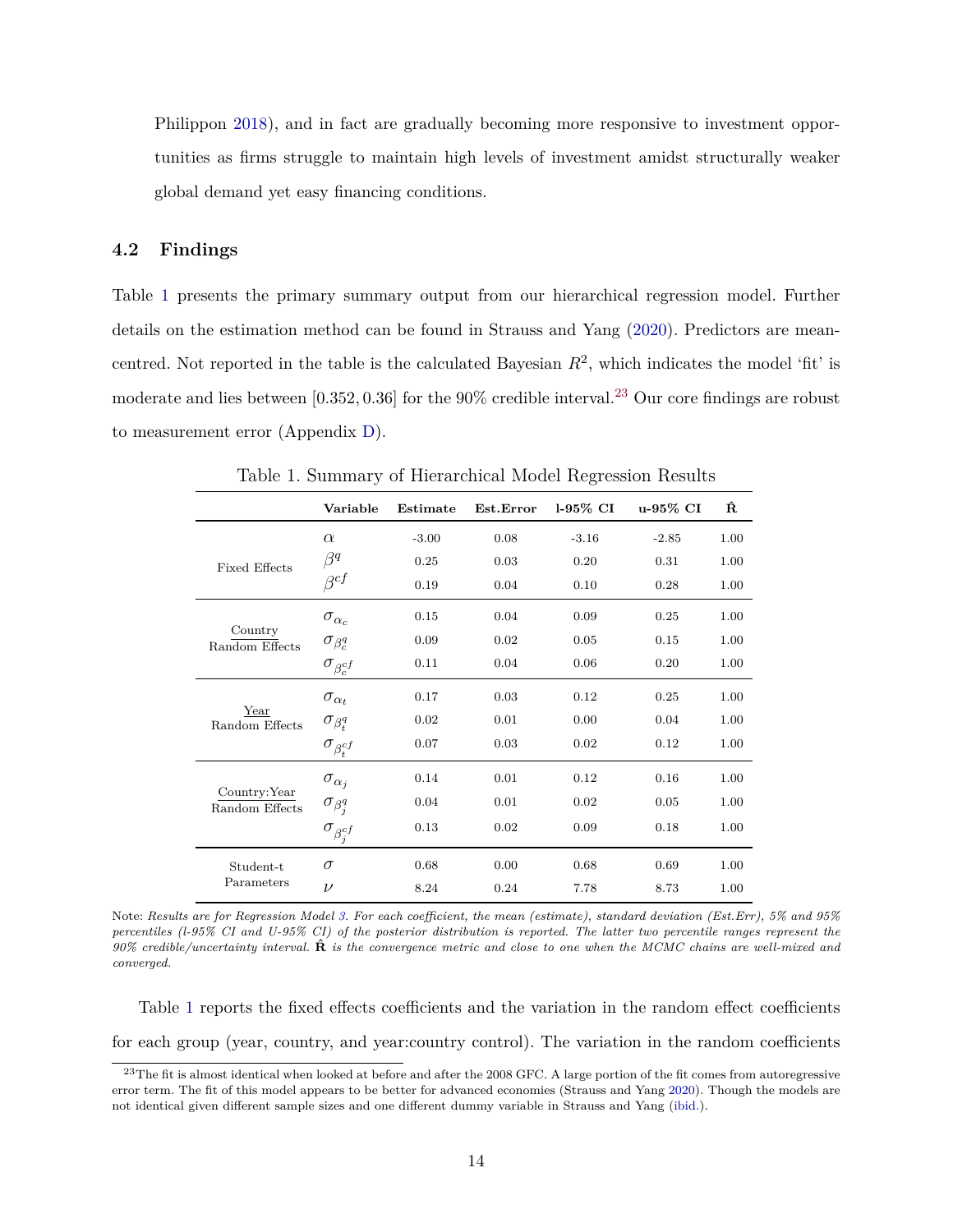Philippon 2018), and in fact are gradually becoming more responsive to investment opportunities as firms struggle to maintain high levels of investment amidst structurally weaker global demand yet easy financing conditions.

### 4.2 Findings

Table 1 presents the primary summary output from our hierarchical regression model. Further details on the estimation method can be found in Strauss and Yang (2020). Predictors are mean-centred. Not reported in the table is the calculated Bayesian $R^2$, which indicates the model 'fit' is moderate and lies between $[0.352, 0.36]$ for the 90% credible interval.[23] Our core findings are robust to measurement error (Appendix D).

Table 1. Summary of Hierarchical Model Regression Results

| | Variable | Estimate | Est.Error | l-95% CI | u-95% CI | $\hat{\mathbf{R}}$ |
|---|---|---|---|---|---|---|
| Fixed Effects | $\alpha$ | -3.00 | 0.08 | -3.16 | -2.85 | 1.00 |
| | $\beta^{q}$ | 0.25 | 0.03 | 0.20 | 0.31 | 1.00 |
| | $\beta^{cf}$ | 0.19 | 0.04 | 0.10 | 0.28 | 1.00 |
| Country Random Effects | $\sigma_{\alpha_c}$ | 0.15 | 0.04 | 0.09 | 0.25 | 1.00 |
| | $\sigma_{\beta^{q}_{c}}$ | 0.09 | 0.02 | 0.05 | 0.15 | 1.00 |
| | $\sigma_{\beta^{cf}_{c}}$ | 0.11 | 0.04 | 0.06 | 0.20 | 1.00 |
| Year Random Effects | $\sigma_{\alpha_t}$ | 0.17 | 0.03 | 0.12 | 0.25 | 1.00 |
| | $\sigma_{\beta^{q}_{t}}$ | 0.02 | 0.01 | 0.00 | 0.04 | 1.00 |
| | $\sigma_{\beta^{cf}_{t}}$ | 0.07 | 0.03 | 0.02 | 0.12 | 1.00 |
| Country:Year Random Effects | $\sigma_{\alpha_j}$ | 0.14 | 0.01 | 0.12 | 0.16 | 1.00 |
| | $\sigma_{\beta^{q}_{j}}$ | 0.04 | 0.01 | 0.02 | 0.05 | 1.00 |
| | $\sigma_{\beta^{cf}_{j}}$ | 0.13 | 0.02 | 0.09 | 0.18 | 1.00 |
| Student-t Parameters | $\sigma$ | 0.68 | 0.00 | 0.68 | 0.69 | 1.00 |
| | $\nu$ | 8.24 | 0.24 | 7.78 | 8.73 | 1.00 |

Note: *Results are for Regression Model 3. For each coefficient, the mean (estimate), standard deviation (Est.Err), 5% and 95% percentiles (l-95% CI and U-95% CI) of the posterior distribution is reported. The latter two percentile ranges represent the 90% credible/uncertainty interval.* $\hat{\mathbf{R}}$ *is the convergence metric and close to one when the MCMC chains are well-mixed and converged.*

Table 1 reports the fixed effects coefficients and the variation in the random effect coefficients for each group (year, country, and year:country control). The variation in the random coefficients

[23] The fit is almost identical when looked at before and after the 2008 GFC. A large portion of the fit comes from autoregressive error term. The fit of this model appears to be better for advanced economies (Strauss and Yang 2020). Though the models are not identical given different sample sizes and one different dummy variable in Strauss and Yang (ibid.).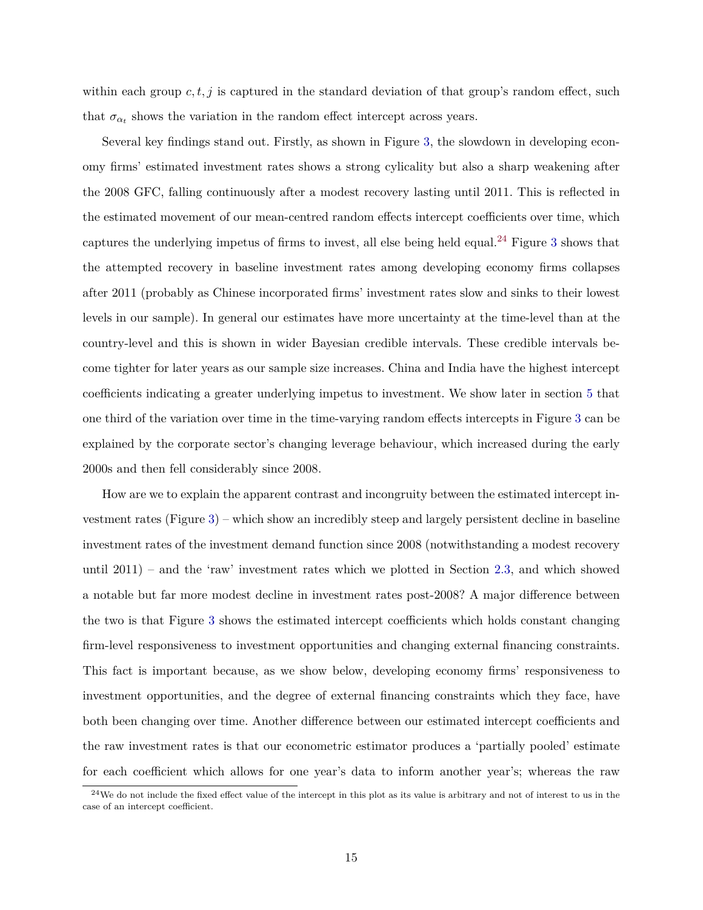within each group $c, t, j$ is captured in the standard deviation of that group's random effect, such that $\sigma_{\alpha_t}$ shows the variation in the random effect intercept across years.

Several key findings stand out. Firstly, as shown in Figure 3, the slowdown in developing economy firms' estimated investment rates shows a strong cylicality but also a sharp weakening after the 2008 GFC, falling continuously after a modest recovery lasting until 2011. This is reflected in the estimated movement of our mean-centred random effects intercept coefficients over time, which captures the underlying impetus of firms to invest, all else being held equal.[24] Figure 3 shows that the attempted recovery in baseline investment rates among developing economy firms collapses after 2011 (probably as Chinese incorporated firms' investment rates slow and sinks to their lowest levels in our sample). In general our estimates have more uncertainty at the time-level than at the country-level and this is shown in wider Bayesian credible intervals. These credible intervals become tighter for later years as our sample size increases. China and India have the highest intercept coefficients indicating a greater underlying impetus to investment. We show later in section 5 that one third of the variation over time in the time-varying random effects intercepts in Figure 3 can be explained by the corporate sector's changing leverage behaviour, which increased during the early 2000s and then fell considerably since 2008.

How are we to explain the apparent contrast and incongruity between the estimated intercept investment rates (Figure 3) – which show an incredibly steep and largely persistent decline in baseline investment rates of the investment demand function since 2008 (notwithstanding a modest recovery until 2011) – and the 'raw' investment rates which we plotted in Section 2.3, and which showed a notable but far more modest decline in investment rates post-2008? A major difference between the two is that Figure 3 shows the estimated intercept coefficients which holds constant changing firm-level responsiveness to investment opportunities and changing external financing constraints. This fact is important because, as we show below, developing economy firms' responsiveness to investment opportunities, and the degree of external financing constraints which they face, have both been changing over time. Another difference between our estimated intercept coefficients and the raw investment rates is that our econometric estimator produces a 'partially pooled' estimate for each coefficient which allows for one year's data to inform another year's; whereas the raw

[24] We do not include the fixed effect value of the intercept in this plot as its value is arbitrary and not of interest to us in the case of an intercept coefficient.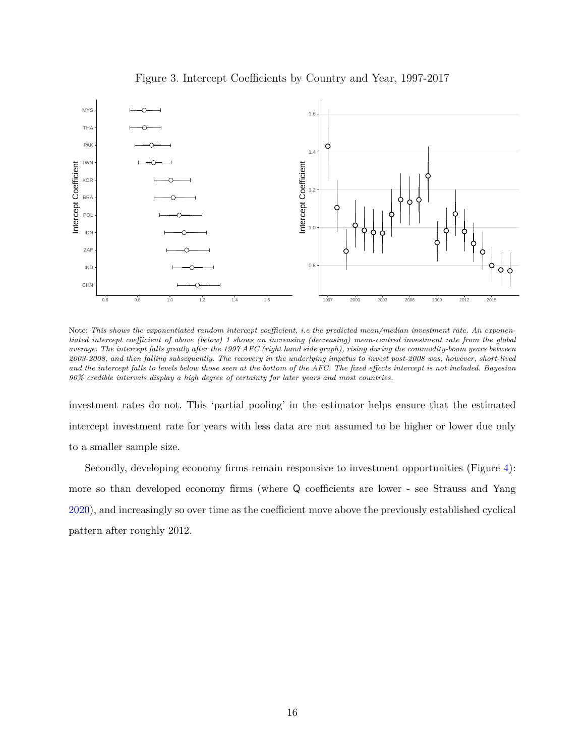Figure 3. Intercept Coefficients by Country and Year, 1997-2017

Note: *This shows the exponentiated random intercept coefficient, i.e the predicted mean/median investment rate. An exponentiated intercept coefficient of above (below) 1 shows an increasing (decreasing) mean-centred investment rate from the global average. The intercept falls greatly after the 1997 AFC (right hand side graph), rising during the commodity-boom years between 2003-2008, and then falling subsequently. The recovery in the underlying impetus to invest post-2008 was, however, short-lived and the intercept falls to levels below those seen at the bottom of the AFC. The fixed effects intercept is not included. Bayesian 90% credible intervals display a high degree of certainty for later years and most countries.*

investment rates do not. This 'partial pooling' in the estimator helps ensure that the estimated intercept investment rate for years with less data are not assumed to be higher or lower due only to a smaller sample size.

Secondly, developing economy firms remain responsive to investment opportunities (Figure 4): more so than developed economy firms (where Q coefficients are lower - see Strauss and Yang 2020), and increasingly so over time as the coefficient move above the previously established cyclical pattern after roughly 2012.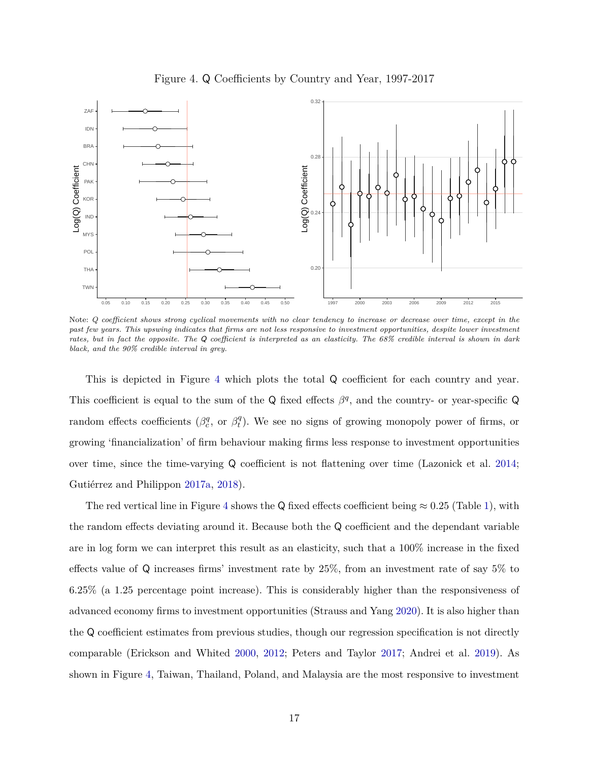Figure 4. Q Coefficients by Country and Year, 1997-2017

Note: *Q coefficient shows strong cyclical movements with no clear tendency to increase or decrease over time, except in the past few years. This upswing indicates that firms are not less responsive to investment opportunities, despite lower investment rates, but in fact the opposite. The Q coefficient is interpreted as an elasticity. The 68% credible interval is shown in dark black, and the 90% credible interval in grey.*

This is depicted in Figure 4 which plots the total Q coefficient for each country and year. This coefficient is equal to the sum of the Q fixed effects $\beta^q$, and the country- or year-specific Q random effects coefficients ($\beta^q_c$, or $\beta^q_t$). We see no signs of growing monopoly power of firms, or growing 'financialization' of firm behaviour making firms less response to investment opportunities over time, since the time-varying Q coefficient is not flattening over time (Lazonick et al. 2014; Gutiérrez and Philippon 2017a, 2018).

The red vertical line in Figure 4 shows the Q fixed effects coefficient being $\approx 0.25$ (Table 1), with the random effects deviating around it. Because both the Q coefficient and the dependant variable are in log form we can interpret this result as an elasticity, such that a 100% increase in the fixed effects value of Q increases firms' investment rate by 25%, from an investment rate of say 5% to 6.25% (a 1.25 percentage point increase). This is considerably higher than the responsiveness of advanced economy firms to investment opportunities (Strauss and Yang 2020). It is also higher than the Q coefficient estimates from previous studies, though our regression specification is not directly comparable (Erickson and Whited 2000, 2012; Peters and Taylor 2017; Andrei et al. 2019). As shown in Figure 4, Taiwan, Thailand, Poland, and Malaysia are the most responsive to investment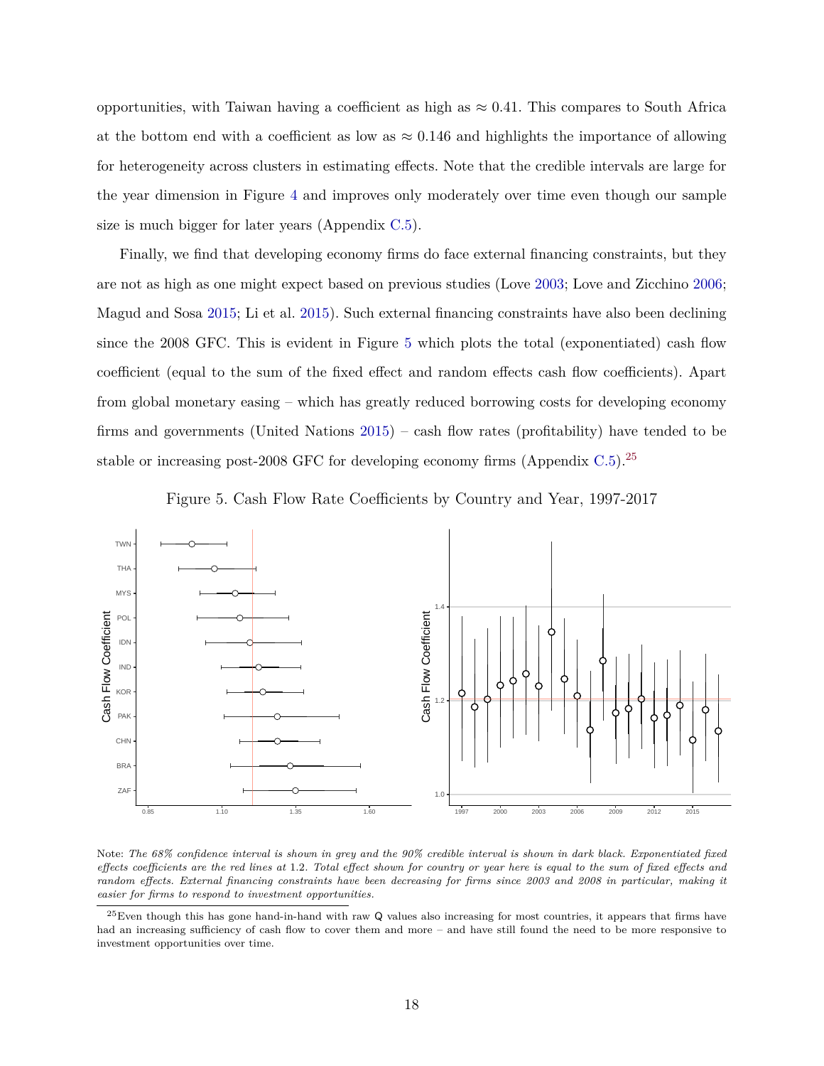opportunities, with Taiwan having a coefficient as high as $\approx 0.41$. This compares to South Africa at the bottom end with a coefficient as low as $\approx 0.146$ and highlights the importance of allowing for heterogeneity across clusters in estimating effects. Note that the credible intervals are large for the year dimension in Figure 4 and improves only moderately over time even though our sample size is much bigger for later years (Appendix C.5).

Finally, we find that developing economy firms do face external financing constraints, but they are not as high as one might expect based on previous studies (Love 2003; Love and Zicchino 2006; Magud and Sosa 2015; Li et al. 2015). Such external financing constraints have also been declining since the 2008 GFC. This is evident in Figure 5 which plots the total (exponentiated) cash flow coefficient (equal to the sum of the fixed effect and random effects cash flow coefficients). Apart from global monetary easing – which has greatly reduced borrowing costs for developing economy firms and governments (United Nations 2015) – cash flow rates (profitability) have tended to be stable or increasing post-2008 GFC for developing economy firms (Appendix C.5).[25]

Figure 5. Cash Flow Rate Coefficients by Country and Year, 1997-2017

Note: *The 68% confidence interval is shown in grey and the 90% credible interval is shown in dark black. Exponentiated fixed effects coefficients are the red lines at 1.2. Total effect shown for country or year here is equal to the sum of fixed effects and random effects. External financing constraints have been decreasing for firms since 2003 and 2008 in particular, making it easier for firms to respond to investment opportunities.*

[25] Even though this has gone hand-in-hand with raw Q values also increasing for most countries, it appears that firms have had an increasing sufficiency of cash flow to cover them and more – and have still found the need to be more responsive to investment opportunities over time.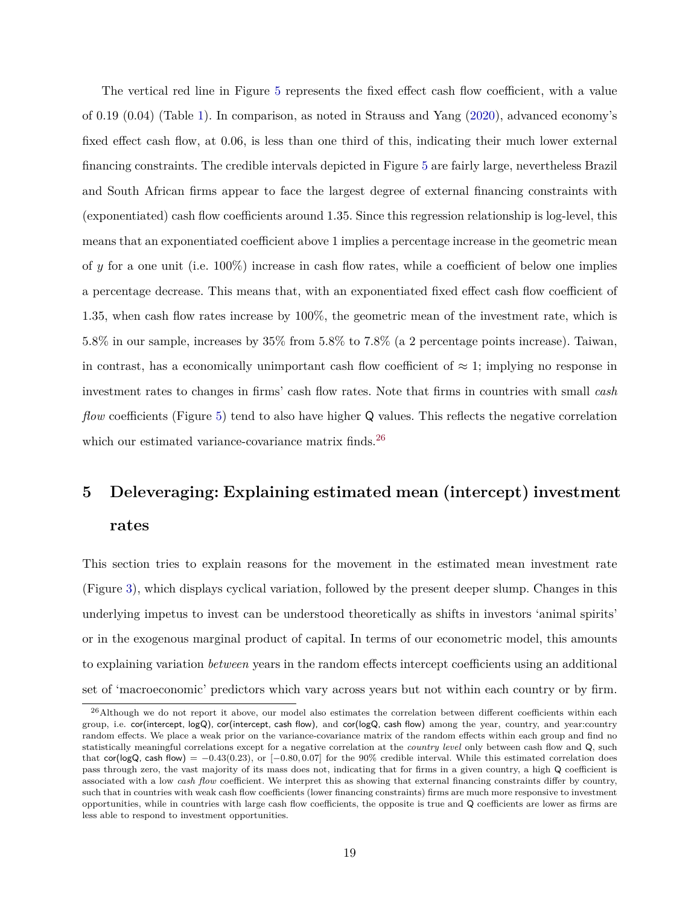The vertical red line in Figure 5 represents the fixed effect cash flow coefficient, with a value of 0.19 (0.04) (Table 1). In comparison, as noted in Strauss and Yang (2020), advanced economy's fixed effect cash flow, at 0.06, is less than one third of this, indicating their much lower external financing constraints. The credible intervals depicted in Figure 5 are fairly large, nevertheless Brazil and South African firms appear to face the largest degree of external financing constraints with (exponentiated) cash flow coefficients around 1.35. Since this regression relationship is log-level, this means that an exponentiated coefficient above 1 implies a percentage increase in the geometric mean of $y$ for a one unit (i.e. 100%) increase in cash flow rates, while a coefficient of below one implies a percentage decrease. This means that, with an exponentiated fixed effect cash flow coefficient of 1.35, when cash flow rates increase by 100%, the geometric mean of the investment rate, which is 5.8% in our sample, increases by 35% from 5.8% to 7.8% (a 2 percentage points increase). Taiwan, in contrast, has a economically unimportant cash flow coefficient of $\approx 1$; implying no response in investment rates to changes in firms' cash flow rates. Note that firms in countries with small *cash flow* coefficients (Figure 5) tend to also have higher Q values. This reflects the negative correlation which our estimated variance-covariance matrix finds.[26]

# 5 Deleveraging: Explaining estimated mean (intercept) investment rates

This section tries to explain reasons for the movement in the estimated mean investment rate (Figure 3), which displays cyclical variation, followed by the present deeper slump. Changes in this underlying impetus to invest can be understood theoretically as shifts in investors 'animal spirits' or in the exogenous marginal product of capital. In terms of our econometric model, this amounts to explaining variation *between* years in the random effects intercept coefficients using an additional set of 'macroeconomic' predictors which vary across years but not within each country or by firm.

---

[26] Although we do not report it above, our model also estimates the correlation between different coefficients within each group, i.e. cor(intercept, logQ), cor(intercept, cash flow), and cor(logQ, cash flow) among the year, country, and year:country random effects. We place a weak prior on the variance-covariance matrix of the random effects within each group and find no statistically meaningful correlations except for a negative correlation at the *country level* only between cash flow and Q, such that cor(logQ, cash flow) $= -0.43(0.23)$, or $[-0.80, 0.07]$ for the 90% credible interval. While this estimated correlation does pass through zero, the vast majority of its mass does not, indicating that for firms in a given country, a high Q coefficient is associated with a low *cash flow* coefficient. We interpret this as showing that external financing constraints differ by country, such that in countries with weak cash flow coefficients (lower financing constraints) firms are much more responsive to investment opportunities, while in countries with large cash flow coefficients, the opposite is true and Q coefficients are lower as firms are less able to respond to investment opportunities.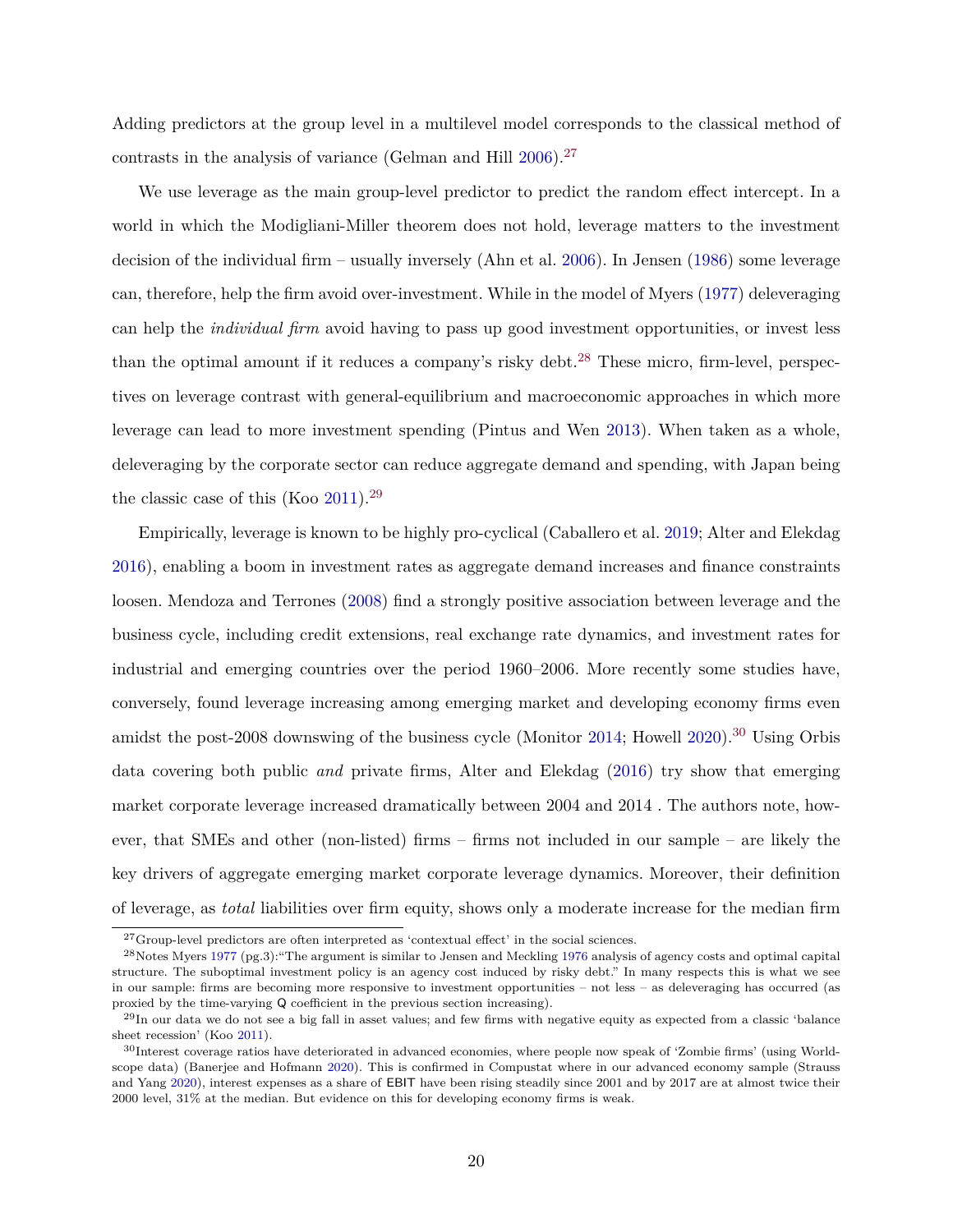Adding predictors at the group level in a multilevel model corresponds to the classical method of contrasts in the analysis of variance (Gelman and Hill 2006).[27]

We use leverage as the main group-level predictor to predict the random effect intercept. In a world in which the Modigliani-Miller theorem does not hold, leverage matters to the investment decision of the individual firm – usually inversely (Ahn et al. 2006). In Jensen (1986) some leverage can, therefore, help the firm avoid over-investment. While in the model of Myers (1977) deleveraging can help the *individual firm* avoid having to pass up good investment opportunities, or invest less than the optimal amount if it reduces a company's risky debt.[28] These micro, firm-level, perspectives on leverage contrast with general-equilibrium and macroeconomic approaches in which more leverage can lead to more investment spending (Pintus and Wen 2013). When taken as a whole, deleveraging by the corporate sector can reduce aggregate demand and spending, with Japan being the classic case of this (Koo 2011).[29]

Empirically, leverage is known to be highly pro-cyclical (Caballero et al. 2019; Alter and Elekdag 2016), enabling a boom in investment rates as aggregate demand increases and finance constraints loosen. Mendoza and Terrones (2008) find a strongly positive association between leverage and the business cycle, including credit extensions, real exchange rate dynamics, and investment rates for industrial and emerging countries over the period 1960–2006. More recently some studies have, conversely, found leverage increasing among emerging market and developing economy firms even amidst the post-2008 downswing of the business cycle (Monitor 2014; Howell 2020).[30] Using Orbis data covering both public *and* private firms, Alter and Elekdag (2016) try show that emerging market corporate leverage increased dramatically between 2004 and 2014 . The authors note, however, that SMEs and other (non-listed) firms – firms not included in our sample – are likely the key drivers of aggregate emerging market corporate leverage dynamics. Moreover, their definition of leverage, as *total* liabilities over firm equity, shows only a moderate increase for the median firm

[27]Group-level predictors are often interpreted as 'contextual effect' in the social sciences.

[28]Notes Myers 1977 (pg.3):"The argument is similar to Jensen and Meckling 1976 analysis of agency costs and optimal capital structure. The suboptimal investment policy is an agency cost induced by risky debt." In many respects this is what we see in our sample: firms are becoming more responsive to investment opportunities – not less – as deleveraging has occurred (as proxied by the time-varying Q coefficient in the previous section increasing).

[29]In our data we do not see a big fall in asset values; and few firms with negative equity as expected from a classic 'balance sheet recession' (Koo 2011).

[30]Interest coverage ratios have deteriorated in advanced economies, where people now speak of 'Zombie firms' (using Worldscope data) (Banerjee and Hofmann 2020). This is confirmed in Compustat where in our advanced economy sample (Strauss and Yang 2020), interest expenses as a share of EBIT have been rising steadily since 2001 and by 2017 are at almost twice their 2000 level, 31% at the median. But evidence on this for developing economy firms is weak.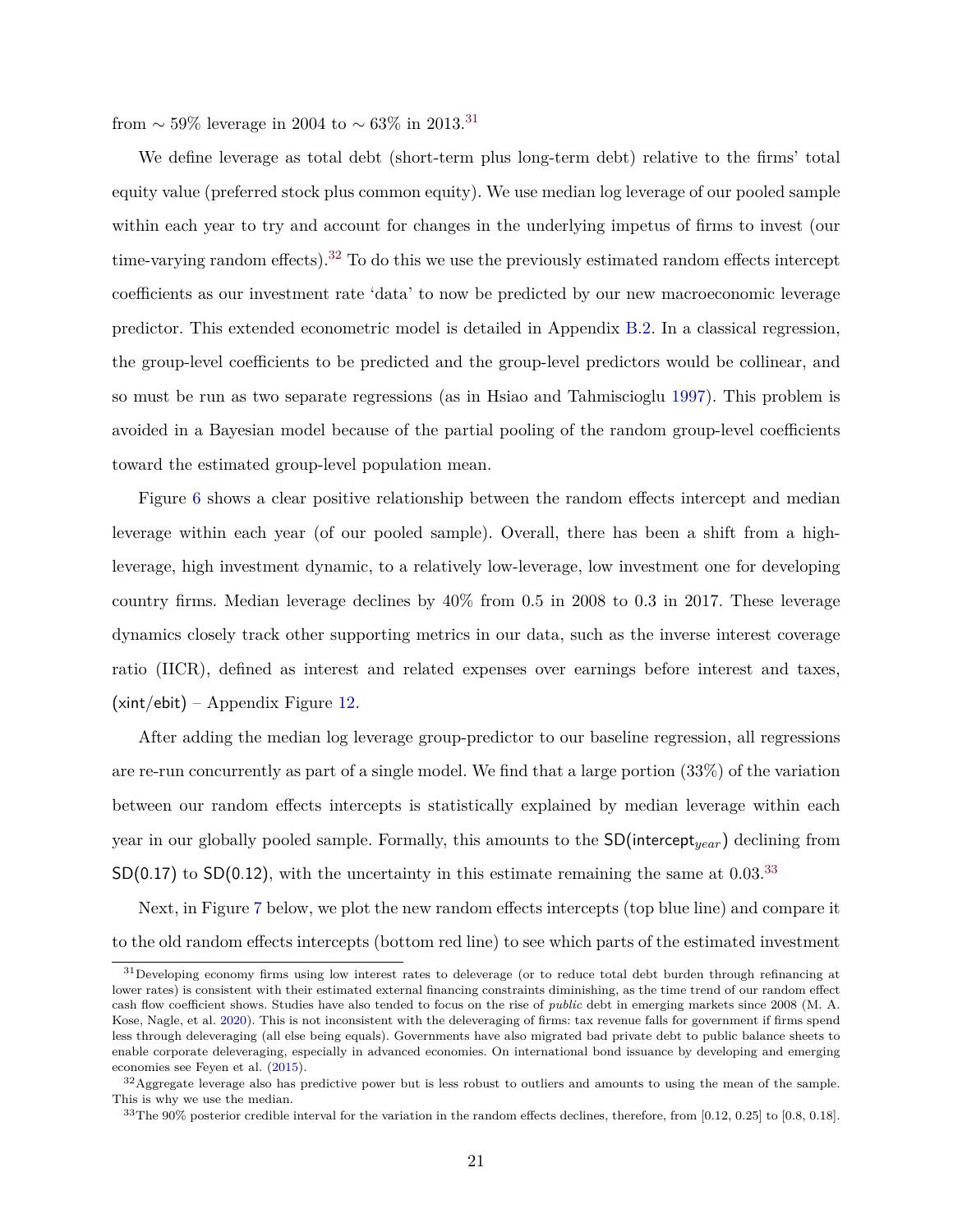from $\sim 59\%$ leverage in 2004 to $\sim 63\%$ in 2013.[31]

We define leverage as total debt (short-term plus long-term debt) relative to the firms' total equity value (preferred stock plus common equity). We use median log leverage of our pooled sample within each year to try and account for changes in the underlying impetus of firms to invest (our time-varying random effects).[32] To do this we use the previously estimated random effects intercept coefficients as our investment rate 'data' to now be predicted by our new macroeconomic leverage predictor. This extended econometric model is detailed in Appendix B.2. In a classical regression, the group-level coefficients to be predicted and the group-level predictors would be collinear, and so must be run as two separate regressions (as in Hsiao and Tahmiscioglu 1997). This problem is avoided in a Bayesian model because of the partial pooling of the random group-level coefficients toward the estimated group-level population mean.

Figure 6 shows a clear positive relationship between the random effects intercept and median leverage within each year (of our pooled sample). Overall, there has been a shift from a high-leverage, high investment dynamic, to a relatively low-leverage, low investment one for developing country firms. Median leverage declines by 40% from 0.5 in 2008 to 0.3 in 2017. These leverage dynamics closely track other supporting metrics in our data, such as the inverse interest coverage ratio (IICR), defined as interest and related expenses over earnings before interest and taxes, (xint/ebit) – Appendix Figure 12.

After adding the median log leverage group-predictor to our baseline regression, all regressions are re-run concurrently as part of a single model. We find that a large portion (33%) of the variation between our random effects intercepts is statistically explained by median leverage within each year in our globally pooled sample. Formally, this amounts to the $\mathsf{SD}(\mathsf{intercept}_{year})$ declining from SD(0.17) to SD(0.12), with the uncertainty in this estimate remaining the same at 0.03.[33]

Next, in Figure 7 below, we plot the new random effects intercepts (top blue line) and compare it to the old random effects intercepts (bottom red line) to see which parts of the estimated investment

---

[31] Developing economy firms using low interest rates to deleverage (or to reduce total debt burden through refinancing at lower rates) is consistent with their estimated external financing constraints diminishing, as the time trend of our random effect cash flow coefficient shows. Studies have also tended to focus on the rise of *public* debt in emerging markets since 2008 (M. A. Kose, Nagle, et al. 2020). This is not inconsistent with the deleveraging of firms: tax revenue falls for government if firms spend less through deleveraging (all else being equals). Governments have also migrated bad private debt to public balance sheets to enable corporate deleveraging, especially in advanced economies. On international bond issuance by developing and emerging economies see Feyen et al. (2015).

[32] Aggregate leverage also has predictive power but is less robust to outliers and amounts to using the mean of the sample. This is why we use the median.

[33] The 90% posterior credible interval for the variation in the random effects declines, therefore, from [0.12, 0.25] to [0.8, 0.18].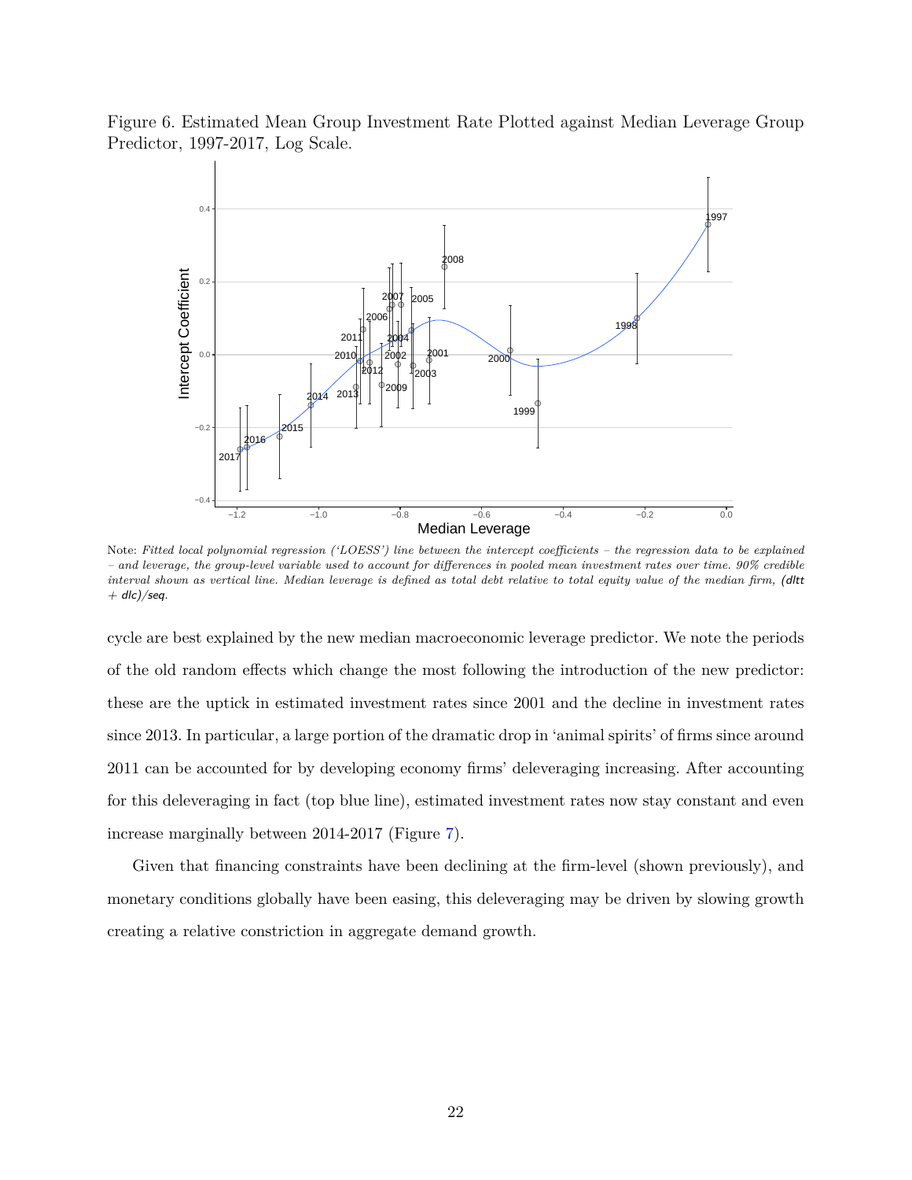Figure 6. Estimated Mean Group Investment Rate Plotted against Median Leverage Group Predictor, 1997-2017, Log Scale.

Note: *Fitted local polynomial regression ('LOESS') line between the intercept coefficients – the regression data to be explained – and leverage, the group-level variable used to account for differences in pooled mean investment rates over time. 90% credible interval shown as vertical line. Median leverage is defined as total debt relative to total equity value of the median firm,* (dltt + dlc)/seq.

cycle are best explained by the new median macroeconomic leverage predictor. We note the periods of the old random effects which change the most following the introduction of the new predictor: these are the uptick in estimated investment rates since 2001 and the decline in investment rates since 2013. In particular, a large portion of the dramatic drop in 'animal spirits' of firms since around 2011 can be accounted for by developing economy firms' deleveraging increasing. After accounting for this deleveraging in fact (top blue line), estimated investment rates now stay constant and even increase marginally between 2014-2017 (Figure 7).

Given that financing constraints have been declining at the firm-level (shown previously), and monetary conditions globally have been easing, this deleveraging may be driven by slowing growth creating a relative constriction in aggregate demand growth.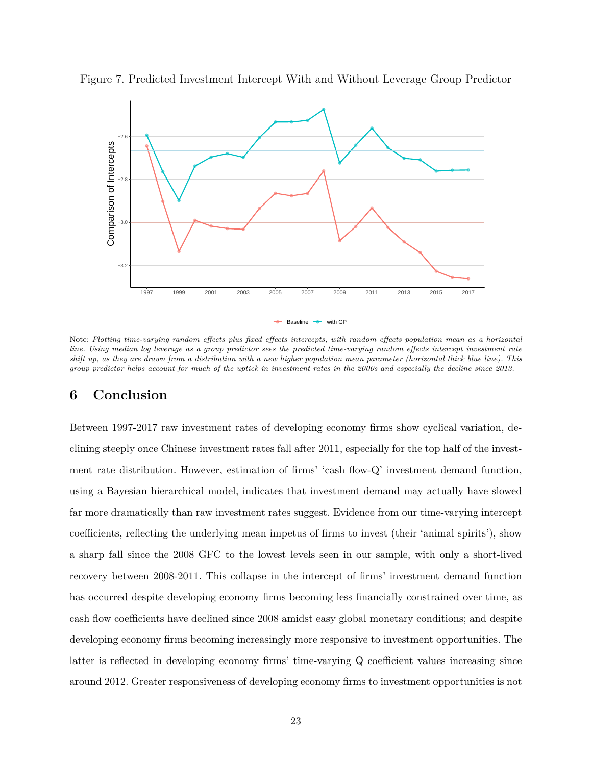Figure 7. Predicted Investment Intercept With and Without Leverage Group Predictor

Note: *Plotting time-varying random effects plus fixed effects intercepts, with random effects population mean as a horizontal line. Using median log leverage as a group predictor sees the predicted time-varying random effects intercept investment rate shift up, as they are drawn from a distribution with a new higher population mean parameter (horizontal thick blue line). This group predictor helps account for much of the uptick in investment rates in the 2000s and especially the decline since 2013.*

## 6 Conclusion

Between 1997-2017 raw investment rates of developing economy firms show cyclical variation, declining steeply once Chinese investment rates fall after 2011, especially for the top half of the investment rate distribution. However, estimation of firms' 'cash flow-Q' investment demand function, using a Bayesian hierarchical model, indicates that investment demand may actually have slowed far more dramatically than raw investment rates suggest. Evidence from our time-varying intercept coefficients, reflecting the underlying mean impetus of firms to invest (their 'animal spirits'), show a sharp fall since the 2008 GFC to the lowest levels seen in our sample, with only a short-lived recovery between 2008-2011. This collapse in the intercept of firms' investment demand function has occurred despite developing economy firms becoming less financially constrained over time, as cash flow coefficients have declined since 2008 amidst easy global monetary conditions; and despite developing economy firms becoming increasingly more responsive to investment opportunities. The latter is reflected in developing economy firms' time-varying Q coefficient values increasing since around 2012. Greater responsiveness of developing economy firms to investment opportunities is not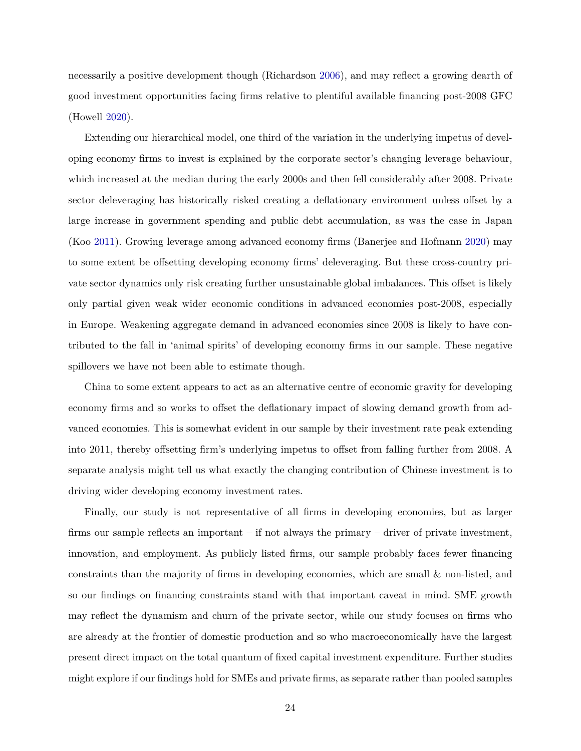necessarily a positive development though (Richardson 2006), and may reflect a growing dearth of good investment opportunities facing firms relative to plentiful available financing post-2008 GFC (Howell 2020).

Extending our hierarchical model, one third of the variation in the underlying impetus of developing economy firms to invest is explained by the corporate sector's changing leverage behaviour, which increased at the median during the early 2000s and then fell considerably after 2008. Private sector deleveraging has historically risked creating a deflationary environment unless offset by a large increase in government spending and public debt accumulation, as was the case in Japan (Koo 2011). Growing leverage among advanced economy firms (Banerjee and Hofmann 2020) may to some extent be offsetting developing economy firms' deleveraging. But these cross-country private sector dynamics only risk creating further unsustainable global imbalances. This offset is likely only partial given weak wider economic conditions in advanced economies post-2008, especially in Europe. Weakening aggregate demand in advanced economies since 2008 is likely to have contributed to the fall in 'animal spirits' of developing economy firms in our sample. These negative spillovers we have not been able to estimate though.

China to some extent appears to act as an alternative centre of economic gravity for developing economy firms and so works to offset the deflationary impact of slowing demand growth from advanced economies. This is somewhat evident in our sample by their investment rate peak extending into 2011, thereby offsetting firm's underlying impetus to offset from falling further from 2008. A separate analysis might tell us what exactly the changing contribution of Chinese investment is to driving wider developing economy investment rates.

Finally, our study is not representative of all firms in developing economies, but as larger firms our sample reflects an important – if not always the primary – driver of private investment, innovation, and employment. As publicly listed firms, our sample probably faces fewer financing constraints than the majority of firms in developing economies, which are small & non-listed, and so our findings on financing constraints stand with that important caveat in mind. SME growth may reflect the dynamism and churn of the private sector, while our study focuses on firms who are already at the frontier of domestic production and so who macroeconomically have the largest present direct impact on the total quantum of fixed capital investment expenditure. Further studies might explore if our findings hold for SMEs and private firms, as separate rather than pooled samples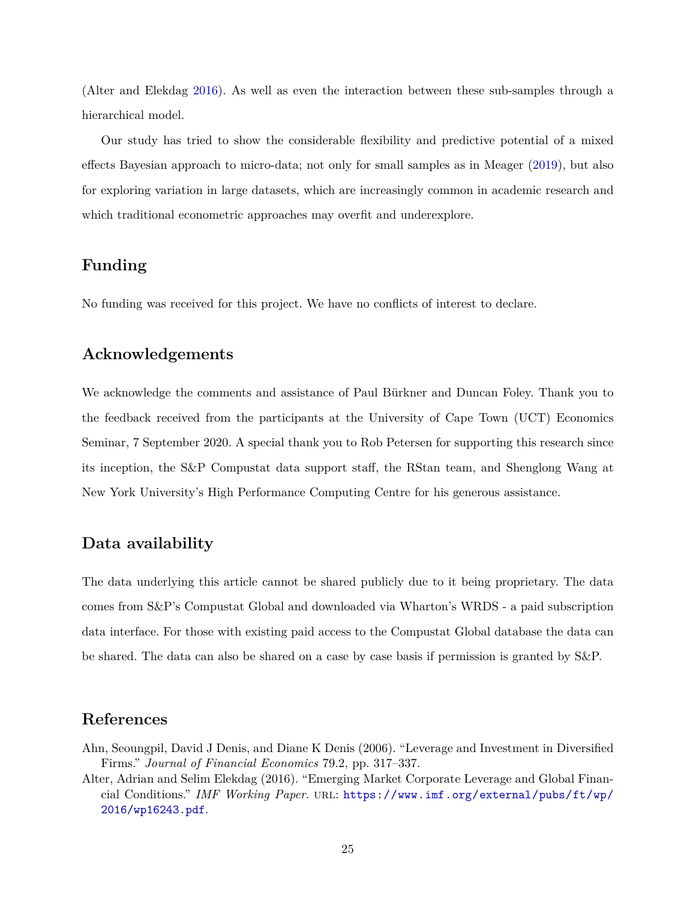(Alter and Elekdag 2016). As well as even the interaction between these sub-samples through a hierarchical model.

Our study has tried to show the considerable flexibility and predictive potential of a mixed effects Bayesian approach to micro-data; not only for small samples as in Meager (2019), but also for exploring variation in large datasets, which are increasingly common in academic research and which traditional econometric approaches may overfit and underexplore.

## Funding

No funding was received for this project. We have no conflicts of interest to declare.

## Acknowledgements

We acknowledge the comments and assistance of Paul Bürkner and Duncan Foley. Thank you to the feedback received from the participants at the University of Cape Town (UCT) Economics Seminar, 7 September 2020. A special thank you to Rob Petersen for supporting this research since its inception, the S&P Compustat data support staff, the RStan team, and Shenglong Wang at New York University's High Performance Computing Centre for his generous assistance.

## Data availability

The data underlying this article cannot be shared publicly due to it being proprietary. The data comes from S&P's Compustat Global and downloaded via Wharton's WRDS - a paid subscription data interface. For those with existing paid access to the Compustat Global database the data can be shared. The data can also be shared on a case by case basis if permission is granted by S&P.

## References

Ahn, Seoungpil, David J Denis, and Diane K Denis (2006). "Leverage and Investment in Diversified Firms." *Journal of Financial Economics* 79.2, pp. 317–337.

Alter, Adrian and Selim Elekdag (2016). "Emerging Market Corporate Leverage and Global Financial Conditions." *IMF Working Paper.* URL: https://www.imf.org/external/pubs/ft/wp/2016/wp16243.pdf.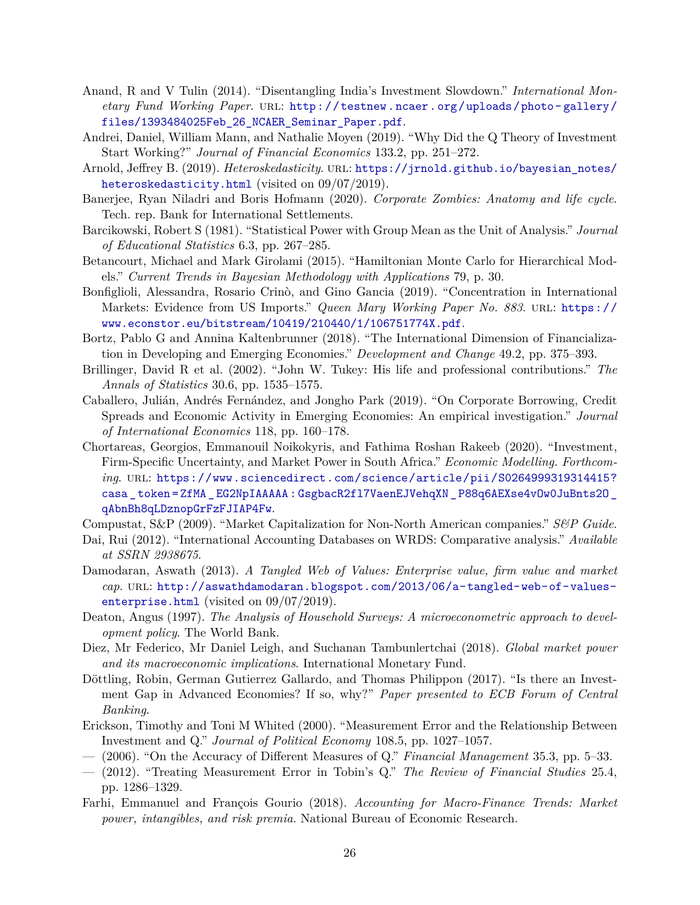Anand, R and V Tulin (2014). "Disentangling India's Investment Slowdown." *International Monetary Fund Working Paper*. URL: http://testnew.ncaer.org/uploads/photo-gallery/files/1393484025Feb_26_NCAER_Seminar_Paper.pdf.

Andrei, Daniel, William Mann, and Nathalie Moyen (2019). "Why Did the Q Theory of Investment Start Working?" *Journal of Financial Economics* 133.2, pp. 251–272.

Arnold, Jeffrey B. (2019). *Heteroskedasticity*. URL: https://jrnold.github.io/bayesian_notes/heteroskedasticity.html (visited on 09/07/2019).

Banerjee, Ryan Niladri and Boris Hofmann (2020). *Corporate Zombies: Anatomy and life cycle*. Tech. rep. Bank for International Settlements.

Barcikowski, Robert S (1981). "Statistical Power with Group Mean as the Unit of Analysis." *Journal of Educational Statistics* 6.3, pp. 267–285.

Betancourt, Michael and Mark Girolami (2015). "Hamiltonian Monte Carlo for Hierarchical Models." *Current Trends in Bayesian Methodology with Applications* 79, p. 30.

Bonfiglioli, Alessandra, Rosario Crinò, and Gino Gancia (2019). "Concentration in International Markets: Evidence from US Imports." *Queen Mary Working Paper No. 883*. URL: https://www.econstor.eu/bitstream/10419/210440/1/106751774X.pdf.

Bortz, Pablo G and Annina Kaltenbrunner (2018). "The International Dimension of Financialization in Developing and Emerging Economies." *Development and Change* 49.2, pp. 375–393.

Brillinger, David R et al. (2002). "John W. Tukey: His life and professional contributions." *The Annals of Statistics* 30.6, pp. 1535–1575.

Caballero, Julián, Andrés Fernández, and Jongho Park (2019). "On Corporate Borrowing, Credit Spreads and Economic Activity in Emerging Economies: An empirical investigation." *Journal of International Economics* 118, pp. 160–178.

Chortareas, Georgios, Emmanouil Noikokyris, and Fathima Roshan Rakeeb (2020). "Investment, Firm-Specific Uncertainty, and Market Power in South Africa." *Economic Modelling. Forthcoming*. URL: https://www.sciencedirect.com/science/article/pii/S0264999319314415?casa_token=ZfMA_EG2NpIAAAAA:GsgbacR2fl7VaenEJVehqXN_P88q6AEXse4vOw0JuBnts2O_qAbnBh8qLDznopGrFzFJIAP4Fw.

Compustat, S&P (2009). "Market Capitalization for Non-North American companies." *S&P Guide*.

Dai, Rui (2012). "International Accounting Databases on WRDS: Comparative analysis." *Available at SSRN 2938675*.

Damodaran, Aswath (2013). *A Tangled Web of Values: Enterprise value, firm value and market cap*. URL: http://aswathdamodaran.blogspot.com/2013/06/a-tangled-web-of-values-enterprise.html (visited on 09/07/2019).

Deaton, Angus (1997). *The Analysis of Household Surveys: A microeconometric approach to development policy*. The World Bank.

Diez, Mr Federico, Mr Daniel Leigh, and Suchanan Tambunlertchai (2018). *Global market power and its macroeconomic implications*. International Monetary Fund.

Döttling, Robin, German Gutierrez Gallardo, and Thomas Philippon (2017). "Is there an Investment Gap in Advanced Economies? If so, why?" *Paper presented to ECB Forum of Central Banking*.

Erickson, Timothy and Toni M Whited (2000). "Measurement Error and the Relationship Between Investment and Q." *Journal of Political Economy* 108.5, pp. 1027–1057.

— (2006). "On the Accuracy of Different Measures of Q." *Financial Management* 35.3, pp. 5–33.

— (2012). "Treating Measurement Error in Tobin's Q." *The Review of Financial Studies* 25.4, pp. 1286–1329.

Farhi, Emmanuel and François Gourio (2018). *Accounting for Macro-Finance Trends: Market power, intangibles, and risk premia*. National Bureau of Economic Research.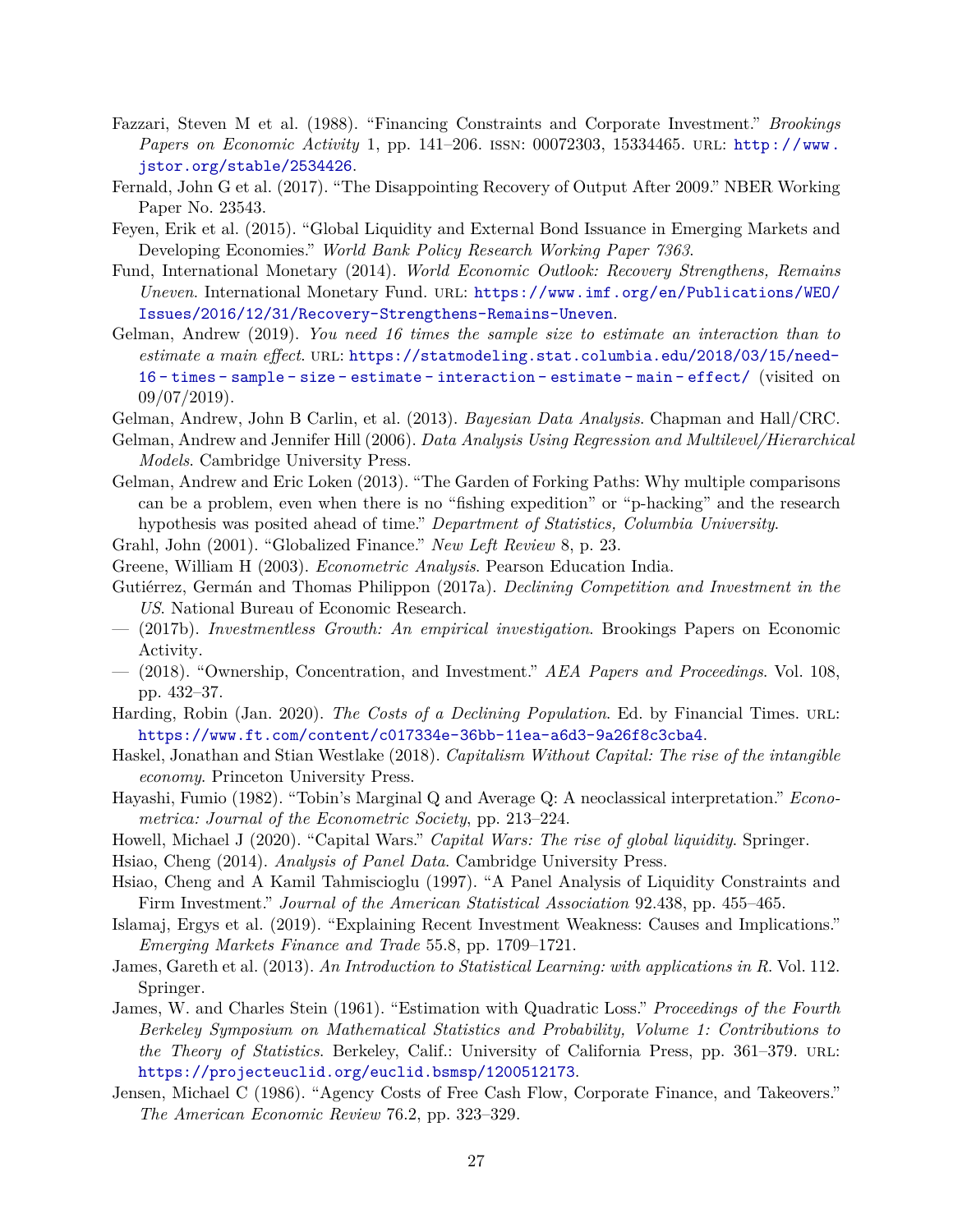Fazzari, Steven M et al. (1988). "Financing Constraints and Corporate Investment." *Brookings Papers on Economic Activity* 1, pp. 141–206. ISSN: 00072303, 15334465. URL: http://www.jstor.org/stable/2534426.

Fernald, John G et al. (2017). "The Disappointing Recovery of Output After 2009." NBER Working Paper No. 23543.

Feyen, Erik et al. (2015). "Global Liquidity and External Bond Issuance in Emerging Markets and Developing Economies." *World Bank Policy Research Working Paper 7363*.

Fund, International Monetary (2014). *World Economic Outlook: Recovery Strengthens, Remains Uneven*. International Monetary Fund. URL: https://www.imf.org/en/Publications/WEO/Issues/2016/12/31/Recovery-Strengthens-Remains-Uneven.

Gelman, Andrew (2019). *You need 16 times the sample size to estimate an interaction than to estimate a main effect*. URL: https://statmodeling.stat.columbia.edu/2018/03/15/need-16-times-sample-size-estimate-interaction-estimate-main-effect/ (visited on 09/07/2019).

Gelman, Andrew, John B Carlin, et al. (2013). *Bayesian Data Analysis*. Chapman and Hall/CRC.

Gelman, Andrew and Jennifer Hill (2006). *Data Analysis Using Regression and Multilevel/Hierarchical Models*. Cambridge University Press.

Gelman, Andrew and Eric Loken (2013). "The Garden of Forking Paths: Why multiple comparisons can be a problem, even when there is no "fishing expedition" or "p-hacking" and the research hypothesis was posited ahead of time." *Department of Statistics, Columbia University*.

Grahl, John (2001). "Globalized Finance." *New Left Review* 8, p. 23.

Greene, William H (2003). *Econometric Analysis*. Pearson Education India.

Gutiérrez, Germán and Thomas Philippon (2017a). *Declining Competition and Investment in the US*. National Bureau of Economic Research.

— (2017b). *Investmentless Growth: An empirical investigation*. Brookings Papers on Economic Activity.

— (2018). "Ownership, Concentration, and Investment." *AEA Papers and Proceedings*. Vol. 108, pp. 432–37.

Harding, Robin (Jan. 2020). *The Costs of a Declining Population*. Ed. by Financial Times. URL: https://www.ft.com/content/c017334e-36bb-11ea-a6d3-9a26f8c3cba4.

Haskel, Jonathan and Stian Westlake (2018). *Capitalism Without Capital: The rise of the intangible economy*. Princeton University Press.

Hayashi, Fumio (1982). "Tobin's Marginal Q and Average Q: A neoclassical interpretation." *Econometrica: Journal of the Econometric Society*, pp. 213–224.

Howell, Michael J (2020). "Capital Wars." *Capital Wars: The rise of global liquidity*. Springer.

Hsiao, Cheng (2014). *Analysis of Panel Data*. Cambridge University Press.

Hsiao, Cheng and A Kamil Tahmiscioglu (1997). "A Panel Analysis of Liquidity Constraints and Firm Investment." *Journal of the American Statistical Association* 92.438, pp. 455–465.

Islamaj, Ergys et al. (2019). "Explaining Recent Investment Weakness: Causes and Implications." *Emerging Markets Finance and Trade* 55.8, pp. 1709–1721.

James, Gareth et al. (2013). *An Introduction to Statistical Learning: with applications in R*. Vol. 112. Springer.

James, W. and Charles Stein (1961). "Estimation with Quadratic Loss." *Proceedings of the Fourth Berkeley Symposium on Mathematical Statistics and Probability, Volume 1: Contributions to the Theory of Statistics*. Berkeley, Calif.: University of California Press, pp. 361–379. URL: https://projecteuclid.org/euclid.bsmsp/1200512173.

Jensen, Michael C (1986). "Agency Costs of Free Cash Flow, Corporate Finance, and Takeovers." *The American Economic Review* 76.2, pp. 323–329.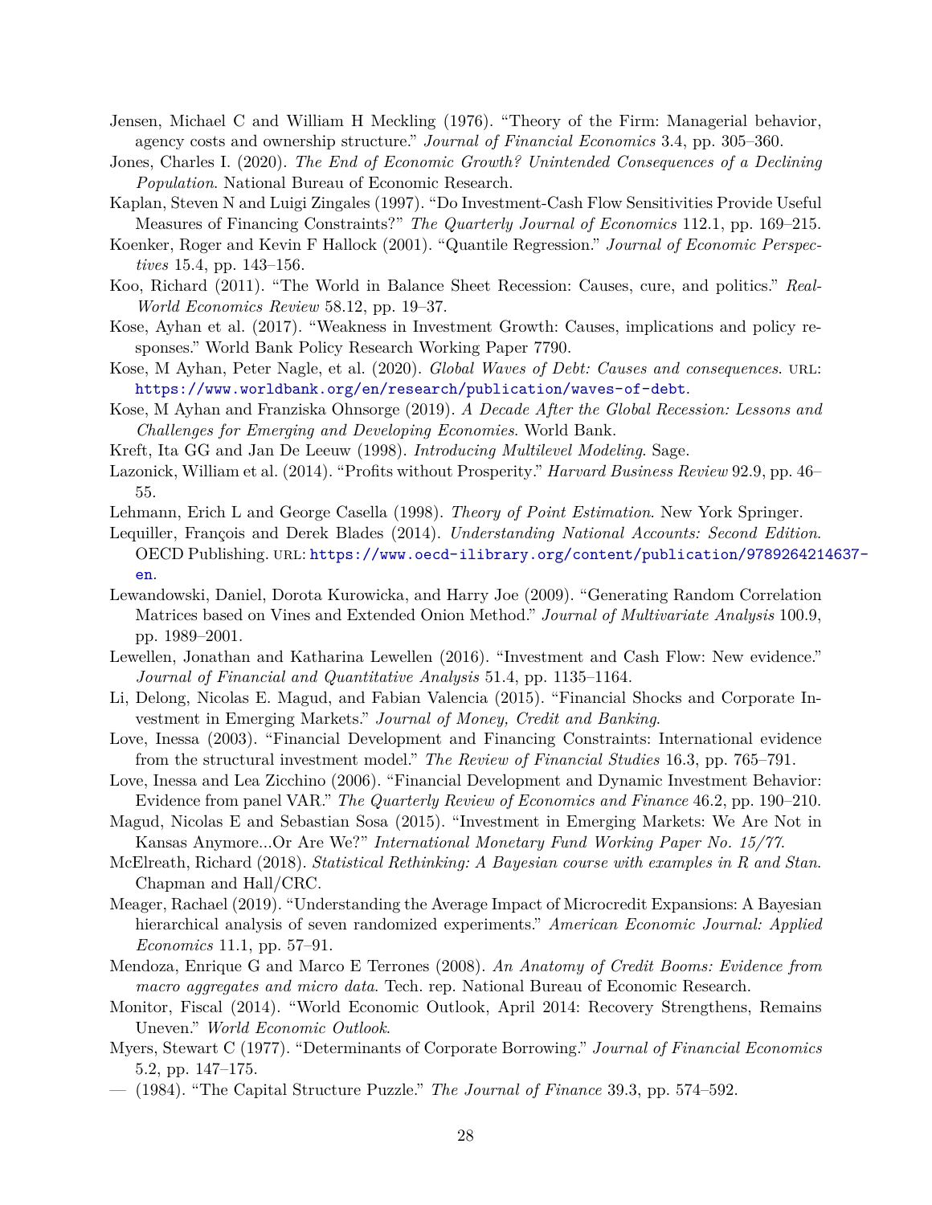Jensen, Michael C and William H Meckling (1976). "Theory of the Firm: Managerial behavior, agency costs and ownership structure." *Journal of Financial Economics* 3.4, pp. 305–360.

Jones, Charles I. (2020). *The End of Economic Growth? Unintended Consequences of a Declining Population*. National Bureau of Economic Research.

Kaplan, Steven N and Luigi Zingales (1997). "Do Investment-Cash Flow Sensitivities Provide Useful Measures of Financing Constraints?" *The Quarterly Journal of Economics* 112.1, pp. 169–215.

Koenker, Roger and Kevin F Hallock (2001). "Quantile Regression." *Journal of Economic Perspectives* 15.4, pp. 143–156.

Koo, Richard (2011). "The World in Balance Sheet Recession: Causes, cure, and politics." *Real-World Economics Review* 58.12, pp. 19–37.

Kose, Ayhan et al. (2017). "Weakness in Investment Growth: Causes, implications and policy responses." World Bank Policy Research Working Paper 7790.

Kose, M Ayhan, Peter Nagle, et al. (2020). *Global Waves of Debt: Causes and consequences*. URL: https://www.worldbank.org/en/research/publication/waves-of-debt.

Kose, M Ayhan and Franziska Ohnsorge (2019). *A Decade After the Global Recession: Lessons and Challenges for Emerging and Developing Economies*. World Bank.

Kreft, Ita GG and Jan De Leeuw (1998). *Introducing Multilevel Modeling*. Sage.

Lazonick, William et al. (2014). "Profits without Prosperity." *Harvard Business Review* 92.9, pp. 46–55.

Lehmann, Erich L and George Casella (1998). *Theory of Point Estimation*. New York Springer.

Lequiller, François and Derek Blades (2014). *Understanding National Accounts: Second Edition*. OECD Publishing. URL: https://www.oecd-ilibrary.org/content/publication/9789264214637-en.

Lewandowski, Daniel, Dorota Kurowicka, and Harry Joe (2009). "Generating Random Correlation Matrices based on Vines and Extended Onion Method." *Journal of Multivariate Analysis* 100.9, pp. 1989–2001.

Lewellen, Jonathan and Katharina Lewellen (2016). "Investment and Cash Flow: New evidence." *Journal of Financial and Quantitative Analysis* 51.4, pp. 1135–1164.

Li, Delong, Nicolas E. Magud, and Fabian Valencia (2015). "Financial Shocks and Corporate Investment in Emerging Markets." *Journal of Money, Credit and Banking*.

Love, Inessa (2003). "Financial Development and Financing Constraints: International evidence from the structural investment model." *The Review of Financial Studies* 16.3, pp. 765–791.

Love, Inessa and Lea Zicchino (2006). "Financial Development and Dynamic Investment Behavior: Evidence from panel VAR." *The Quarterly Review of Economics and Finance* 46.2, pp. 190–210.

Magud, Nicolas E and Sebastian Sosa (2015). "Investment in Emerging Markets: We Are Not in Kansas Anymore...Or Are We?" *International Monetary Fund Working Paper No. 15/77*.

McElreath, Richard (2018). *Statistical Rethinking: A Bayesian course with examples in R and Stan*. Chapman and Hall/CRC.

Meager, Rachael (2019). "Understanding the Average Impact of Microcredit Expansions: A Bayesian hierarchical analysis of seven randomized experiments." *American Economic Journal: Applied Economics* 11.1, pp. 57–91.

Mendoza, Enrique G and Marco E Terrones (2008). *An Anatomy of Credit Booms: Evidence from macro aggregates and micro data*. Tech. rep. National Bureau of Economic Research.

Monitor, Fiscal (2014). "World Economic Outlook, April 2014: Recovery Strengthens, Remains Uneven." *World Economic Outlook*.

Myers, Stewart C (1977). "Determinants of Corporate Borrowing." *Journal of Financial Economics* 5.2, pp. 147–175.

— (1984). "The Capital Structure Puzzle." *The Journal of Finance* 39.3, pp. 574–592.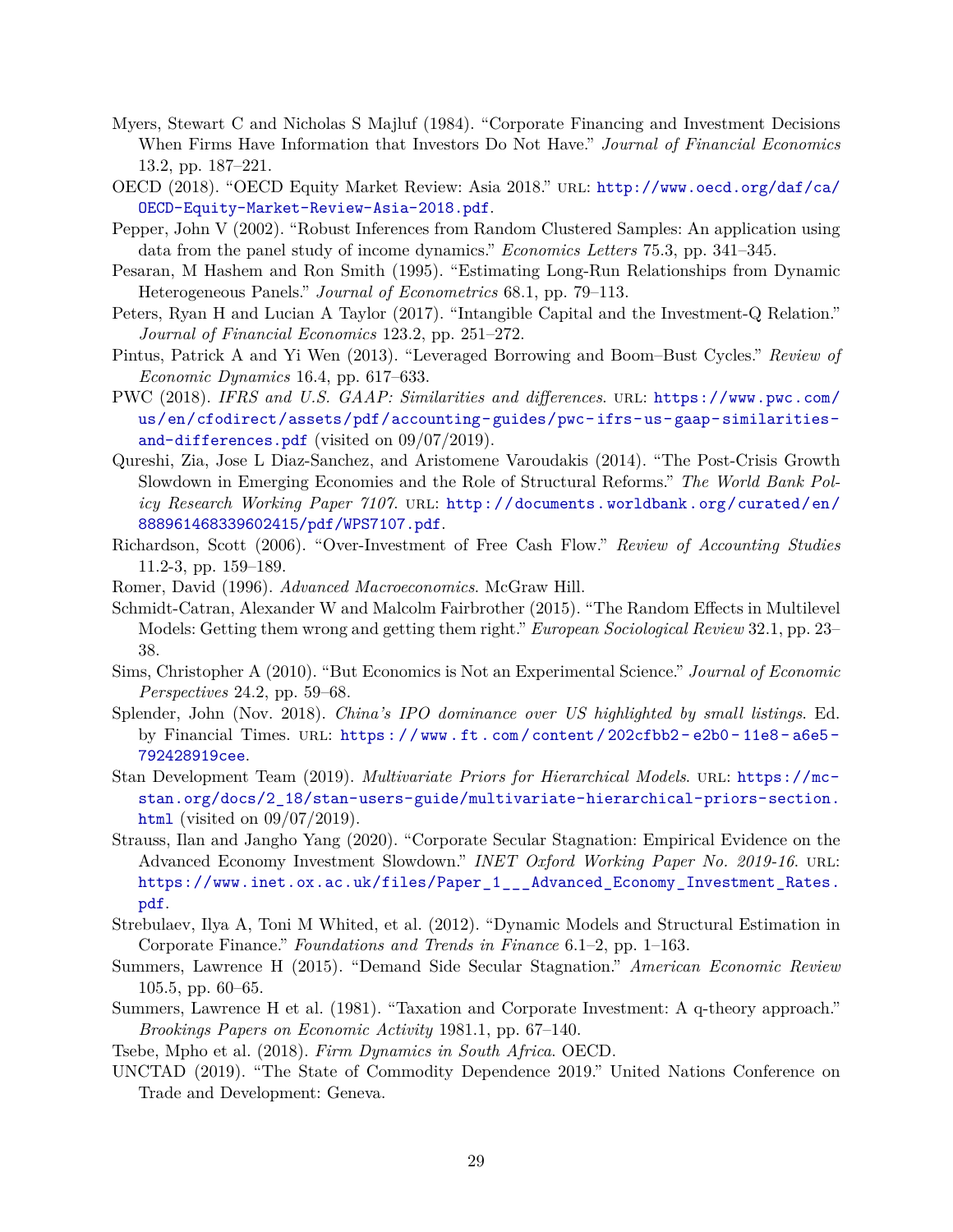Myers, Stewart C and Nicholas S Majluf (1984). "Corporate Financing and Investment Decisions When Firms Have Information that Investors Do Not Have." *Journal of Financial Economics* 13.2, pp. 187–221.

OECD (2018). "OECD Equity Market Review: Asia 2018." URL: http://www.oecd.org/daf/ca/OECD-Equity-Market-Review-Asia-2018.pdf.

Pepper, John V (2002). "Robust Inferences from Random Clustered Samples: An application using data from the panel study of income dynamics." *Economics Letters* 75.3, pp. 341–345.

Pesaran, M Hashem and Ron Smith (1995). "Estimating Long-Run Relationships from Dynamic Heterogeneous Panels." *Journal of Econometrics* 68.1, pp. 79–113.

Peters, Ryan H and Lucian A Taylor (2017). "Intangible Capital and the Investment-Q Relation." *Journal of Financial Economics* 123.2, pp. 251–272.

Pintus, Patrick A and Yi Wen (2013). "Leveraged Borrowing and Boom–Bust Cycles." *Review of Economic Dynamics* 16.4, pp. 617–633.

PWC (2018). *IFRS and U.S. GAAP: Similarities and differences*. URL: https://www.pwc.com/us/en/cfodirect/assets/pdf/accounting-guides/pwc-ifrs-us-gaap-similarities-and-differences.pdf (visited on 09/07/2019).

Qureshi, Zia, Jose L Diaz-Sanchez, and Aristomene Varoudakis (2014). "The Post-Crisis Growth Slowdown in Emerging Economies and the Role of Structural Reforms." *The World Bank Policy Research Working Paper 7107*. URL: http://documents.worldbank.org/curated/en/888961468339602415/pdf/WPS7107.pdf.

Richardson, Scott (2006). "Over-Investment of Free Cash Flow." *Review of Accounting Studies* 11.2-3, pp. 159–189.

Romer, David (1996). *Advanced Macroeconomics*. McGraw Hill.

Schmidt-Catran, Alexander W and Malcolm Fairbrother (2015). "The Random Effects in Multilevel Models: Getting them wrong and getting them right." *European Sociological Review* 32.1, pp. 23–38.

Sims, Christopher A (2010). "But Economics is Not an Experimental Science." *Journal of Economic Perspectives* 24.2, pp. 59–68.

Splender, John (Nov. 2018). *China's IPO dominance over US highlighted by small listings*. Ed. by Financial Times. URL: https://www.ft.com/content/202cfbb2-e2b0-11e8-a6e5-792428919cee.

Stan Development Team (2019). *Multivariate Priors for Hierarchical Models*. URL: https://mc-stan.org/docs/2_18/stan-users-guide/multivariate-hierarchical-priors-section.html (visited on 09/07/2019).

Strauss, Ilan and Jangho Yang (2020). "Corporate Secular Stagnation: Empirical Evidence on the Advanced Economy Investment Slowdown." *INET Oxford Working Paper No. 2019-16*. URL: https://www.inet.ox.ac.uk/files/Paper_1___Advanced_Economy_Investment_Rates.pdf.

Strebulaev, Ilya A, Toni M Whited, et al. (2012). "Dynamic Models and Structural Estimation in Corporate Finance." *Foundations and Trends in Finance* 6.1–2, pp. 1–163.

Summers, Lawrence H (2015). "Demand Side Secular Stagnation." *American Economic Review* 105.5, pp. 60–65.

Summers, Lawrence H et al. (1981). "Taxation and Corporate Investment: A q-theory approach." *Brookings Papers on Economic Activity* 1981.1, pp. 67–140.

Tsebe, Mpho et al. (2018). *Firm Dynamics in South Africa*. OECD.

UNCTAD (2019). "The State of Commodity Dependence 2019." United Nations Conference on Trade and Development: Geneva.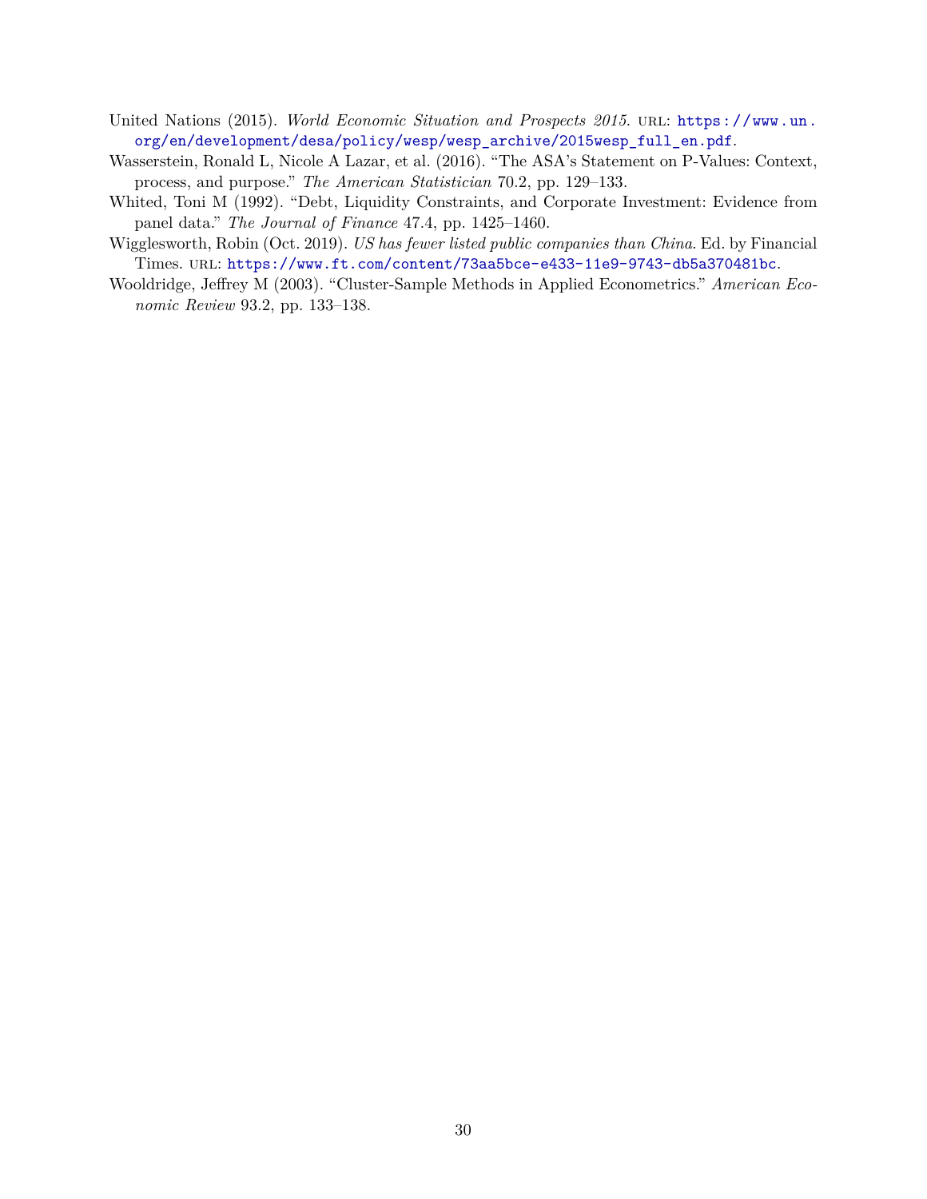United Nations (2015). *World Economic Situation and Prospects 2015*. URL: https://www.un.org/en/development/desa/policy/wesp/wesp_archive/2015wesp_full_en.pdf.

Wasserstein, Ronald L, Nicole A Lazar, et al. (2016). "The ASA's Statement on P-Values: Context, process, and purpose." *The American Statistician* 70.2, pp. 129–133.

Whited, Toni M (1992). "Debt, Liquidity Constraints, and Corporate Investment: Evidence from panel data." *The Journal of Finance* 47.4, pp. 1425–1460.

Wigglesworth, Robin (Oct. 2019). *US has fewer listed public companies than China*. Ed. by Financial Times. URL: https://www.ft.com/content/73aa5bce-e433-11e9-9743-db5a370481bc.

Wooldridge, Jeffrey M (2003). "Cluster-Sample Methods in Applied Econometrics." *American Economic Review* 93.2, pp. 133–138.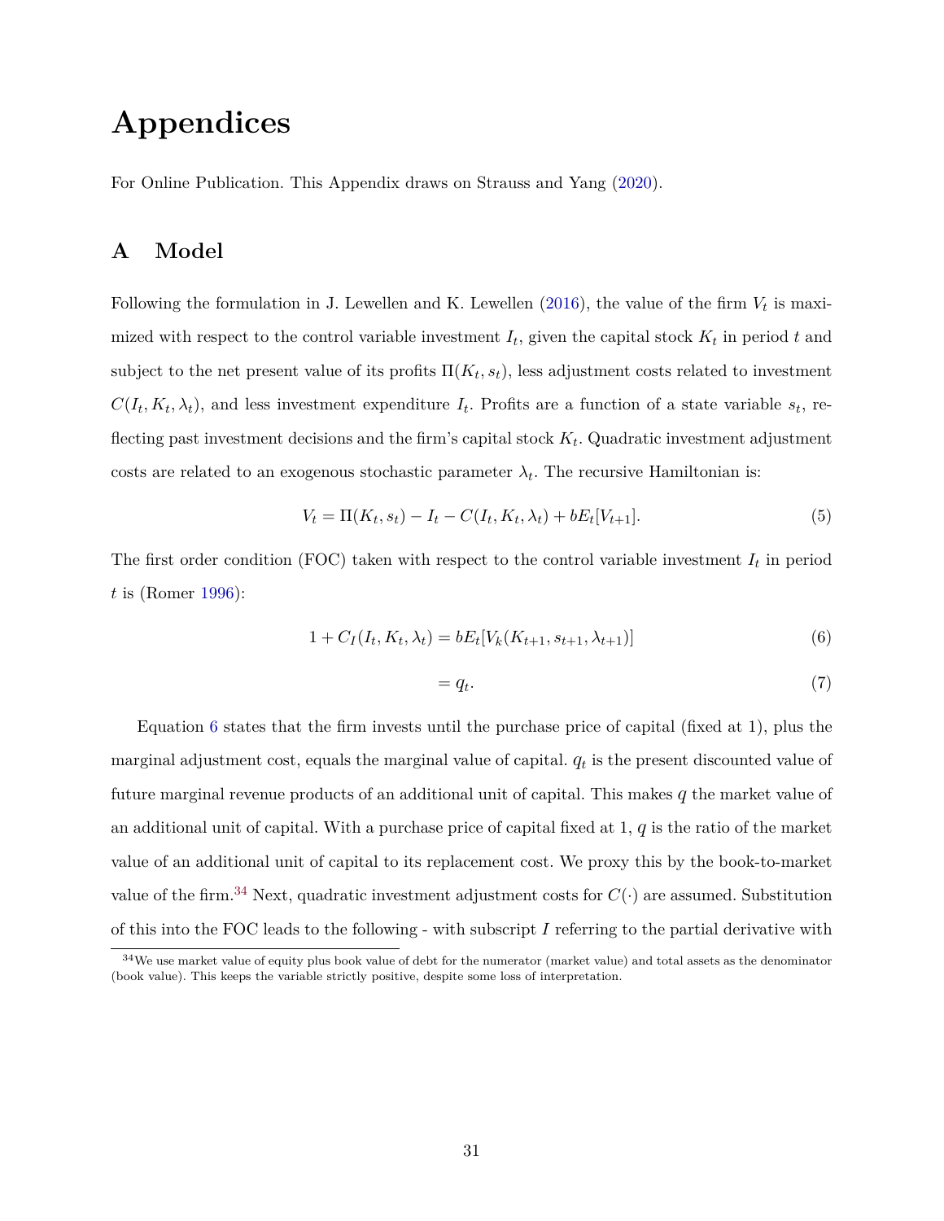# Appendices

For Online Publication. This Appendix draws on Strauss and Yang (2020).

## A Model

Following the formulation in J. Lewellen and K. Lewellen (2016), the value of the firm $V_t$ is maximized with respect to the control variable investment $I_t$, given the capital stock $K_t$ in period $t$ and subject to the net present value of its profits $\Pi(K_t, s_t)$, less adjustment costs related to investment $C(I_t, K_t, \lambda_t)$, and less investment expenditure $I_t$. Profits are a function of a state variable $s_t$, reflecting past investment decisions and the firm's capital stock $K_t$. Quadratic investment adjustment costs are related to an exogenous stochastic parameter $\lambda_t$. The recursive Hamiltonian is:

$$V_t = \Pi(K_t, s_t) - I_t - C(I_t, K_t, \lambda_t) + bE_t[V_{t+1}]. \tag{5}$$

The first order condition (FOC) taken with respect to the control variable investment $I_t$ in period $t$ is (Romer 1996):

$$1 + C_I(I_t, K_t, \lambda_t) = bE_t[V_k(K_{t+1}, s_{t+1}, \lambda_{t+1})] \tag{6}$$

$$= q_t. \tag{7}$$

Equation 6 states that the firm invests until the purchase price of capital (fixed at 1), plus the marginal adjustment cost, equals the marginal value of capital. $q_t$ is the present discounted value of future marginal revenue products of an additional unit of capital. This makes $q$ the market value of an additional unit of capital. With a purchase price of capital fixed at 1, $q$ is the ratio of the market value of an additional unit of capital to its replacement cost. We proxy this by the book-to-market value of the firm.[34] Next, quadratic investment adjustment costs for $C(\cdot)$ are assumed. Substitution of this into the FOC leads to the following - with subscript $I$ referring to the partial derivative with

[34] We use market value of equity plus book value of debt for the numerator (market value) and total assets as the denominator (book value). This keeps the variable strictly positive, despite some loss of interpretation.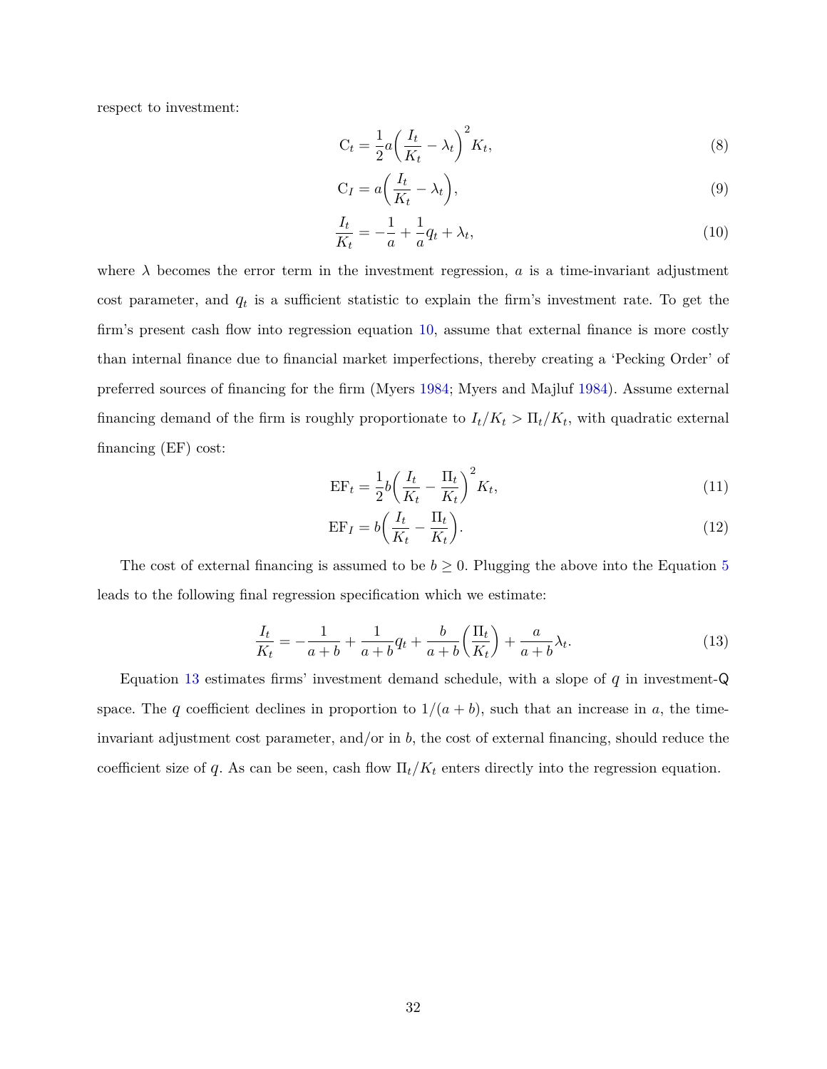respect to investment:

$$\mathrm{C}_t = \frac{1}{2}a\left(\frac{I_t}{K_t} - \lambda_t\right)^2 K_t, \tag{8}$$

$$\mathrm{C}_I = a\left(\frac{I_t}{K_t} - \lambda_t\right), \tag{9}$$

$$\frac{I_t}{K_t} = -\frac{1}{a} + \frac{1}{a}q_t + \lambda_t, \tag{10}$$

where $\lambda$ becomes the error term in the investment regression, $a$ is a time-invariant adjustment cost parameter, and $q_t$ is a sufficient statistic to explain the firm's investment rate. To get the firm's present cash flow into regression equation 10, assume that external finance is more costly than internal finance due to financial market imperfections, thereby creating a 'Pecking Order' of preferred sources of financing for the firm (Myers 1984; Myers and Majluf 1984). Assume external financing demand of the firm is roughly proportionate to $I_t/K_t > \Pi_t/K_t$, with quadratic external financing (EF) cost:

$$\mathrm{EF}_t = \frac{1}{2}b\left(\frac{I_t}{K_t} - \frac{\Pi_t}{K_t}\right)^2 K_t, \tag{11}$$

$$\mathrm{EF}_I = b\left(\frac{I_t}{K_t} - \frac{\Pi_t}{K_t}\right). \tag{12}$$

The cost of external financing is assumed to be $b \geq 0$. Plugging the above into the Equation 5 leads to the following final regression specification which we estimate:

$$\frac{I_t}{K_t} = -\frac{1}{a+b} + \frac{1}{a+b}q_t + \frac{b}{a+b}\left(\frac{\Pi_t}{K_t}\right) + \frac{a}{a+b}\lambda_t. \tag{13}$$

Equation 13 estimates firms' investment demand schedule, with a slope of $q$ in investment-Q space. The $q$ coefficient declines in proportion to $1/(a+b)$, such that an increase in $a$, the time-invariant adjustment cost parameter, and/or in $b$, the cost of external financing, should reduce the coefficient size of $q$. As can be seen, cash flow $\Pi_t/K_t$ enters directly into the regression equation.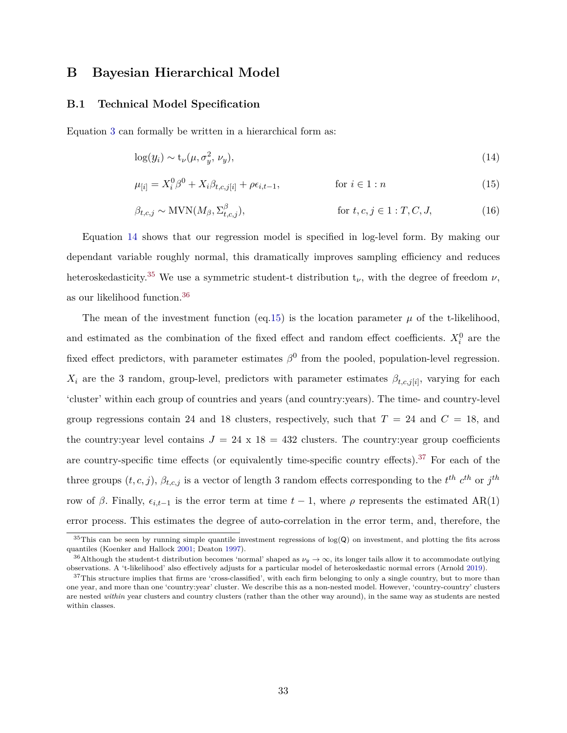# B Bayesian Hierarchical Model

## B.1 Technical Model Specification

Equation 3 can formally be written in a hierarchical form as:

$$\log(y_i) \sim \mathrm{t}_\nu(\mu, \sigma_y^2, \nu_y), \tag{14}$$

$$\mu_{[i]} = X_i^0 \beta^0 + X_i \beta_{t,c,j[i]} + \rho \epsilon_{i,t-1}, \qquad \text{for } i \in 1:n \tag{15}$$

$$\beta_{t,c,j} \sim \mathrm{MVN}(M_\beta, \Sigma_{t,c,j}^\beta), \qquad \text{for } t,c,j \in 1:T,C,J, \tag{16}$$

Equation 14 shows that our regression model is specified in log-level form. By making our dependant variable roughly normal, this dramatically improves sampling efficiency and reduces heteroskedasticity.[35] We use a symmetric student-t distribution $\mathrm{t}_\nu$, with the degree of freedom $\nu$, as our likelihood function.[36]

The mean of the investment function (eq.15) is the location parameter $\mu$ of the t-likelihood, and estimated as the combination of the fixed effect and random effect coefficients. $X_i^0$ are the fixed effect predictors, with parameter estimates $\beta^0$ from the pooled, population-level regression. $X_i$ are the 3 random, group-level, predictors with parameter estimates $\beta_{t,c,j[i]}$, varying for each 'cluster' within each group of countries and years (and country:years). The time- and country-level group regressions contain 24 and 18 clusters, respectively, such that $T = 24$ and $C = 18$, and the country:year level contains $J = 24 \text{ x } 18 = 432$ clusters. The country:year group coefficients are country-specific time effects (or equivalently time-specific country effects).[37] For each of the three groups $(t, c, j)$, $\beta_{t,c,j}$ is a vector of length 3 random effects corresponding to the $t^{th}$ $c^{th}$ or $j^{th}$ row of $\beta$. Finally, $\epsilon_{i,t-1}$ is the error term at time $t-1$, where $\rho$ represents the estimated AR(1) error process. This estimates the degree of auto-correlation in the error term, and, therefore, the

[35] This can be seen by running simple quantile investment regressions of log(Q) on investment, and plotting the fits across quantiles (Koenker and Hallock 2001; Deaton 1997).

[36] Although the student-t distribution becomes 'normal' shaped as $\nu_y \to \infty$, its longer tails allow it to accommodate outlying observations. A 't-likelihood' also effectively adjusts for a particular model of heteroskedastic normal errors (Arnold 2019).

[37] This structure implies that firms are 'cross-classified', with each firm belonging to only a single country, but to more than one year, and more than one 'country:year' cluster. We describe this as a non-nested model. However, 'country-country' clusters are nested *within* year clusters and country clusters (rather than the other way around), in the same way as students are nested within classes.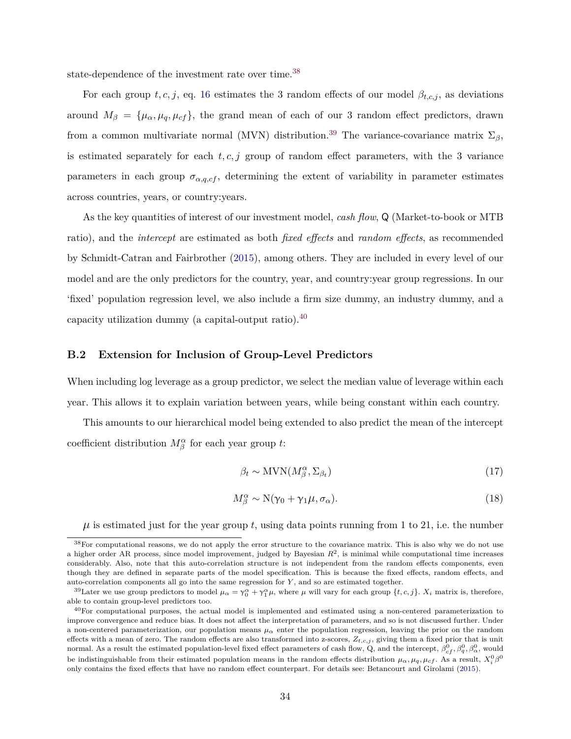state-dependence of the investment rate over time.[38]

For each group $t, c, j$, eq. 16 estimates the 3 random effects of our model $\beta_{t,c,j}$, as deviations around $M_\beta = \{\mu_\alpha, \mu_q, \mu_{cf}\}$, the grand mean of each of our 3 random effect predictors, drawn from a common multivariate normal (MVN) distribution.[39] The variance-covariance matrix $\Sigma_\beta$, is estimated separately for each $t, c, j$ group of random effect parameters, with the 3 variance parameters in each group $\sigma_{\alpha,q,cf}$, determining the extent of variability in parameter estimates across countries, years, or country:years.

As the key quantities of interest of our investment model, *cash flow*, Q (Market-to-book or MTB ratio), and the *intercept* are estimated as both *fixed effects* and *random effects*, as recommended by Schmidt-Catran and Fairbrother (2015), among others. They are included in every level of our model and are the only predictors for the country, year, and country:year group regressions. In our 'fixed' population regression level, we also include a firm size dummy, an industry dummy, and a capacity utilization dummy (a capital-output ratio).[40]

## B.2 Extension for Inclusion of Group-Level Predictors

When including log leverage as a group predictor, we select the median value of leverage within each year. This allows it to explain variation between years, while being constant within each country.

This amounts to our hierarchical model being extended to also predict the mean of the intercept coefficient distribution $M_\beta^\alpha$ for each year group $t$:

$$\beta_t \sim \text{MVN}(M_\beta^\alpha, \Sigma_{\beta_t}) \tag{17}$$

$$M_\beta^\alpha \sim \text{N}(\gamma_0 + \gamma_1 \mu, \sigma_\alpha). \tag{18}$$

$\mu$ is estimated just for the year group $t$, using data points running from 1 to 21, i.e. the number

---

[38] For computational reasons, we do not apply the error structure to the covariance matrix. This is also why we do not use a higher order AR process, since model improvement, judged by Bayesian $R^2$, is minimal while computational time increases considerably. Also, note that this auto-correlation structure is not independent from the random effects components, even though they are defined in separate parts of the model specification. This is because the fixed effects, random effects, and auto-correlation components all go into the same regression for $Y$, and so are estimated together.

[39] Later we use group predictors to model $\mu_\alpha = \gamma_0^\alpha + \gamma_1^\alpha \mu$, where $\mu$ will vary for each group $\{t, c, j\}$. $X_i$ matrix is, therefore, able to contain group-level predictors too.

[40] For computational purposes, the actual model is implemented and estimated using a non-centered parameterization to improve convergence and reduce bias. It does not affect the interpretation of parameters, and so is not discussed further. Under a non-centered parameterization, our population means $\mu_\alpha$ enter the population regression, leaving the prior on the random effects with a mean of zero. The random effects are also transformed into z-scores, $Z_{t,c,j}$, giving them a fixed prior that is unit normal. As a result the estimated population-level fixed effect parameters of cash flow, Q, and the intercept, $\beta_{cf}^0, \beta_q^0, \beta_\alpha^0$, would be indistinguishable from their estimated population means in the random effects distribution $\mu_\alpha, \mu_q, \mu_{cf}$. As a result, $X_i^0 \beta^0$ only contains the fixed effects that have no random effect counterpart. For details see: Betancourt and Girolami (2015).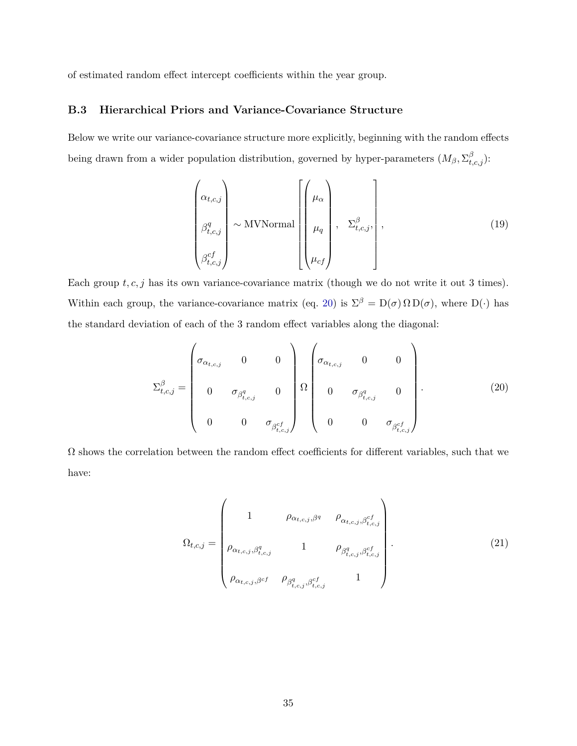of estimated random effect intercept coefficients within the year group.

### B.3 Hierarchical Priors and Variance-Covariance Structure

Below we write our variance-covariance structure more explicitly, beginning with the random effects being drawn from a wider population distribution, governed by hyper-parameters $(M_\beta, \Sigma^\beta_{t,c,j})$:

$$
\begin{pmatrix} \alpha_{t,c,j} \\ \beta^q_{t,c,j} \\ \beta^{cf}_{t,c,j} \end{pmatrix} \sim \text{MVNormal} \left[ \begin{pmatrix} \mu_\alpha \\ \mu_q \\ \mu_{cf} \end{pmatrix}, \quad \Sigma^\beta_{t,c,j}, \right], \tag{19}
$$

Each group $t, c, j$ has its own variance-covariance matrix (though we do not write it out 3 times). Within each group, the variance-covariance matrix (eq. 20) is $\Sigma^\beta = \text{D}(\sigma)\,\Omega\,\text{D}(\sigma)$, where $\text{D}(\cdot)$ has the standard deviation of each of the 3 random effect variables along the diagonal:

$$
\Sigma^\beta_{t,c,j} = \begin{pmatrix} \sigma_{\alpha_{t,c,j}} & 0 & 0 \\ 0 & \sigma_{\beta^q_{t,c,j}} & 0 \\ 0 & 0 & \sigma_{\beta^{cf}_{t,c,j}} \end{pmatrix} \Omega \begin{pmatrix} \sigma_{\alpha_{t,c,j}} & 0 & 0 \\ 0 & \sigma_{\beta^q_{t,c,j}} & 0 \\ 0 & 0 & \sigma_{\beta^{cf}_{t,c,j}} \end{pmatrix}. \tag{20}
$$

$\Omega$ shows the correlation between the random effect coefficients for different variables, such that we have:

$$
\Omega_{t,c,j} = \begin{pmatrix} 1 & \rho_{\alpha_{t,c,j},\beta^q} & \rho_{\alpha_{t,c,j},\beta^{cf}_{t,c,j}} \\ \rho_{\alpha_{t,c,j},\beta^q_{t,c,j}} & 1 & \rho_{\beta^q_{t,c,j},\beta^{cf}_{t,c,j}} \\ \rho_{\alpha_{t,c,j},\beta^{cf}} & \rho_{\beta^q_{t,c,j},\beta^{cf}_{t,c,j}} & 1 \end{pmatrix}. \tag{21}
$$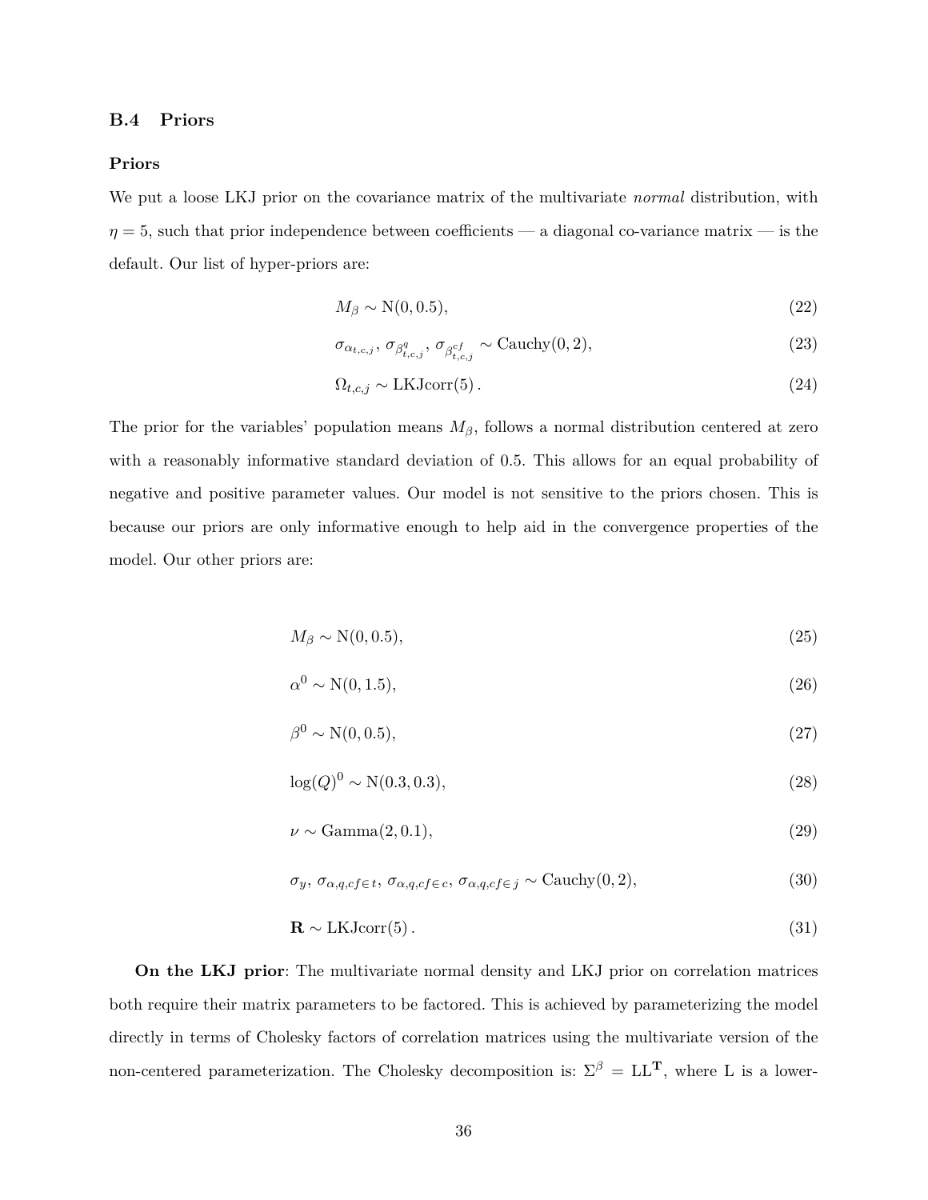### B.4 Priors

#### Priors

We put a loose LKJ prior on the covariance matrix of the multivariate *normal* distribution, with $\eta = 5$, such that prior independence between coefficients — a diagonal co-variance matrix — is the default. Our list of hyper-priors are:

$$M_\beta \sim \text{N}(0, 0.5), \tag{22}$$

$$\sigma_{\alpha_{t,c,j}},\, \sigma_{\beta^q_{t,c,j}},\, \sigma_{\beta^{cf}_{t,c,j}} \sim \text{Cauchy}(0, 2), \tag{23}$$

$$\Omega_{t,c,j} \sim \text{LKJcorr}(5)\,. \tag{24}$$

The prior for the variables' population means $M_\beta$, follows a normal distribution centered at zero with a reasonably informative standard deviation of 0.5. This allows for an equal probability of negative and positive parameter values. Our model is not sensitive to the priors chosen. This is because our priors are only informative enough to help aid in the convergence properties of the model. Our other priors are:

$$M_\beta \sim \text{N}(0, 0.5), \tag{25}$$

$$\alpha^0 \sim \text{N}(0, 1.5), \tag{26}$$

$$\beta^0 \sim \text{N}(0, 0.5), \tag{27}$$

$$\log(Q)^0 \sim \text{N}(0.3, 0.3), \tag{28}$$

$$\nu \sim \text{Gamma}(2, 0.1), \tag{29}$$

$$\sigma_y,\, \sigma_{\alpha,q,cf\in t},\, \sigma_{\alpha,q,cf\in c},\, \sigma_{\alpha,q,cf\in j} \sim \text{Cauchy}(0, 2), \tag{30}$$

$$\mathbf{R} \sim \text{LKJcorr}(5)\,. \tag{31}$$

**On the LKJ prior**: The multivariate normal density and LKJ prior on correlation matrices both require their matrix parameters to be factored. This is achieved by parameterizing the model directly in terms of Cholesky factors of correlation matrices using the multivariate version of the non-centered parameterization. The Cholesky decomposition is: $\Sigma^\beta = \text{LL}^{\mathbf{T}}$, where L is a lower-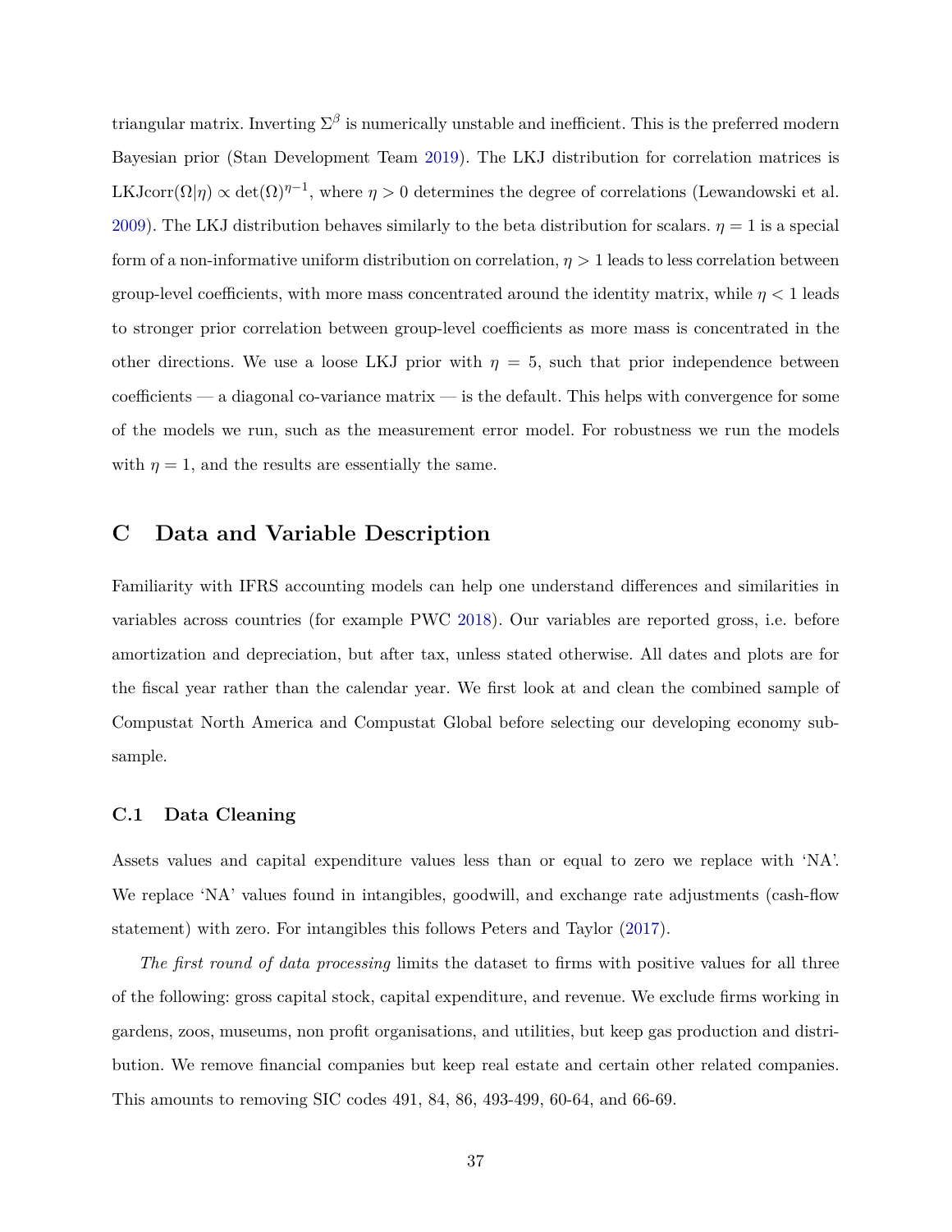triangular matrix. Inverting $\Sigma^\beta$ is numerically unstable and inefficient. This is the preferred modern Bayesian prior (Stan Development Team 2019). The LKJ distribution for correlation matrices is $\text{LKJcorr}(\Omega|\eta) \propto \det(\Omega)^{\eta-1}$, where $\eta > 0$ determines the degree of correlations (Lewandowski et al. 2009). The LKJ distribution behaves similarly to the beta distribution for scalars. $\eta = 1$ is a special form of a non-informative uniform distribution on correlation, $\eta > 1$ leads to less correlation between group-level coefficients, with more mass concentrated around the identity matrix, while $\eta < 1$ leads to stronger prior correlation between group-level coefficients as more mass is concentrated in the other directions. We use a loose LKJ prior with $\eta = 5$, such that prior independence between coefficients — a diagonal co-variance matrix — is the default. This helps with convergence for some of the models we run, such as the measurement error model. For robustness we run the models with $\eta = 1$, and the results are essentially the same.

# C Data and Variable Description

Familiarity with IFRS accounting models can help one understand differences and similarities in variables across countries (for example PWC 2018). Our variables are reported gross, i.e. before amortization and depreciation, but after tax, unless stated otherwise. All dates and plots are for the fiscal year rather than the calendar year. We first look at and clean the combined sample of Compustat North America and Compustat Global before selecting our developing economy sub-sample.

## C.1 Data Cleaning

Assets values and capital expenditure values less than or equal to zero we replace with 'NA'. We replace 'NA' values found in intangibles, goodwill, and exchange rate adjustments (cash-flow statement) with zero. For intangibles this follows Peters and Taylor (2017).

*The first round of data processing* limits the dataset to firms with positive values for all three of the following: gross capital stock, capital expenditure, and revenue. We exclude firms working in gardens, zoos, museums, non profit organisations, and utilities, but keep gas production and distribution. We remove financial companies but keep real estate and certain other related companies. This amounts to removing SIC codes 491, 84, 86, 493-499, 60-64, and 66-69.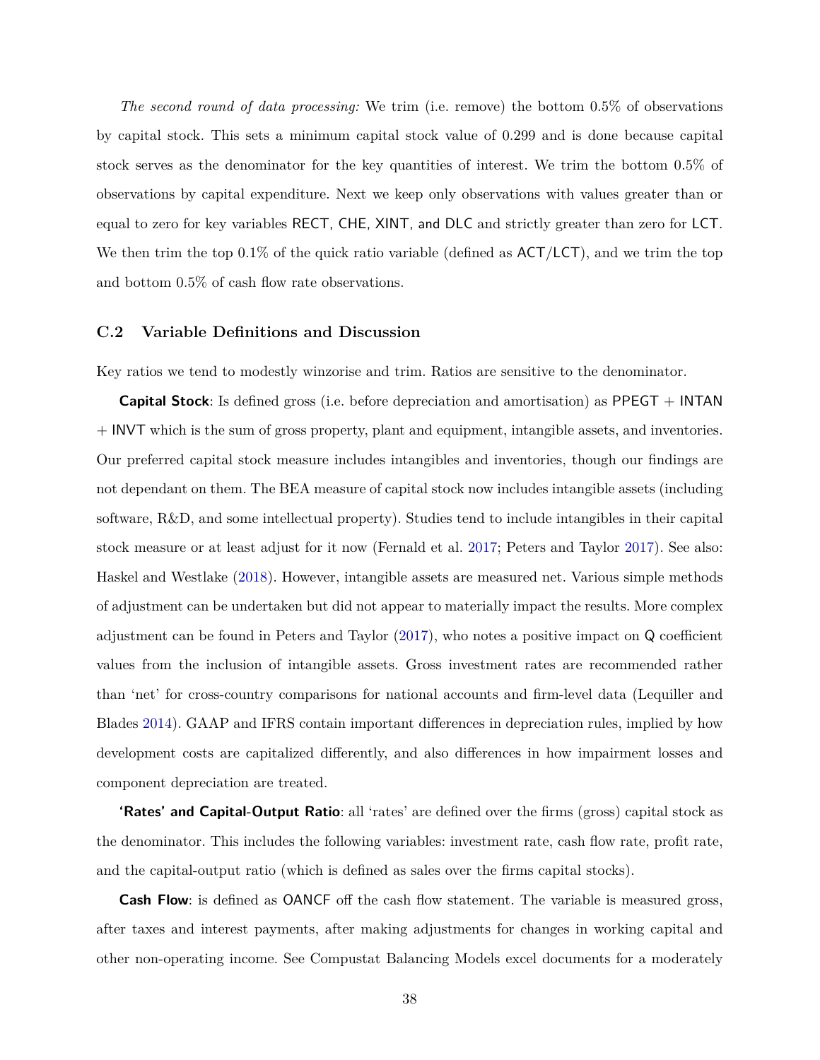*The second round of data processing:* We trim (i.e. remove) the bottom 0.5% of observations by capital stock. This sets a minimum capital stock value of 0.299 and is done because capital stock serves as the denominator for the key quantities of interest. We trim the bottom 0.5% of observations by capital expenditure. Next we keep only observations with values greater than or equal to zero for key variables RECT, CHE, XINT, and DLC and strictly greater than zero for LCT. We then trim the top 0.1% of the quick ratio variable (defined as ACT/LCT), and we trim the top and bottom 0.5% of cash flow rate observations.

### C.2 Variable Definitions and Discussion

Key ratios we tend to modestly winzorise and trim. Ratios are sensitive to the denominator.

**Capital Stock**: Is defined gross (i.e. before depreciation and amortisation) as PPEGT + INTAN + INVT which is the sum of gross property, plant and equipment, intangible assets, and inventories. Our preferred capital stock measure includes intangibles and inventories, though our findings are not dependant on them. The BEA measure of capital stock now includes intangible assets (including software, R&D, and some intellectual property). Studies tend to include intangibles in their capital stock measure or at least adjust for it now (Fernald et al. 2017; Peters and Taylor 2017). See also: Haskel and Westlake (2018). However, intangible assets are measured net. Various simple methods of adjustment can be undertaken but did not appear to materially impact the results. More complex adjustment can be found in Peters and Taylor (2017), who notes a positive impact on Q coefficient values from the inclusion of intangible assets. Gross investment rates are recommended rather than 'net' for cross-country comparisons for national accounts and firm-level data (Lequiller and Blades 2014). GAAP and IFRS contain important differences in depreciation rules, implied by how development costs are capitalized differently, and also differences in how impairment losses and component depreciation are treated.

**'Rates' and Capital-Output Ratio**: all 'rates' are defined over the firms (gross) capital stock as the denominator. This includes the following variables: investment rate, cash flow rate, profit rate, and the capital-output ratio (which is defined as sales over the firms capital stocks).

**Cash Flow**: is defined as OANCF off the cash flow statement. The variable is measured gross, after taxes and interest payments, after making adjustments for changes in working capital and other non-operating income. See Compustat Balancing Models excel documents for a moderately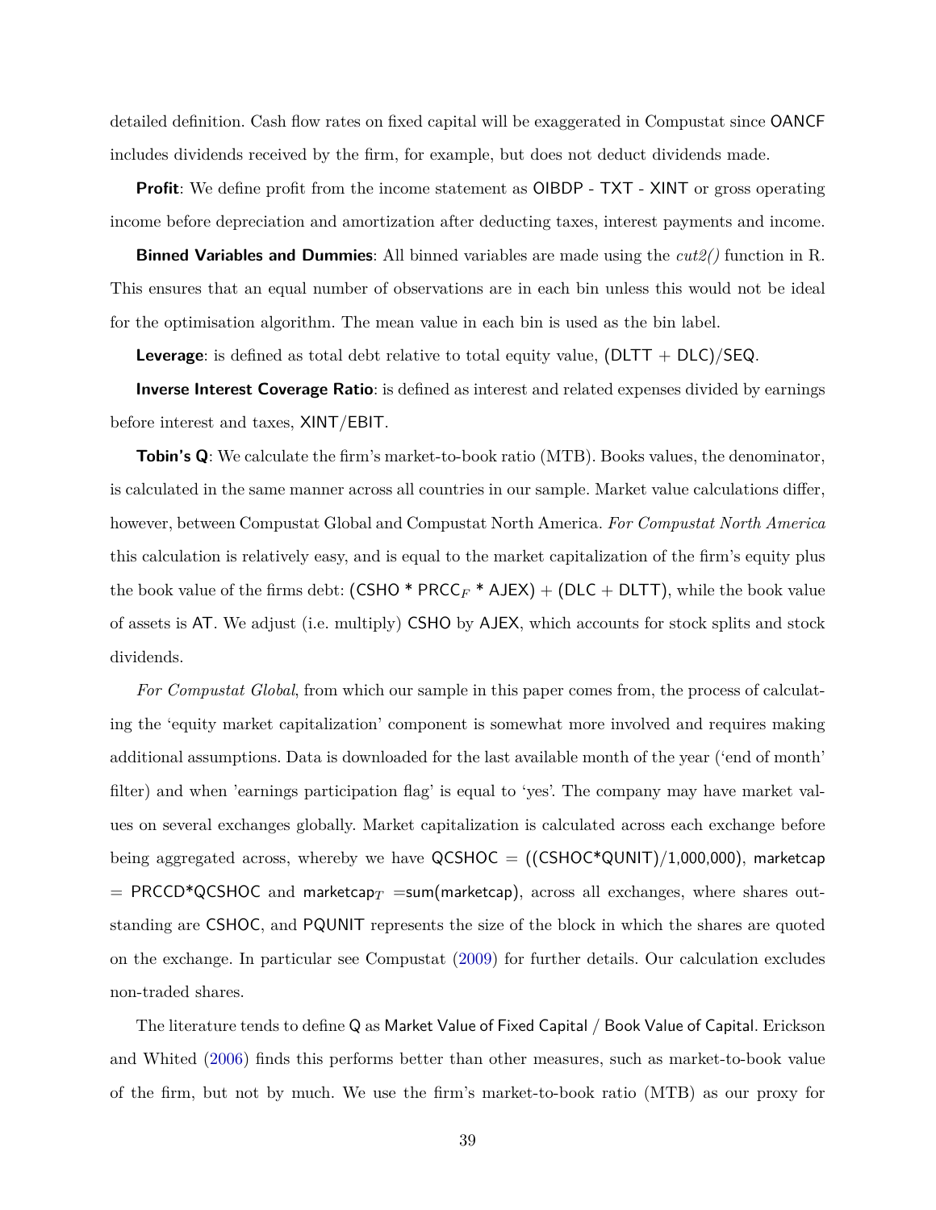detailed definition. Cash flow rates on fixed capital will be exaggerated in Compustat since OANCF includes dividends received by the firm, for example, but does not deduct dividends made.

**Profit**: We define profit from the income statement as OIBDP - TXT - XINT or gross operating income before depreciation and amortization after deducting taxes, interest payments and income.

**Binned Variables and Dummies**: All binned variables are made using the *cut2()* function in R. This ensures that an equal number of observations are in each bin unless this would not be ideal for the optimisation algorithm. The mean value in each bin is used as the bin label.

**Leverage**: is defined as total debt relative to total equity value, (DLTT + DLC)/SEQ.

**Inverse Interest Coverage Ratio**: is defined as interest and related expenses divided by earnings before interest and taxes, XINT/EBIT.

**Tobin's Q**: We calculate the firm's market-to-book ratio (MTB). Books values, the denominator, is calculated in the same manner across all countries in our sample. Market value calculations differ, however, between Compustat Global and Compustat North America. *For Compustat North America* this calculation is relatively easy, and is equal to the market capitalization of the firm's equity plus the book value of the firms debt: (CSHO * $\text{PRCC}_F$ * AJEX) + (DLC + DLTT), while the book value of assets is AT. We adjust (i.e. multiply) CSHO by AJEX, which accounts for stock splits and stock dividends.

*For Compustat Global*, from which our sample in this paper comes from, the process of calculating the 'equity market capitalization' component is somewhat more involved and requires making additional assumptions. Data is downloaded for the last available month of the year ('end of month' filter) and when 'earnings participation flag' is equal to 'yes'. The company may have market values on several exchanges globally. Market capitalization is calculated across each exchange before being aggregated across, whereby we have QCSHOC = ((CSHOC*QUNIT)/1,000,000), marketcap = PRCCD*QCSHOC and $\text{marketcap}_T$ =sum(marketcap), across all exchanges, where shares outstanding are CSHOC, and PQUNIT represents the size of the block in which the shares are quoted on the exchange. In particular see Compustat (2009) for further details. Our calculation excludes non-traded shares.

The literature tends to define Q as Market Value of Fixed Capital / Book Value of Capital. Erickson and Whited (2006) finds this performs better than other measures, such as market-to-book value of the firm, but not by much. We use the firm's market-to-book ratio (MTB) as our proxy for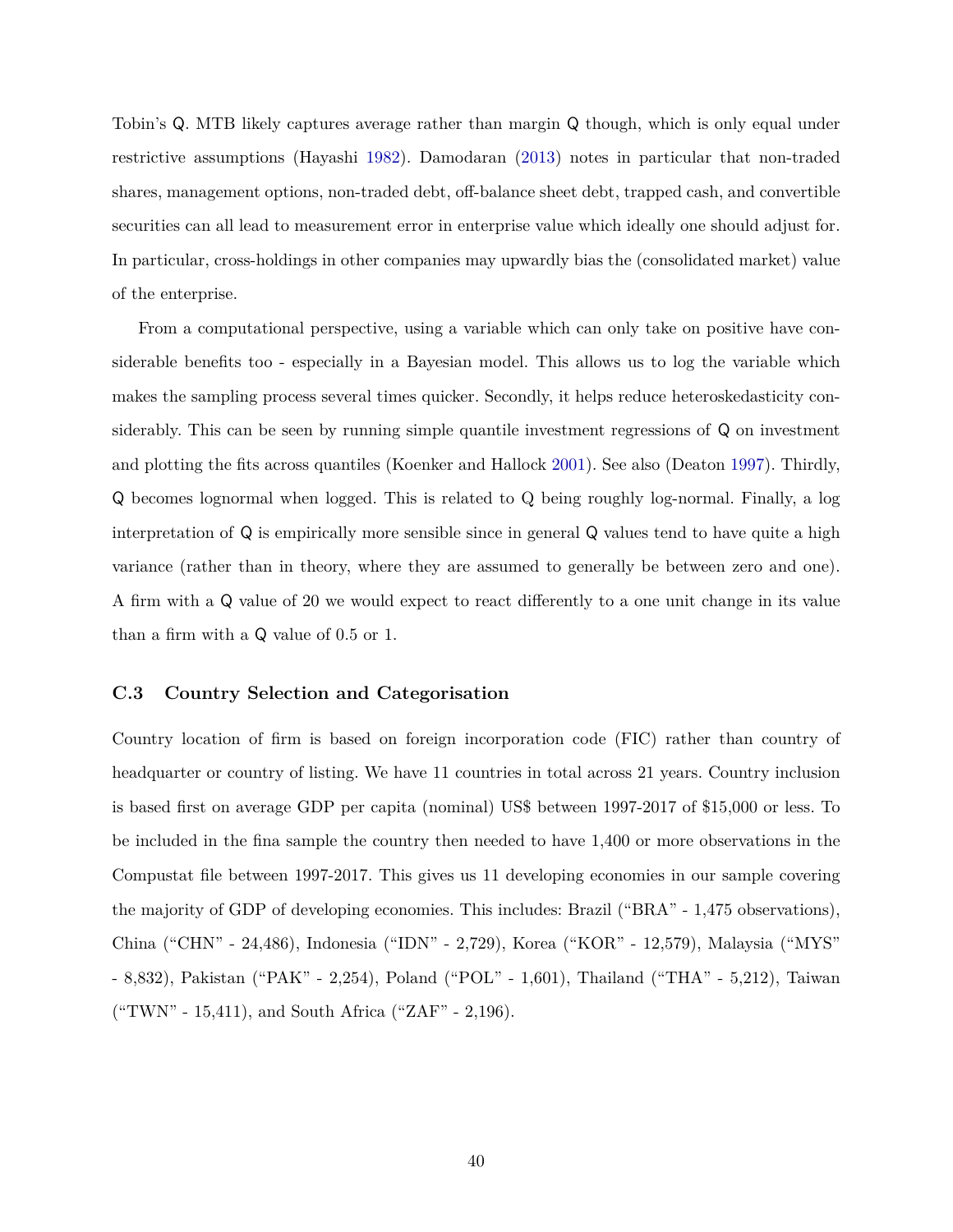Tobin's Q. MTB likely captures average rather than margin Q though, which is only equal under restrictive assumptions (Hayashi 1982). Damodaran (2013) notes in particular that non-traded shares, management options, non-traded debt, off-balance sheet debt, trapped cash, and convertible securities can all lead to measurement error in enterprise value which ideally one should adjust for. In particular, cross-holdings in other companies may upwardly bias the (consolidated market) value of the enterprise.

From a computational perspective, using a variable which can only take on positive have considerable benefits too - especially in a Bayesian model. This allows us to log the variable which makes the sampling process several times quicker. Secondly, it helps reduce heteroskedasticity considerably. This can be seen by running simple quantile investment regressions of Q on investment and plotting the fits across quantiles (Koenker and Hallock 2001). See also (Deaton 1997). Thirdly, Q becomes lognormal when logged. This is related to Q being roughly log-normal. Finally, a log interpretation of Q is empirically more sensible since in general Q values tend to have quite a high variance (rather than in theory, where they are assumed to generally be between zero and one). A firm with a Q value of 20 we would expect to react differently to a one unit change in its value than a firm with a Q value of 0.5 or 1.

### C.3 Country Selection and Categorisation

Country location of firm is based on foreign incorporation code (FIC) rather than country of headquarter or country of listing. We have 11 countries in total across 21 years. Country inclusion is based first on average GDP per capita (nominal) US$ between 1997-2017 of $15,000 or less. To be included in the fina sample the country then needed to have 1,400 or more observations in the Compustat file between 1997-2017. This gives us 11 developing economies in our sample covering the majority of GDP of developing economies. This includes: Brazil ("BRA" - 1,475 observations), China ("CHN" - 24,486), Indonesia ("IDN" - 2,729), Korea ("KOR" - 12,579), Malaysia ("MYS" - 8,832), Pakistan ("PAK" - 2,254), Poland ("POL" - 1,601), Thailand ("THA" - 5,212), Taiwan ("TWN" - 15,411), and South Africa ("ZAF" - 2,196).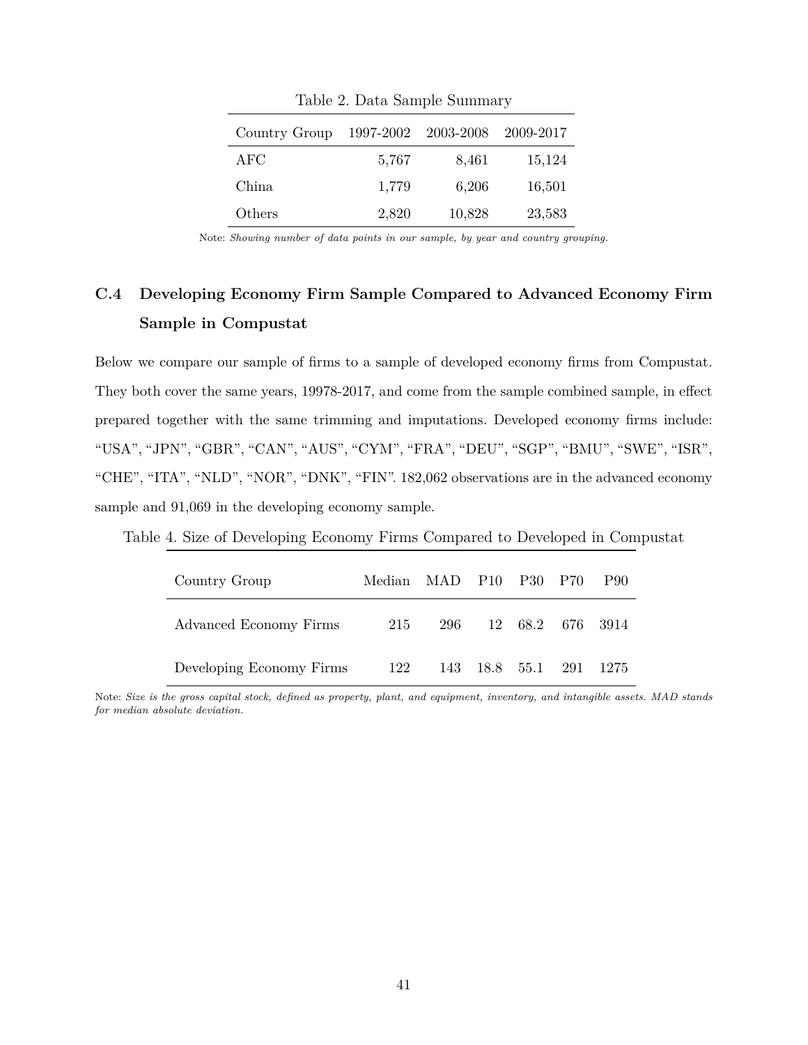Table 2. Data Sample Summary

| Country Group | 1997-2002 | 2003-2008 | 2009-2017 |
|---|---|---|---|
| AFC | 5,767 | 8,461 | 15,124 |
| China | 1,779 | 6,206 | 16,501 |
| Others | 2,820 | 10,828 | 23,583 |

Note: *Showing number of data points in our sample, by year and country grouping.*

### C.4 Developing Economy Firm Sample Compared to Advanced Economy Firm Sample in Compustat

Below we compare our sample of firms to a sample of developed economy firms from Compustat. They both cover the same years, 19978-2017, and come from the sample combined sample, in effect prepared together with the same trimming and imputations. Developed economy firms include: "USA", "JPN", "GBR", "CAN", "AUS", "CYM", "FRA", "DEU", "SGP", "BMU", "SWE", "ISR", "CHE", "ITA", "NLD", "NOR", "DNK", "FIN". 182,062 observations are in the advanced economy sample and 91,069 in the developing economy sample.

Table 4. Size of Developing Economy Firms Compared to Developed in Compustat

| Country Group | Median | MAD | P10 | P30 | P70 | P90 |
|---|---|---|---|---|---|---|
| Advanced Economy Firms | 215 | 296 | 12 | 68.2 | 676 | 3914 |
| Developing Economy Firms | 122 | 143 | 18.8 | 55.1 | 291 | 1275 |

Note: *Size is the gross capital stock, defined as property, plant, and equipment, inventory, and intangible assets. MAD stands for median absolute deviation.*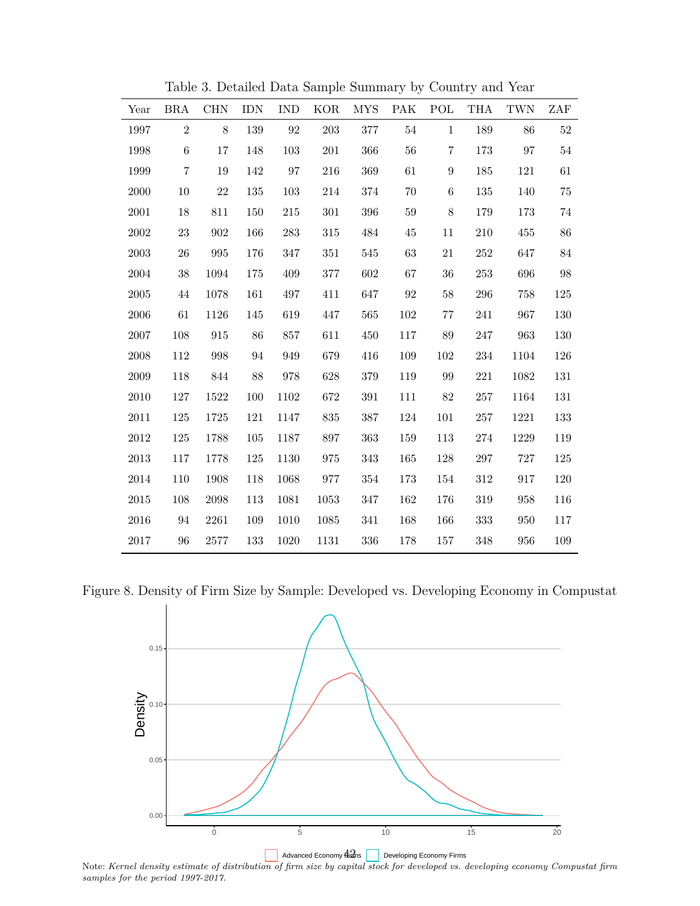Table 3. Detailed Data Sample Summary by Country and Year

| Year | BRA | CHN | IDN | IND | KOR | MYS | PAK | POL | THA | TWN | ZAF |
|---|---|---|---|---|---|---|---|---|---|---|---|
| 1997 | 2 | 8 | 139 | 92 | 203 | 377 | 54 | 1 | 189 | 86 | 52 |
| 1998 | 6 | 17 | 148 | 103 | 201 | 366 | 56 | 7 | 173 | 97 | 54 |
| 1999 | 7 | 19 | 142 | 97 | 216 | 369 | 61 | 9 | 185 | 121 | 61 |
| 2000 | 10 | 22 | 135 | 103 | 214 | 374 | 70 | 6 | 135 | 140 | 75 |
| 2001 | 18 | 811 | 150 | 215 | 301 | 396 | 59 | 8 | 179 | 173 | 74 |
| 2002 | 23 | 902 | 166 | 283 | 315 | 484 | 45 | 11 | 210 | 455 | 86 |
| 2003 | 26 | 995 | 176 | 347 | 351 | 545 | 63 | 21 | 252 | 647 | 84 |
| 2004 | 38 | 1094 | 175 | 409 | 377 | 602 | 67 | 36 | 253 | 696 | 98 |
| 2005 | 44 | 1078 | 161 | 497 | 411 | 647 | 92 | 58 | 296 | 758 | 125 |
| 2006 | 61 | 1126 | 145 | 619 | 447 | 565 | 102 | 77 | 241 | 967 | 130 |
| 2007 | 108 | 915 | 86 | 857 | 611 | 450 | 117 | 89 | 247 | 963 | 130 |
| 2008 | 112 | 998 | 94 | 949 | 679 | 416 | 109 | 102 | 234 | 1104 | 126 |
| 2009 | 118 | 844 | 88 | 978 | 628 | 379 | 119 | 99 | 221 | 1082 | 131 |
| 2010 | 127 | 1522 | 100 | 1102 | 672 | 391 | 111 | 82 | 257 | 1164 | 131 |
| 2011 | 125 | 1725 | 121 | 1147 | 835 | 387 | 124 | 101 | 257 | 1221 | 133 |
| 2012 | 125 | 1788 | 105 | 1187 | 897 | 363 | 159 | 113 | 274 | 1229 | 119 |
| 2013 | 117 | 1778 | 125 | 1130 | 975 | 343 | 165 | 128 | 297 | 727 | 125 |
| 2014 | 110 | 1908 | 118 | 1068 | 977 | 354 | 173 | 154 | 312 | 917 | 120 |
| 2015 | 108 | 2098 | 113 | 1081 | 1053 | 347 | 162 | 176 | 319 | 958 | 116 |
| 2016 | 94 | 2261 | 109 | 1010 | 1085 | 341 | 168 | 166 | 333 | 950 | 117 |
| 2017 | 96 | 2577 | 133 | 1020 | 1131 | 336 | 178 | 157 | 348 | 956 | 109 |

Figure 8. Density of Firm Size by Sample: Developed vs. Developing Economy in Compustat

Note: *Kernel density estimate of distribution of firm size by capital stock for developed vs. developing economy Compustat firm samples for the period 1997-2017.*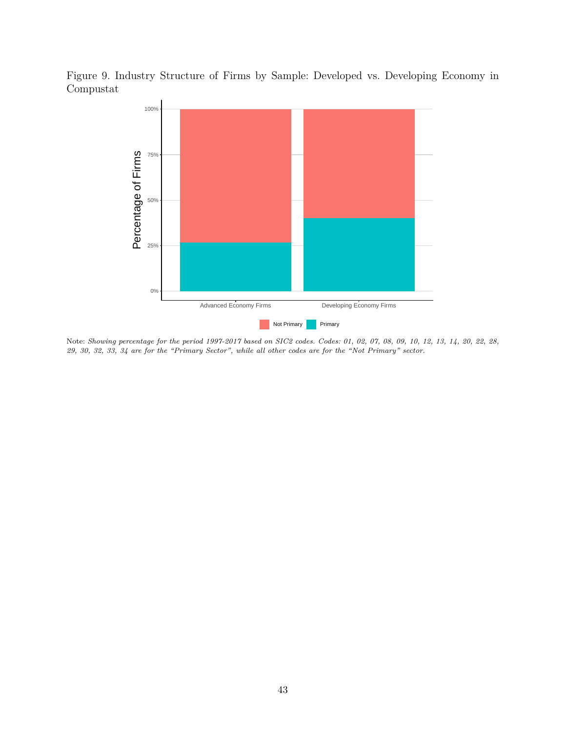Figure 9. Industry Structure of Firms by Sample: Developed vs. Developing Economy in Compustat

Note: *Showing percentage for the period 1997-2017 based on SIC2 codes. Codes: 01, 02, 07, 08, 09, 10, 12, 13, 14, 20, 22, 28, 29, 30, 32, 33, 34 are for the "Primary Sector", while all other codes are for the "Not Primary" sector.*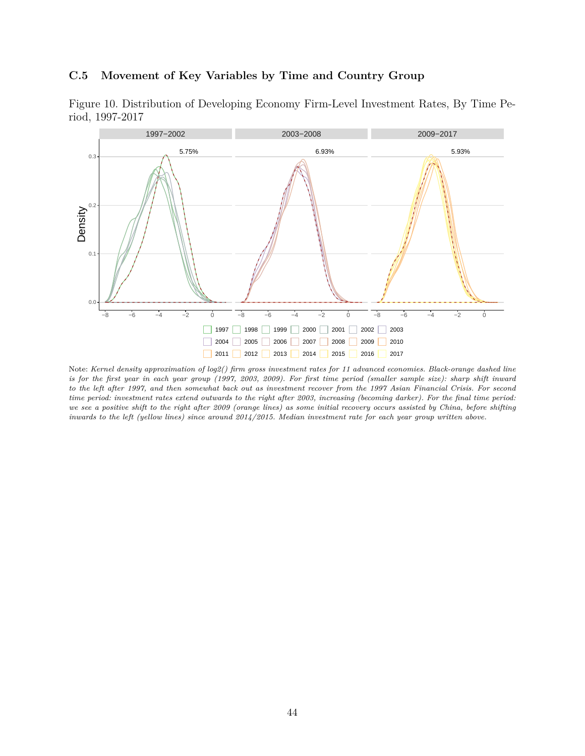### C.5 Movement of Key Variables by Time and Country Group

Figure 10. Distribution of Developing Economy Firm-Level Investment Rates, By Time Period, 1997-2017

Note: *Kernel density approximation of log2() firm gross investment rates for 11 advanced economies. Black-orange dashed line is for the first year in each year group (1997, 2003, 2009). For first time period (smaller sample size): sharp shift inward to the left after 1997, and then somewhat back out as investment recover from the 1997 Asian Financial Crisis. For second time period: investment rates extend outwards to the right after 2003, increasing (becoming darker). For the final time period: we see a positive shift to the right after 2009 (orange lines) as some initial recovery occurs assisted by China, before shifting inwards to the left (yellow lines) since around 2014/2015. Median investment rate for each year group written above.*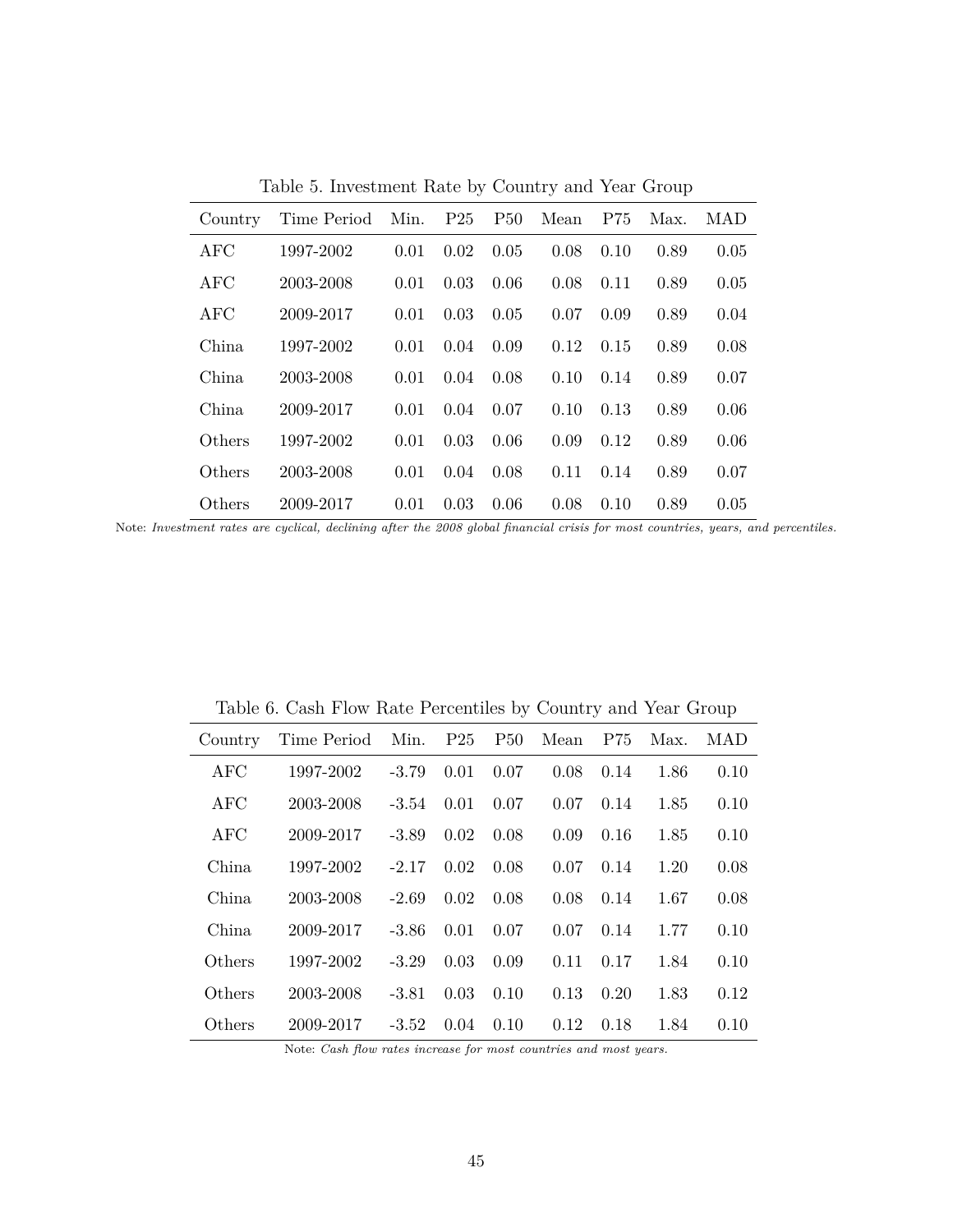Table 5. Investment Rate by Country and Year Group

| Country | Time Period | Min. | P25 | P50 | Mean | P75 | Max. | MAD |
|---|---|---|---|---|---|---|---|---|
| AFC | 1997-2002 | 0.01 | 0.02 | 0.05 | 0.08 | 0.10 | 0.89 | 0.05 |
| AFC | 2003-2008 | 0.01 | 0.03 | 0.06 | 0.08 | 0.11 | 0.89 | 0.05 |
| AFC | 2009-2017 | 0.01 | 0.03 | 0.05 | 0.07 | 0.09 | 0.89 | 0.04 |
| China | 1997-2002 | 0.01 | 0.04 | 0.09 | 0.12 | 0.15 | 0.89 | 0.08 |
| China | 2003-2008 | 0.01 | 0.04 | 0.08 | 0.10 | 0.14 | 0.89 | 0.07 |
| China | 2009-2017 | 0.01 | 0.04 | 0.07 | 0.10 | 0.13 | 0.89 | 0.06 |
| Others | 1997-2002 | 0.01 | 0.03 | 0.06 | 0.09 | 0.12 | 0.89 | 0.06 |
| Others | 2003-2008 | 0.01 | 0.04 | 0.08 | 0.11 | 0.14 | 0.89 | 0.07 |
| Others | 2009-2017 | 0.01 | 0.03 | 0.06 | 0.08 | 0.10 | 0.89 | 0.05 |

Note: *Investment rates are cyclical, declining after the 2008 global financial crisis for most countries, years, and percentiles.*

Table 6. Cash Flow Rate Percentiles by Country and Year Group

| Country | Time Period | Min. | P25 | P50 | Mean | P75 | Max. | MAD |
|---|---|---|---|---|---|---|---|---|
| AFC | 1997-2002 | -3.79 | 0.01 | 0.07 | 0.08 | 0.14 | 1.86 | 0.10 |
| AFC | 2003-2008 | -3.54 | 0.01 | 0.07 | 0.07 | 0.14 | 1.85 | 0.10 |
| AFC | 2009-2017 | -3.89 | 0.02 | 0.08 | 0.09 | 0.16 | 1.85 | 0.10 |
| China | 1997-2002 | -2.17 | 0.02 | 0.08 | 0.07 | 0.14 | 1.20 | 0.08 |
| China | 2003-2008 | -2.69 | 0.02 | 0.08 | 0.08 | 0.14 | 1.67 | 0.08 |
| China | 2009-2017 | -3.86 | 0.01 | 0.07 | 0.07 | 0.14 | 1.77 | 0.10 |
| Others | 1997-2002 | -3.29 | 0.03 | 0.09 | 0.11 | 0.17 | 1.84 | 0.10 |
| Others | 2003-2008 | -3.81 | 0.03 | 0.10 | 0.13 | 0.20 | 1.83 | 0.12 |
| Others | 2009-2017 | -3.52 | 0.04 | 0.10 | 0.12 | 0.18 | 1.84 | 0.10 |

Note: *Cash flow rates increase for most countries and most years.*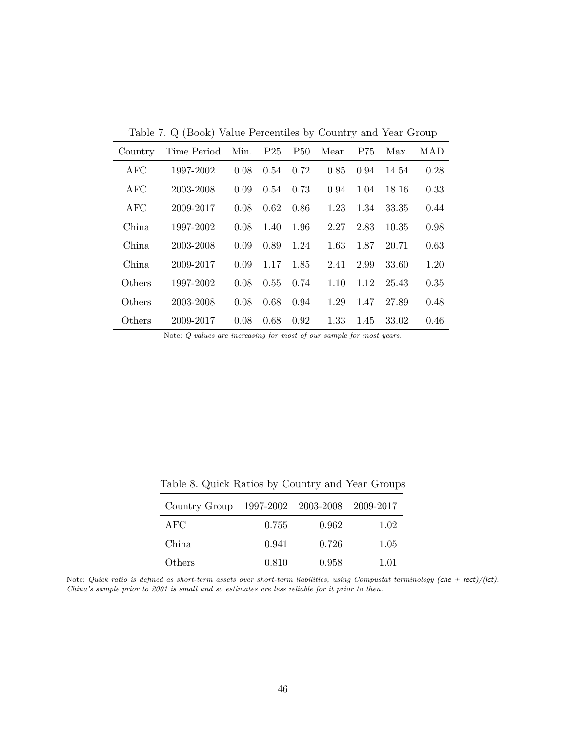Table 7. Q (Book) Value Percentiles by Country and Year Group

| Country | Time Period | Min. | P25 | P50 | Mean | P75 | Max. | MAD |
|---|---|---|---|---|---|---|---|---|
| AFC | 1997-2002 | 0.08 | 0.54 | 0.72 | 0.85 | 0.94 | 14.54 | 0.28 |
| AFC | 2003-2008 | 0.09 | 0.54 | 0.73 | 0.94 | 1.04 | 18.16 | 0.33 |
| AFC | 2009-2017 | 0.08 | 0.62 | 0.86 | 1.23 | 1.34 | 33.35 | 0.44 |
| China | 1997-2002 | 0.08 | 1.40 | 1.96 | 2.27 | 2.83 | 10.35 | 0.98 |
| China | 2003-2008 | 0.09 | 0.89 | 1.24 | 1.63 | 1.87 | 20.71 | 0.63 |
| China | 2009-2017 | 0.09 | 1.17 | 1.85 | 2.41 | 2.99 | 33.60 | 1.20 |
| Others | 1997-2002 | 0.08 | 0.55 | 0.74 | 1.10 | 1.12 | 25.43 | 0.35 |
| Others | 2003-2008 | 0.08 | 0.68 | 0.94 | 1.29 | 1.47 | 27.89 | 0.48 |
| Others | 2009-2017 | 0.08 | 0.68 | 0.92 | 1.33 | 1.45 | 33.02 | 0.46 |

Note: *Q values are increasing for most of our sample for most years.*

Table 8. Quick Ratios by Country and Year Groups

| Country Group | 1997-2002 | 2003-2008 | 2009-2017 |
|---|---|---|---|
| AFC | 0.755 | 0.962 | 1.02 |
| China | 0.941 | 0.726 | 1.05 |
| Others | 0.810 | 0.958 | 1.01 |

Note: *Quick ratio is defined as short-term assets over short-term liabilities, using Compustat terminology (che + rect)/(lct). China's sample prior to 2001 is small and so estimates are less reliable for it prior to then.*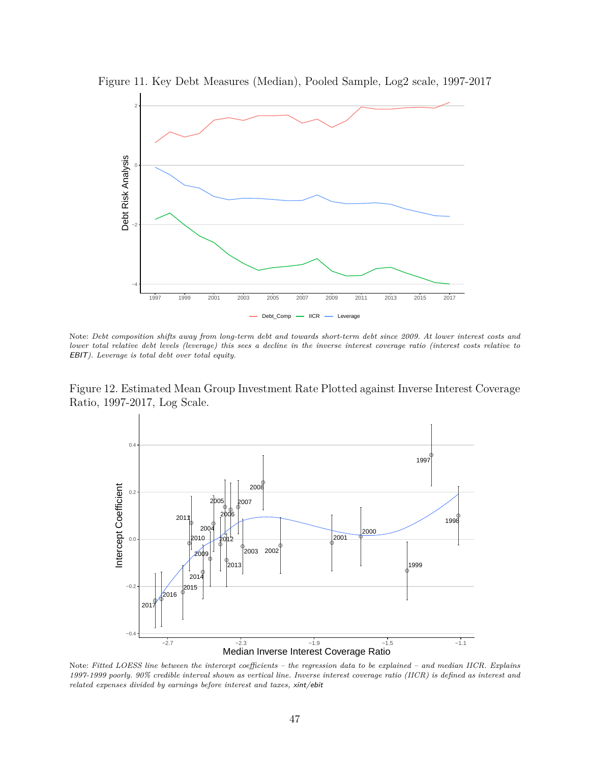Figure 11. Key Debt Measures (Median), Pooled Sample, Log2 scale, 1997-2017

Note: *Debt composition shifts away from long-term debt and towards short-term debt since 2009. At lower interest costs and lower total relative debt levels (leverage) this sees a decline in the inverse interest coverage ratio (interest costs relative to* EBIT*). Leverage is total debt over total equity.*

Figure 12. Estimated Mean Group Investment Rate Plotted against Inverse Interest Coverage Ratio, 1997-2017, Log Scale.

Note: *Fitted LOESS line between the intercept coefficients – the regression data to be explained – and median IICR. Explains 1997-1999 poorly. 90% credible interval shown as vertical line. Inverse interest coverage ratio (IICR) is defined as interest and related expenses divided by earnings before interest and taxes,* xint/ebit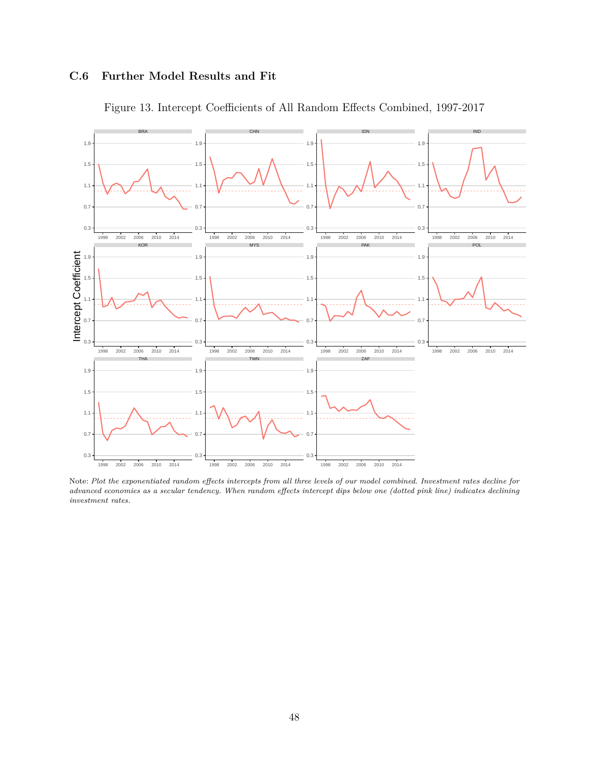### C.6 Further Model Results and Fit

Figure 13. Intercept Coefficients of All Random Effects Combined, 1997-2017

Note: *Plot the exponentiated random effects intercepts from all three levels of our model combined. Investment rates decline for advanced economies as a secular tendency. When random effects intercept dips below one (dotted pink line) indicates declining investment rates.*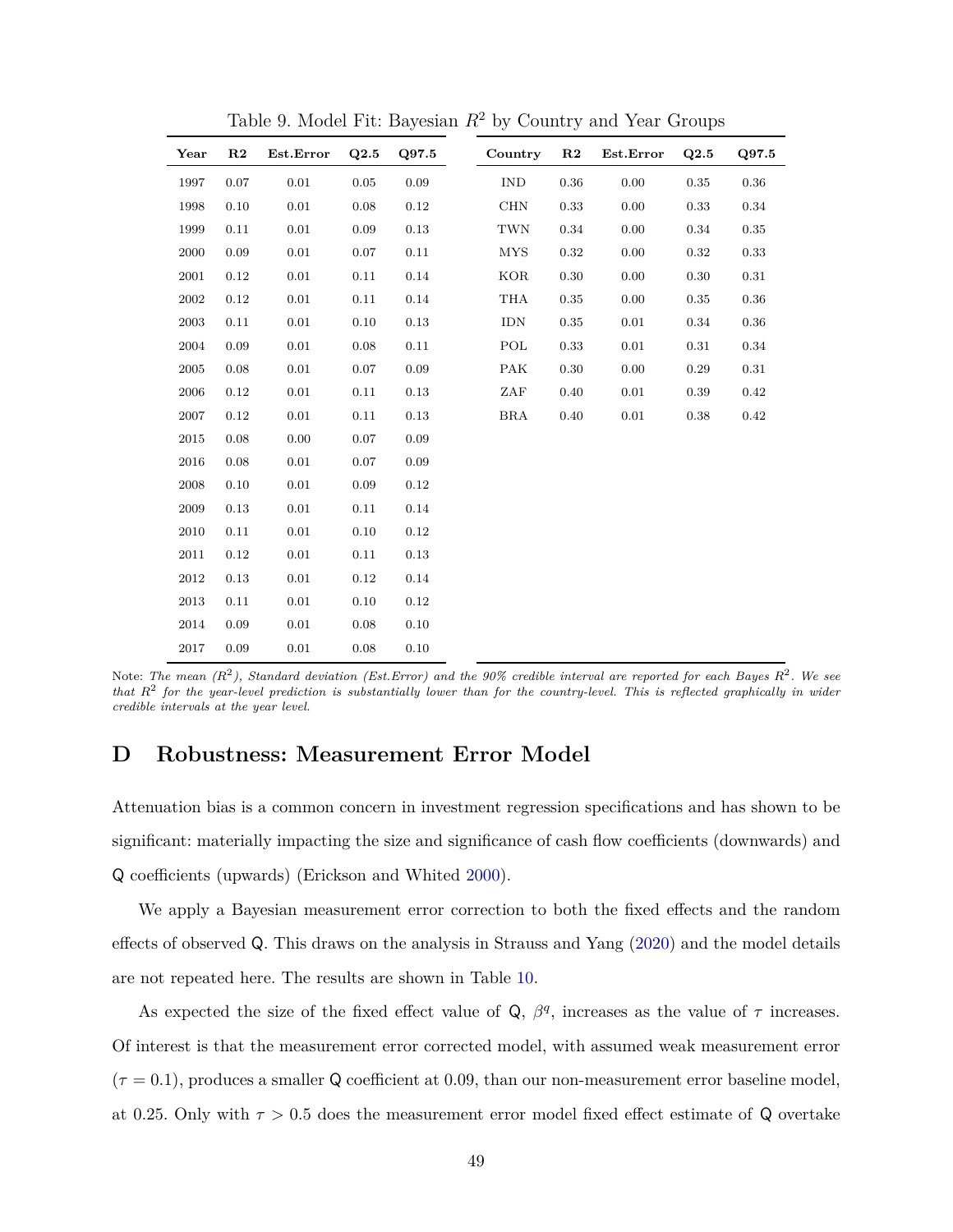Table 9. Model Fit: Bayesian $R^2$ by Country and Year Groups

| Year | R2 | Est.Error | Q2.5 | Q97.5 | Country | R2 | Est.Error | Q2.5 | Q97.5 |
|---|---|---|---|---|---|---|---|---|---|
| 1997 | 0.07 | 0.01 | 0.05 | 0.09 | IND | 0.36 | 0.00 | 0.35 | 0.36 |
| 1998 | 0.10 | 0.01 | 0.08 | 0.12 | CHN | 0.33 | 0.00 | 0.33 | 0.34 |
| 1999 | 0.11 | 0.01 | 0.09 | 0.13 | TWN | 0.34 | 0.00 | 0.34 | 0.35 |
| 2000 | 0.09 | 0.01 | 0.07 | 0.11 | MYS | 0.32 | 0.00 | 0.32 | 0.33 |
| 2001 | 0.12 | 0.01 | 0.11 | 0.14 | KOR | 0.30 | 0.00 | 0.30 | 0.31 |
| 2002 | 0.12 | 0.01 | 0.11 | 0.14 | THA | 0.35 | 0.00 | 0.35 | 0.36 |
| 2003 | 0.11 | 0.01 | 0.10 | 0.13 | IDN | 0.35 | 0.01 | 0.34 | 0.36 |
| 2004 | 0.09 | 0.01 | 0.08 | 0.11 | POL | 0.33 | 0.01 | 0.31 | 0.34 |
| 2005 | 0.08 | 0.01 | 0.07 | 0.09 | PAK | 0.30 | 0.00 | 0.29 | 0.31 |
| 2006 | 0.12 | 0.01 | 0.11 | 0.13 | ZAF | 0.40 | 0.01 | 0.39 | 0.42 |
| 2007 | 0.12 | 0.01 | 0.11 | 0.13 | BRA | 0.40 | 0.01 | 0.38 | 0.42 |
| 2015 | 0.08 | 0.00 | 0.07 | 0.09 | | | | | |
| 2016 | 0.08 | 0.01 | 0.07 | 0.09 | | | | | |
| 2008 | 0.10 | 0.01 | 0.09 | 0.12 | | | | | |
| 2009 | 0.13 | 0.01 | 0.11 | 0.14 | | | | | |
| 2010 | 0.11 | 0.01 | 0.10 | 0.12 | | | | | |
| 2011 | 0.12 | 0.01 | 0.11 | 0.13 | | | | | |
| 2012 | 0.13 | 0.01 | 0.12 | 0.14 | | | | | |
| 2013 | 0.11 | 0.01 | 0.10 | 0.12 | | | | | |
| 2014 | 0.09 | 0.01 | 0.08 | 0.10 | | | | | |
| 2017 | 0.09 | 0.01 | 0.08 | 0.10 | | | | | |

Note: *The mean ($R^2$), Standard deviation (Est.Error) and the 90% credible interval are reported for each Bayes $R^2$. We see that $R^2$ for the year-level prediction is substantially lower than for the country-level. This is reflected graphically in wider credible intervals at the year level.*

# D Robustness: Measurement Error Model

Attenuation bias is a common concern in investment regression specifications and has shown to be significant: materially impacting the size and significance of cash flow coefficients (downwards) and Q coefficients (upwards) (Erickson and Whited 2000).

We apply a Bayesian measurement error correction to both the fixed effects and the random effects of observed Q. This draws on the analysis in Strauss and Yang (2020) and the model details are not repeated here. The results are shown in Table 10.

As expected the size of the fixed effect value of Q, $\beta^q$, increases as the value of $\tau$ increases. Of interest is that the measurement error corrected model, with assumed weak measurement error ($\tau = 0.1$), produces a smaller Q coefficient at 0.09, than our non-measurement error baseline model, at 0.25. Only with $\tau > 0.5$ does the measurement error model fixed effect estimate of Q overtake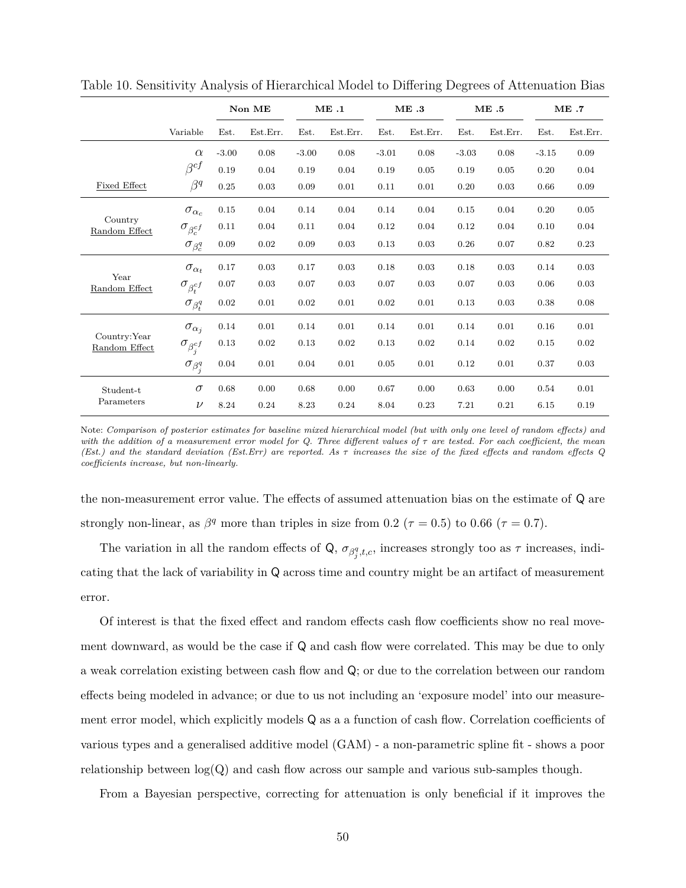Table 10. Sensitivity Analysis of Hierarchical Model to Differing Degrees of Attenuation Bias

| | | **Non ME** | | **ME .1** | | **ME .3** | | **ME .5** | | **ME .7** | |
|---|---|---|---|---|---|---|---|---|---|---|---|
| | Variable | Est. | Est.Err. | Est. | Est.Err. | Est. | Est.Err. | Est. | Est.Err. | Est. | Est.Err. |
| Fixed Effect | $\alpha$ | -3.00 | 0.08 | -3.00 | 0.08 | -3.01 | 0.08 | -3.03 | 0.08 | -3.15 | 0.09 |
| | $\beta^{cf}$ | 0.19 | 0.04 | 0.19 | 0.04 | 0.19 | 0.05 | 0.19 | 0.05 | 0.20 | 0.04 |
| | $\beta^{q}$ | 0.25 | 0.03 | 0.09 | 0.01 | 0.11 | 0.01 | 0.20 | 0.03 | 0.66 | 0.09 |
| Country Random Effect | $\sigma_{\alpha_c}$ | 0.15 | 0.04 | 0.14 | 0.04 | 0.14 | 0.04 | 0.15 | 0.04 | 0.20 | 0.05 |
| | $\sigma_{\beta_c^{cf}}$ | 0.11 | 0.04 | 0.11 | 0.04 | 0.12 | 0.04 | 0.12 | 0.04 | 0.10 | 0.04 |
| | $\sigma_{\beta_c^{q}}$ | 0.09 | 0.02 | 0.09 | 0.03 | 0.13 | 0.03 | 0.26 | 0.07 | 0.82 | 0.23 |
| Year Random Effect | $\sigma_{\alpha_t}$ | 0.17 | 0.03 | 0.17 | 0.03 | 0.18 | 0.03 | 0.18 | 0.03 | 0.14 | 0.03 |
| | $\sigma_{\beta_t^{cf}}$ | 0.07 | 0.03 | 0.07 | 0.03 | 0.07 | 0.03 | 0.07 | 0.03 | 0.06 | 0.03 |
| | $\sigma_{\beta_t^{q}}$ | 0.02 | 0.01 | 0.02 | 0.01 | 0.02 | 0.01 | 0.13 | 0.03 | 0.38 | 0.08 |
| Country:Year Random Effect | $\sigma_{\alpha_j}$ | 0.14 | 0.01 | 0.14 | 0.01 | 0.14 | 0.01 | 0.14 | 0.01 | 0.16 | 0.01 |
| | $\sigma_{\beta_j^{cf}}$ | 0.13 | 0.02 | 0.13 | 0.02 | 0.13 | 0.02 | 0.14 | 0.02 | 0.15 | 0.02 |
| | $\sigma_{\beta_j^{q}}$ | 0.04 | 0.01 | 0.04 | 0.01 | 0.05 | 0.01 | 0.12 | 0.01 | 0.37 | 0.03 |
| Student-t Parameters | $\sigma$ | 0.68 | 0.00 | 0.68 | 0.00 | 0.67 | 0.00 | 0.63 | 0.00 | 0.54 | 0.01 |
| | $\nu$ | 8.24 | 0.24 | 8.23 | 0.24 | 8.04 | 0.23 | 7.21 | 0.21 | 6.15 | 0.19 |

Note: *Comparison of posterior estimates for baseline mixed hierarchical model (but with only one level of random effects) and with the addition of a measurement error model for Q. Three different values of $\tau$ are tested. For each coefficient, the mean (Est.) and the standard deviation (Est.Err) are reported. As $\tau$ increases the size of the fixed effects and random effects Q coefficients increase, but non-linearly.*

the non-measurement error value. The effects of assumed attenuation bias on the estimate of Q are strongly non-linear, as $\beta^q$ more than triples in size from 0.2 ($\tau = 0.5$) to 0.66 ($\tau = 0.7$).

The variation in all the random effects of Q, $\sigma_{\beta^q_{j,t,c}}$, increases strongly too as $\tau$ increases, indicating that the lack of variability in Q across time and country might be an artifact of measurement error.

Of interest is that the fixed effect and random effects cash flow coefficients show no real movement downward, as would be the case if Q and cash flow were correlated. This may be due to only a weak correlation existing between cash flow and Q; or due to the correlation between our random effects being modeled in advance; or due to us not including an 'exposure model' into our measurement error model, which explicitly models Q as a a function of cash flow. Correlation coefficients of various types and a generalised additive model (GAM) - a non-parametric spline fit - shows a poor relationship between log(Q) and cash flow across our sample and various sub-samples though.

From a Bayesian perspective, correcting for attenuation is only beneficial if it improves the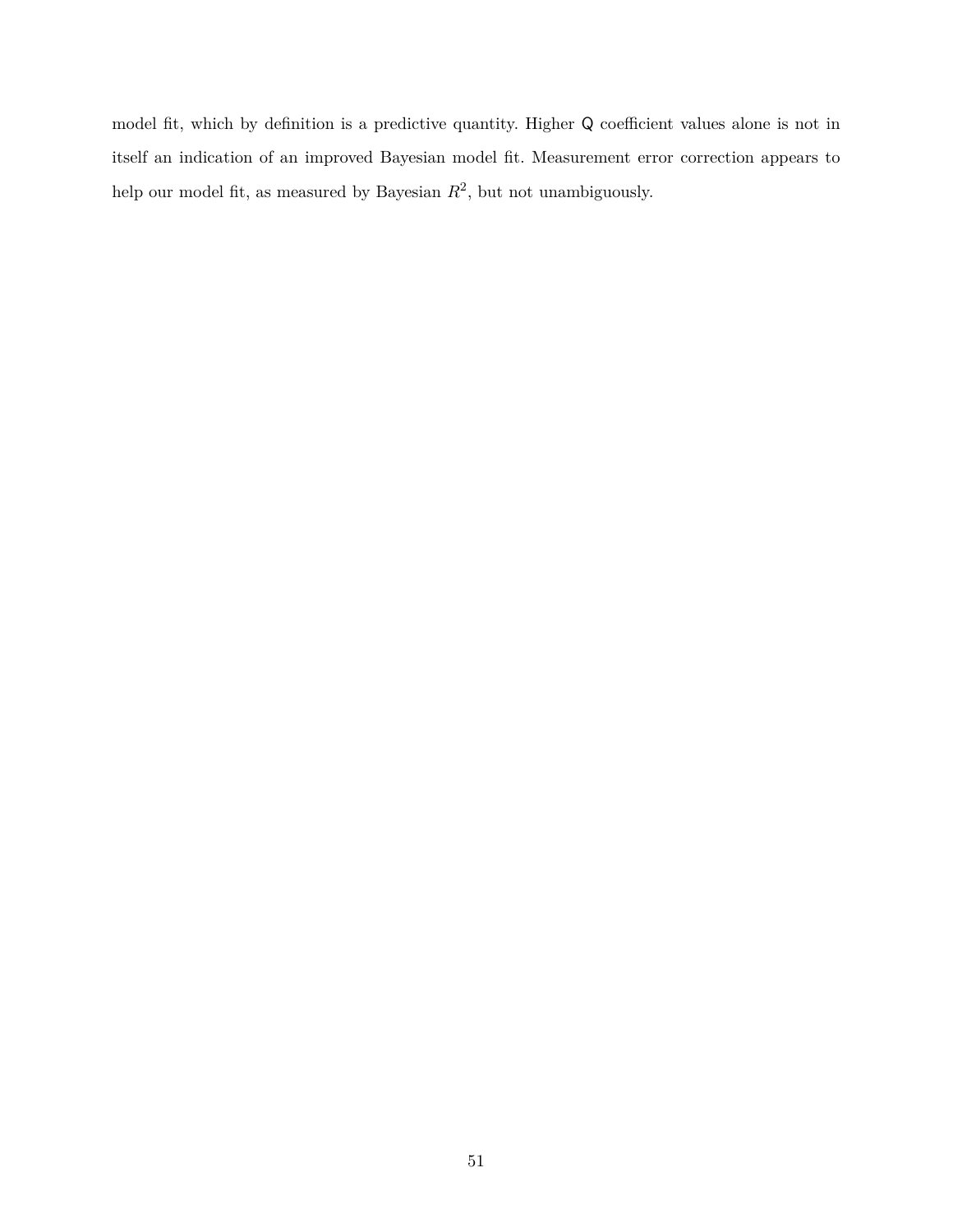model fit, which by definition is a predictive quantity. Higher Q coefficient values alone is not in itself an indication of an improved Bayesian model fit. Measurement error correction appears to help our model fit, as measured by Bayesian $R^2$, but not unambiguously.